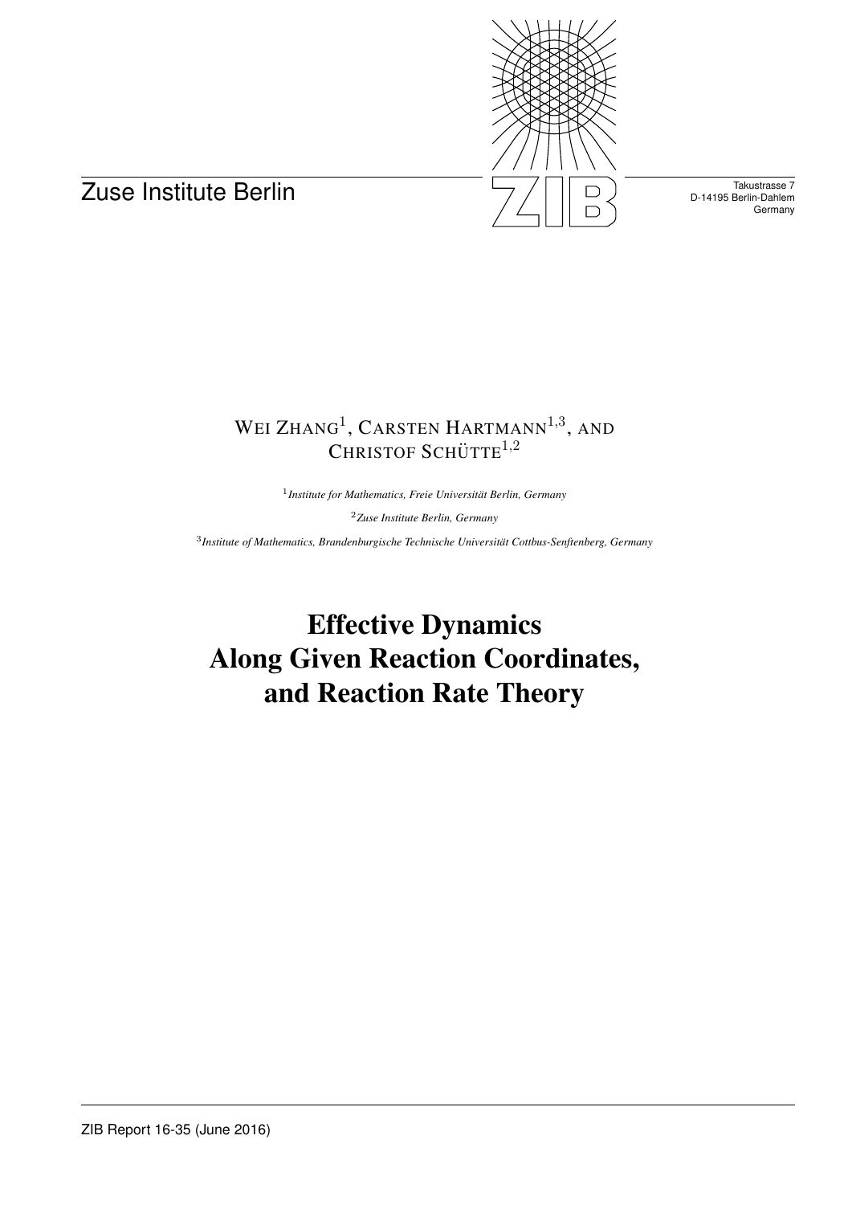Zuse Institute Berlin

Takustrasse 7
D-14195 Berlin-Dahlem
Germany

WEI ZHANG[1], CARSTEN HARTMANN[1,3], AND CHRISTOF SCHÜTTE[1,2]

[1] *Institute for Mathematics, Freie Universität Berlin, Germany*

[2] *Zuse Institute Berlin, Germany*

[3] *Institute of Mathematics, Brandenburgische Technische Universität Cottbus-Senftenberg, Germany*

# Effective Dynamics Along Given Reaction Coordinates, and Reaction Rate Theory

ZIB Report 16-35 (June 2016)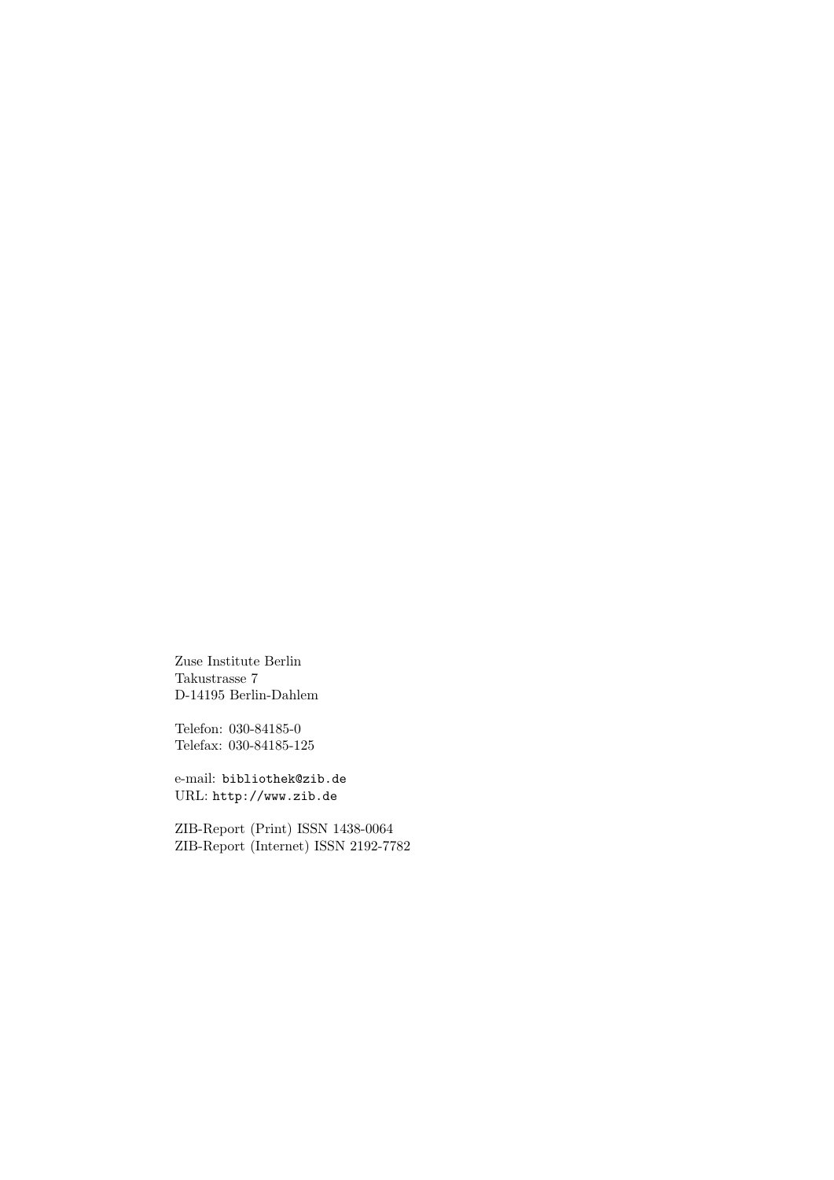Zuse Institute Berlin
Takustrasse 7
D-14195 Berlin-Dahlem

Telefon: 030-84185-0
Telefax: 030-84185-125

e-mail: `bibliothek@zib.de`
URL: `http://www.zib.de`

ZIB-Report (Print) ISSN 1438-0064
ZIB-Report (Internet) ISSN 2192-7782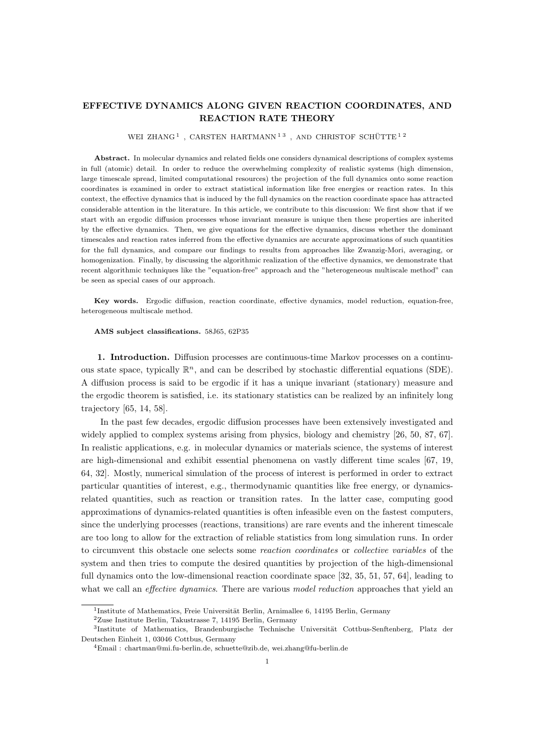# EFFECTIVE DYNAMICS ALONG GIVEN REACTION COORDINATES, AND REACTION RATE THEORY

WEI ZHANG [1], CARSTEN HARTMANN [1 3], AND CHRISTOF SCHÜTTE [1 2]

**Abstract.** In molecular dynamics and related fields one considers dynamical descriptions of complex systems in full (atomic) detail. In order to reduce the overwhelming complexity of realistic systems (high dimension, large timescale spread, limited computational resources) the projection of the full dynamics onto some reaction coordinates is examined in order to extract statistical information like free energies or reaction rates. In this context, the effective dynamics that is induced by the full dynamics on the reaction coordinate space has attracted considerable attention in the literature. In this article, we contribute to this discussion: We first show that if we start with an ergodic diffusion processes whose invariant measure is unique then these properties are inherited by the effective dynamics. Then, we give equations for the effective dynamics, discuss whether the dominant timescales and reaction rates inferred from the effective dynamics are accurate approximations of such quantities for the full dynamics, and compare our findings to results from approaches like Zwanzig-Mori, averaging, or homogenization. Finally, by discussing the algorithmic realization of the effective dynamics, we demonstrate that recent algorithmic techniques like the "equation-free" approach and the "heterogeneous multiscale method" can be seen as special cases of our approach.

**Key words.** Ergodic diffusion, reaction coordinate, effective dynamics, model reduction, equation-free, heterogeneous multiscale method.

**AMS subject classifications.** 58J65, 62P35

**1. Introduction.** Diffusion processes are continuous-time Markov processes on a continuous state space, typically $\mathbb{R}^n$, and can be described by stochastic differential equations (SDE). A diffusion process is said to be ergodic if it has a unique invariant (stationary) measure and the ergodic theorem is satisfied, i.e. its stationary statistics can be realized by an infinitely long trajectory [65, 14, 58].

In the past few decades, ergodic diffusion processes have been extensively investigated and widely applied to complex systems arising from physics, biology and chemistry [26, 50, 87, 67]. In realistic applications, e.g. in molecular dynamics or materials science, the systems of interest are high-dimensional and exhibit essential phenomena on vastly different time scales [67, 19, 64, 32]. Mostly, numerical simulation of the process of interest is performed in order to extract particular quantities of interest, e.g., thermodynamic quantities like free energy, or dynamics-related quantities, such as reaction or transition rates. In the latter case, computing good approximations of dynamics-related quantities is often infeasible even on the fastest computers, since the underlying processes (reactions, transitions) are rare events and the inherent timescale are too long to allow for the extraction of reliable statistics from long simulation runs. In order to circumvent this obstacle one selects some *reaction coordinates* or *collective variables* of the system and then tries to compute the desired quantities by projection of the high-dimensional full dynamics onto the low-dimensional reaction coordinate space [32, 35, 51, 57, 64], leading to what we call an *effective dynamics*. There are various *model reduction* approaches that yield an

[1] Institute of Mathematics, Freie Universität Berlin, Arnimallee 6, 14195 Berlin, Germany

[2] Zuse Institute Berlin, Takustrasse 7, 14195 Berlin, Germany

[3] Institute of Mathematics, Brandenburgische Technische Universität Cottbus-Senftenberg, Platz der Deutschen Einheit 1, 03046 Cottbus, Germany

[4] Email : chartman@mi.fu-berlin.de, schuette@zib.de, wei.zhang@fu-berlin.de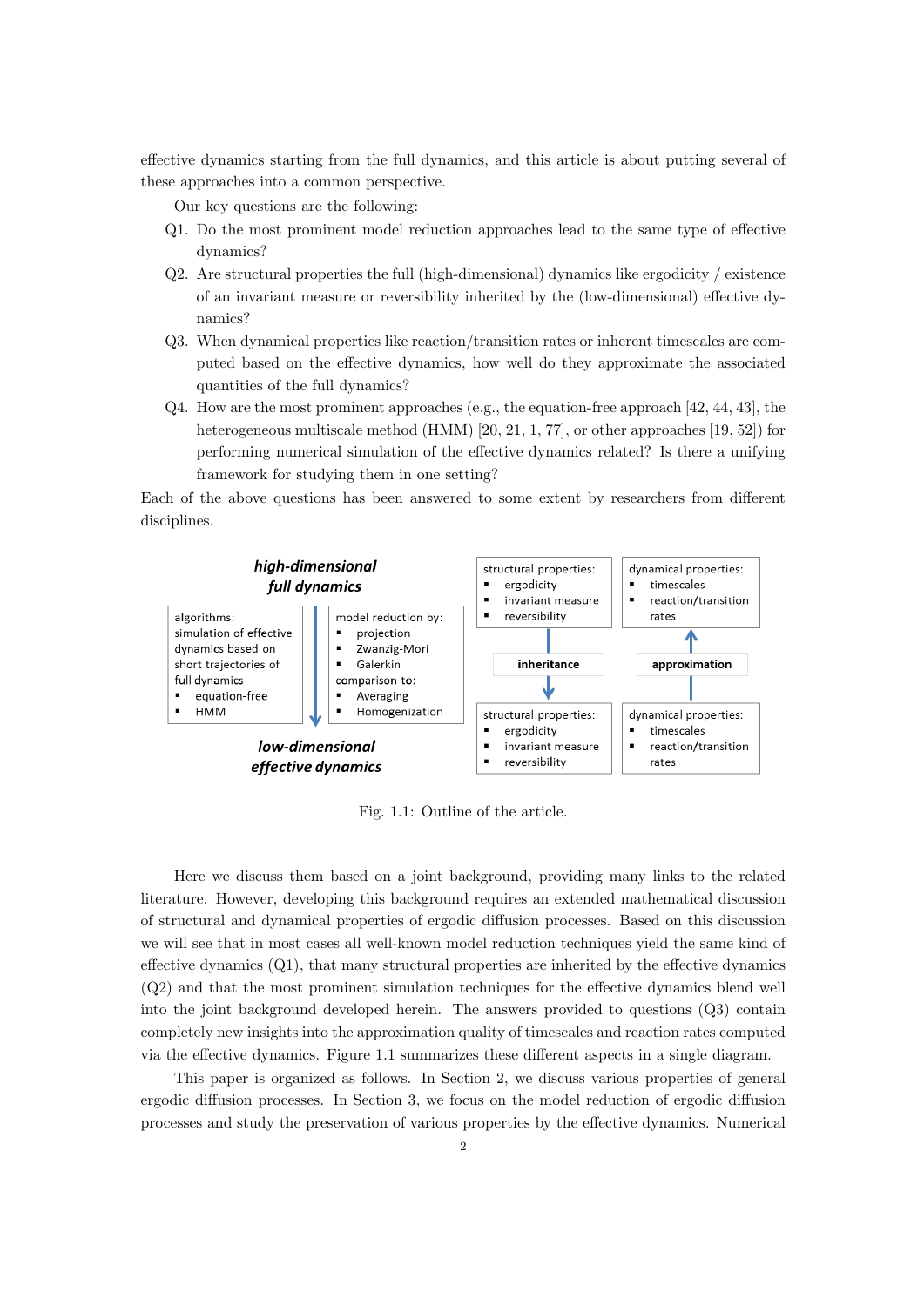effective dynamics starting from the full dynamics, and this article is about putting several of these approaches into a common perspective.

Our key questions are the following:

Q1. Do the most prominent model reduction approaches lead to the same type of effective dynamics?

Q2. Are structural properties the full (high-dimensional) dynamics like ergodicity / existence of an invariant measure or reversibility inherited by the (low-dimensional) effective dynamics?

Q3. When dynamical properties like reaction/transition rates or inherent timescales are computed based on the effective dynamics, how well do they approximate the associated quantities of the full dynamics?

Q4. How are the most prominent approaches (e.g., the equation-free approach [42, 44, 43], the heterogeneous multiscale method (HMM) [20, 21, 1, 77], or other approaches [19, 52]) for performing numerical simulation of the effective dynamics related? Is there a unifying framework for studying them in one setting?

Each of the above questions has been answered to some extent by researchers from different disciplines.

**high-dimensional full dynamics**

algorithms: simulation of effective dynamics based on short trajectories of full dynamics
- equation-free
- HMM

model reduction by:
- projection
- Zwanzig-Mori
- Galerkin

comparison to:
- Averaging
- Homogenization

**low-dimensional effective dynamics**

structural properties:
- ergodicity
- invariant measure
- reversibility

**inheritance**

structural properties:
- ergodicity
- invariant measure
- reversibility

dynamical properties:
- timescales
- reaction/transition rates

**approximation**

dynamical properties:
- timescales
- reaction/transition rates

Fig. 1.1: Outline of the article.

Here we discuss them based on a joint background, providing many links to the related literature. However, developing this background requires an extended mathematical discussion of structural and dynamical properties of ergodic diffusion processes. Based on this discussion we will see that in most cases all well-known model reduction techniques yield the same kind of effective dynamics (Q1), that many structural properties are inherited by the effective dynamics (Q2) and that the most prominent simulation techniques for the effective dynamics blend well into the joint background developed herein. The answers provided to questions (Q3) contain completely new insights into the approximation quality of timescales and reaction rates computed via the effective dynamics. Figure 1.1 summarizes these different aspects in a single diagram.

This paper is organized as follows. In Section 2, we discuss various properties of general ergodic diffusion processes. In Section 3, we focus on the model reduction of ergodic diffusion processes and study the preservation of various properties by the effective dynamics. Numerical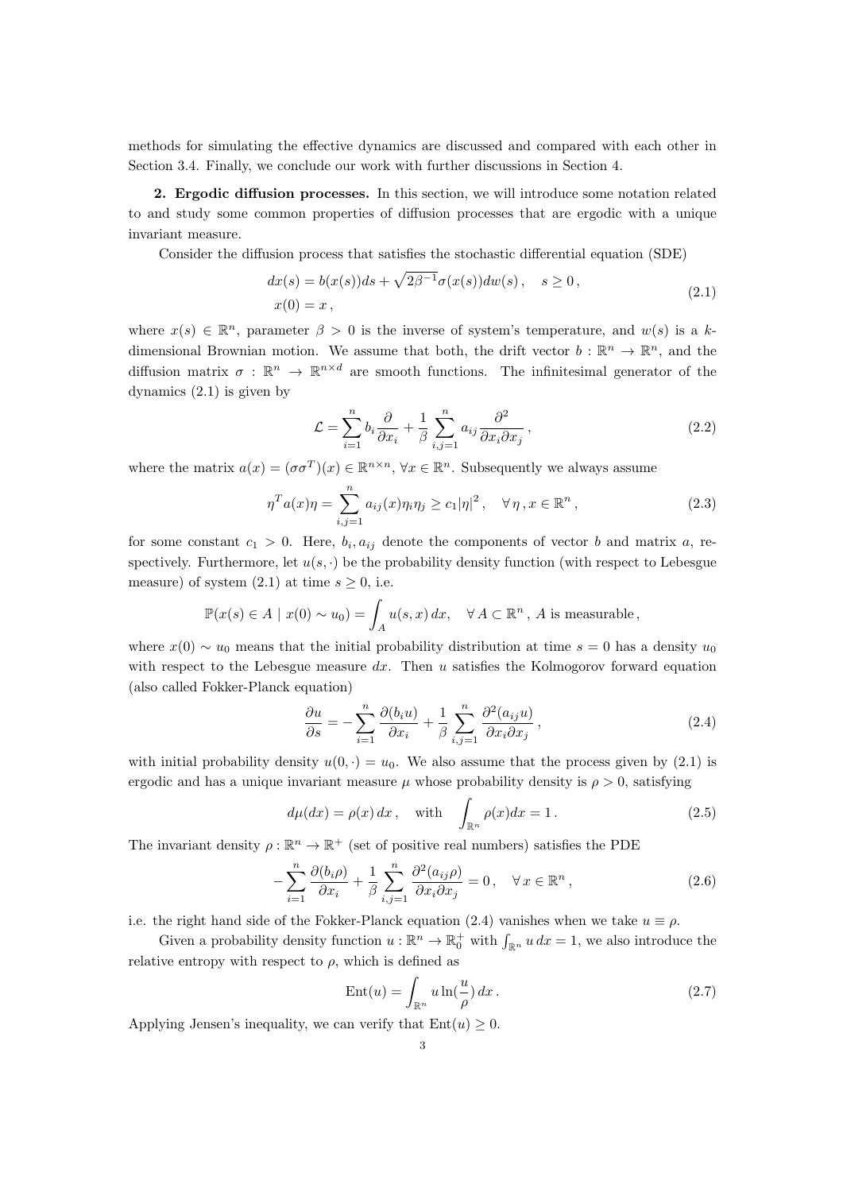methods for simulating the effective dynamics are discussed and compared with each other in Section 3.4. Finally, we conclude our work with further discussions in Section 4.

**2. Ergodic diffusion processes.** In this section, we will introduce some notation related to and study some common properties of diffusion processes that are ergodic with a unique invariant measure.

Consider the diffusion process that satisfies the stochastic differential equation (SDE)

$$
\begin{aligned}
& dx(s) = b(x(s))ds + \sqrt{2\beta^{-1}}\sigma(x(s))dw(s)\,, \quad s \geq 0\,, \\
& x(0) = x\,,
\end{aligned}
\tag{2.1}
$$

where $x(s) \in \mathbb{R}^n$, parameter $\beta > 0$ is the inverse of system's temperature, and $w(s)$ is a $k$-dimensional Brownian motion. We assume that both, the drift vector $b : \mathbb{R}^n \to \mathbb{R}^n$, and the diffusion matrix $\sigma : \mathbb{R}^n \to \mathbb{R}^{n\times d}$ are smooth functions. The infinitesimal generator of the dynamics (2.1) is given by

$$
\mathcal{L} = \sum_{i=1}^{n} b_i \frac{\partial}{\partial x_i} + \frac{1}{\beta}\sum_{i,j=1}^{n} a_{ij}\frac{\partial^2}{\partial x_i \partial x_j}\,,
\tag{2.2}
$$

where the matrix $a(x) = (\sigma\sigma^T)(x) \in \mathbb{R}^{n\times n}$, $\forall x \in \mathbb{R}^n$. Subsequently we always assume

$$
\eta^T a(x) \eta = \sum_{i,j=1}^{n} a_{ij}(x)\eta_i\eta_j \geq c_1 |\eta|^2\,, \quad \forall\, \eta\,, x \in \mathbb{R}^n\,,
\tag{2.3}
$$

for some constant $c_1 > 0$. Here, $b_i, a_{ij}$ denote the components of vector $b$ and matrix $a$, respectively. Furthermore, let $u(s,\cdot)$ be the probability density function (with respect to Lebesgue measure) of system (2.1) at time $s \geq 0$, i.e.

$$
\mathbb{P}(x(s) \in A \mid x(0) \sim u_0) = \int_A u(s,x)\,dx, \quad \forall\, A \subset \mathbb{R}^n\,,\, A \text{ is measurable}\,,
$$

where $x(0) \sim u_0$ means that the initial probability distribution at time $s = 0$ has a density $u_0$ with respect to the Lebesgue measure $dx$. Then $u$ satisfies the Kolmogorov forward equation (also called Fokker-Planck equation)

$$
\frac{\partial u}{\partial s} = -\sum_{i=1}^{n} \frac{\partial (b_i u)}{\partial x_i} + \frac{1}{\beta}\sum_{i,j=1}^{n} \frac{\partial^2 (a_{ij} u)}{\partial x_i \partial x_j}\,,
\tag{2.4}
$$

with initial probability density $u(0,\cdot) = u_0$. We also assume that the process given by (2.1) is ergodic and has a unique invariant measure $\mu$ whose probability density is $\rho > 0$, satisfying

$$
d\mu(dx) = \rho(x)\,dx\,, \quad \text{with} \quad \int_{\mathbb{R}^n} \rho(x) dx = 1\,.
\tag{2.5}
$$

The invariant density $\rho : \mathbb{R}^n \to \mathbb{R}^+$ (set of positive real numbers) satisfies the PDE

$$
-\sum_{i=1}^{n} \frac{\partial (b_i \rho)}{\partial x_i} + \frac{1}{\beta}\sum_{i,j=1}^{n} \frac{\partial^2 (a_{ij}\rho)}{\partial x_i \partial x_j} = 0\,, \quad \forall\, x \in \mathbb{R}^n\,,
\tag{2.6}
$$

i.e. the right hand side of the Fokker-Planck equation (2.4) vanishes when we take $u \equiv \rho$.

Given a probability density function $u : \mathbb{R}^n \to \mathbb{R}_0^+$ with $\int_{\mathbb{R}^n} u\,dx = 1$, we also introduce the relative entropy with respect to $\rho$, which is defined as

$$
\mathrm{Ent}(u) = \int_{\mathbb{R}^n} u \ln(\frac{u}{\rho})\,dx\,.
\tag{2.7}
$$

Applying Jensen's inequality, we can verify that $\mathrm{Ent}(u) \geq 0$.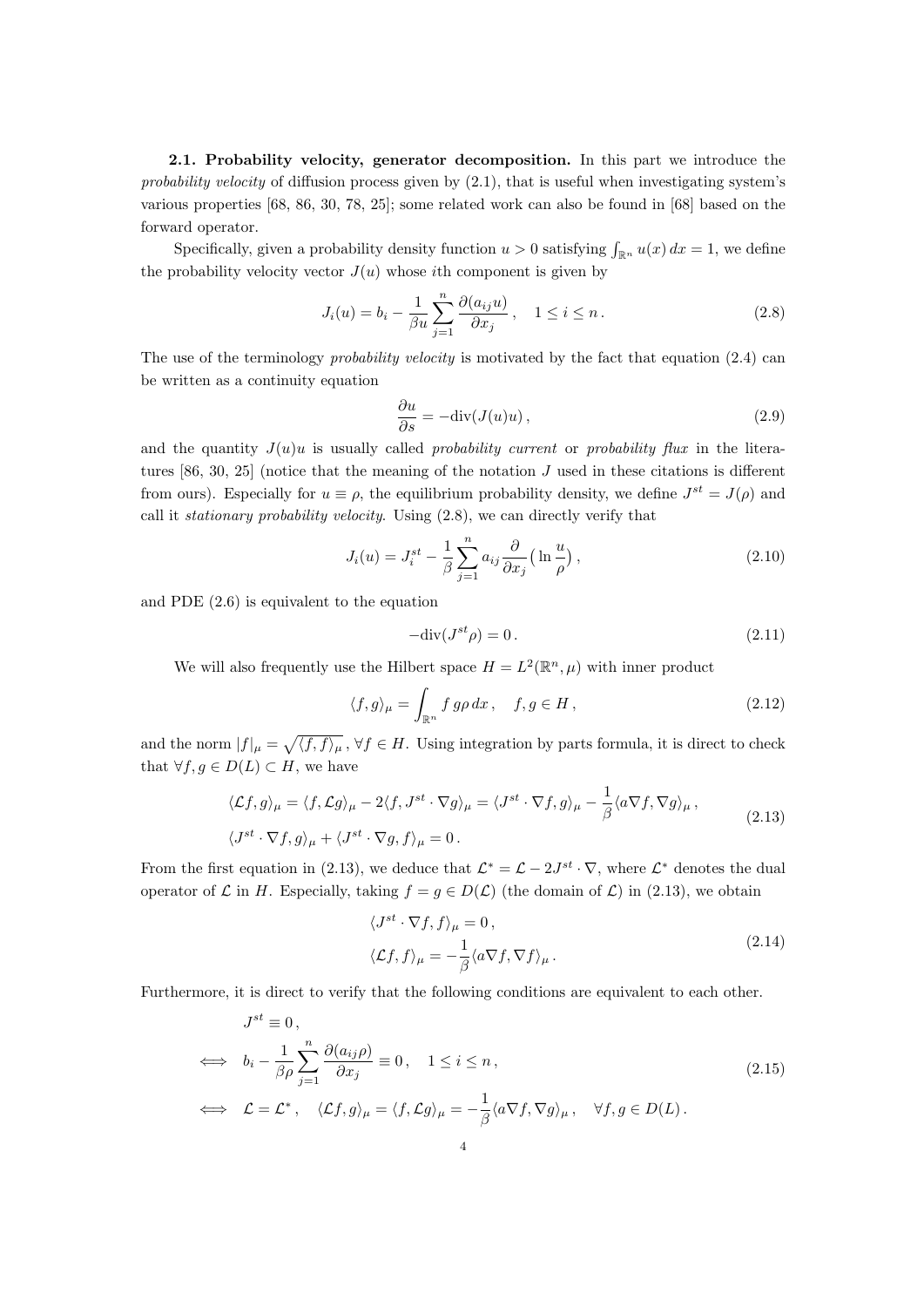**2.1. Probability velocity, generator decomposition.** In this part we introduce the *probability velocity* of diffusion process given by (2.1), that is useful when investigating system's various properties [68, 86, 30, 78, 25]; some related work can also be found in [68] based on the forward operator.

Specifically, given a probability density function $u > 0$ satisfying $\int_{\mathbb{R}^n} u(x)\,dx = 1$, we define the probability velocity vector $J(u)$ whose $i$th component is given by

$$J_i(u) = b_i - \frac{1}{\beta u}\sum_{j=1}^{n} \frac{\partial (a_{ij} u)}{\partial x_j}\,, \quad 1 \le i \le n\,. \tag{2.8}$$

The use of the terminology *probability velocity* is motivated by the fact that equation (2.4) can be written as a continuity equation

$$\frac{\partial u}{\partial s} = -\mathrm{div}(J(u)u)\,, \tag{2.9}$$

and the quantity $J(u)u$ is usually called *probability current* or *probability flux* in the literatures [86, 30, 25] (notice that the meaning of the notation $J$ used in these citations is different from ours). Especially for $u \equiv \rho$, the equilibrium probability density, we define $J^{st} = J(\rho)$ and call it *stationary probability velocity*. Using (2.8), we can directly verify that

$$J_i(u) = J_i^{st} - \frac{1}{\beta}\sum_{j=1}^{n} a_{ij}\frac{\partial}{\partial x_j}\big(\ln\frac{u}{\rho}\big)\,, \tag{2.10}$$

and PDE (2.6) is equivalent to the equation

$$-\mathrm{div}(J^{st}\rho) = 0\,. \tag{2.11}$$

We will also frequently use the Hilbert space $H = L^2(\mathbb{R}^n, \mu)$ with inner product

$$\langle f, g\rangle_\mu = \int_{\mathbb{R}^n} f\, g \rho\, dx\,, \quad f, g \in H\,, \tag{2.12}$$

and the norm $|f|_\mu = \sqrt{\langle f, f\rangle_\mu}$, $\forall f \in H$. Using integration by parts formula, it is direct to check that $\forall f, g \in D(L) \subset H$, we have

$$\begin{aligned}
&\langle \mathcal{L}f, g\rangle_\mu = \langle f, \mathcal{L}g\rangle_\mu - 2\langle f, J^{st}\cdot\nabla g\rangle_\mu = \langle J^{st}\cdot\nabla f, g\rangle_\mu - \frac{1}{\beta}\langle a\nabla f, \nabla g\rangle_\mu\,,\\
&\langle J^{st}\cdot\nabla f, g\rangle_\mu + \langle J^{st}\cdot\nabla g, f\rangle_\mu = 0\,.
\end{aligned} \tag{2.13}$$

From the first equation in (2.13), we deduce that $\mathcal{L}^* = \mathcal{L} - 2J^{st}\cdot\nabla$, where $\mathcal{L}^*$ denotes the dual operator of $\mathcal{L}$ in $H$. Especially, taking $f = g \in D(\mathcal{L})$ (the domain of $\mathcal{L}$) in (2.13), we obtain

$$\begin{aligned}
&\langle J^{st}\cdot\nabla f, f\rangle_\mu = 0\,,\\
&\langle \mathcal{L}f, f\rangle_\mu = -\frac{1}{\beta}\langle a\nabla f, \nabla f\rangle_\mu\,.
\end{aligned} \tag{2.14}$$

Furthermore, it is direct to verify that the following conditions are equivalent to each other.

$$\begin{aligned}
& J^{st} \equiv 0\,,\\
\iff\quad & b_i - \frac{1}{\beta\rho}\sum_{j=1}^{n}\frac{\partial(a_{ij}\rho)}{\partial x_j} \equiv 0\,, \quad 1 \le i \le n\,,\\
\iff\quad & \mathcal{L} = \mathcal{L}^*\,, \quad \langle \mathcal{L}f, g\rangle_\mu = \langle f, \mathcal{L}g\rangle_\mu = -\frac{1}{\beta}\langle a\nabla f, \nabla g\rangle_\mu\,, \quad \forall f, g \in D(L)\,.
\end{aligned} \tag{2.15}$$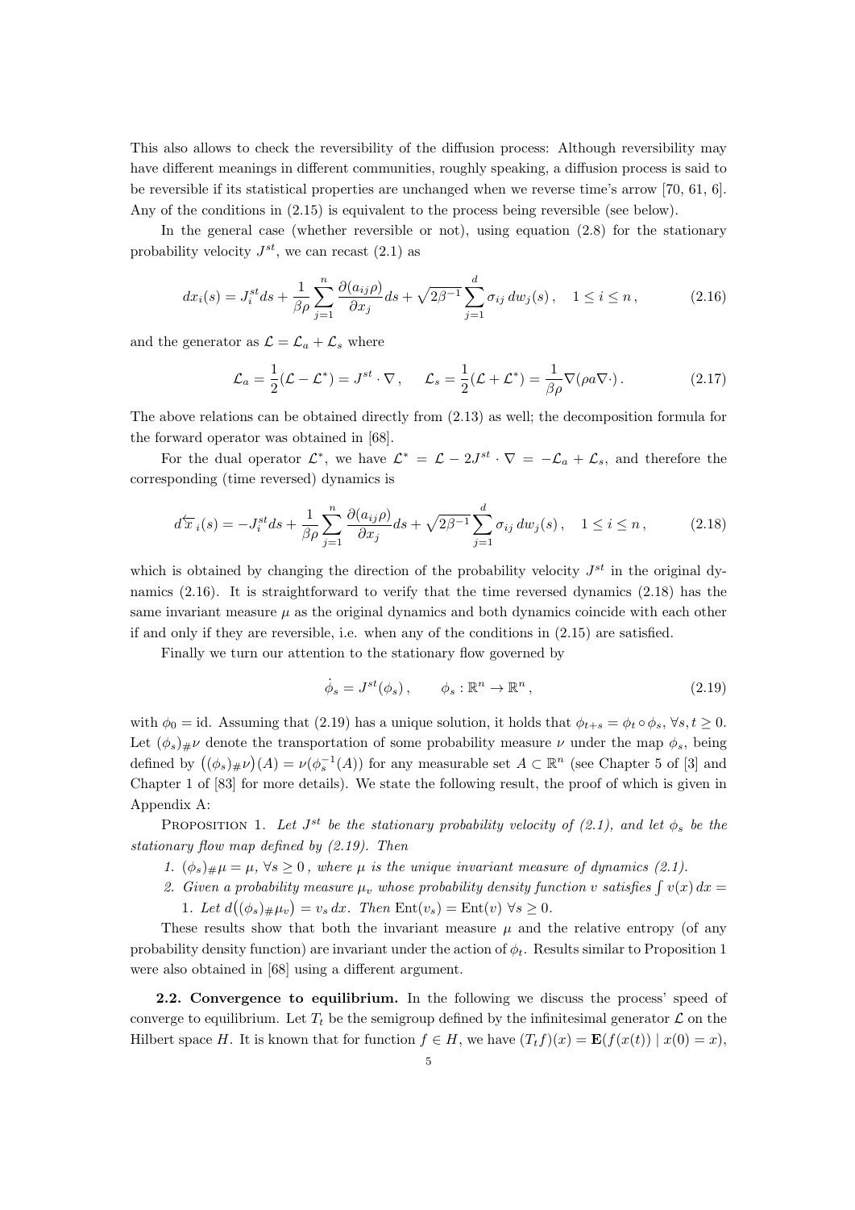This also allows to check the reversibility of the diffusion process: Although reversibility may have different meanings in different communities, roughly speaking, a diffusion process is said to be reversible if its statistical properties are unchanged when we reverse time's arrow [70, 61, 6]. Any of the conditions in (2.15) is equivalent to the process being reversible (see below).

In the general case (whether reversible or not), using equation (2.8) for the stationary probability velocity $J^{st}$, we can recast (2.1) as

$$dx_i(s) = J_i^{st} ds + \frac{1}{\beta\rho}\sum_{j=1}^{n}\frac{\partial(a_{ij}\rho)}{\partial x_j}ds + \sqrt{2\beta^{-1}}\sum_{j=1}^{d}\sigma_{ij}\,dw_j(s)\,, \quad 1 \le i \le n\,, \tag{2.16}$$

and the generator as $\mathcal{L} = \mathcal{L}_a + \mathcal{L}_s$ where

$$\mathcal{L}_a = \frac{1}{2}(\mathcal{L} - \mathcal{L}^*) = J^{st}\cdot\nabla\,, \qquad \mathcal{L}_s = \frac{1}{2}(\mathcal{L} + \mathcal{L}^*) = \frac{1}{\beta\rho}\nabla(\rho a \nabla\cdot)\,. \tag{2.17}$$

The above relations can be obtained directly from (2.13) as well; the decomposition formula for the forward operator was obtained in [68].

For the dual operator $\mathcal{L}^*$, we have $\mathcal{L}^* = \mathcal{L} - 2J^{st}\cdot\nabla = -\mathcal{L}_a + \mathcal{L}_s$, and therefore the corresponding (time reversed) dynamics is

$$d\overleftarrow{x}_i(s) = -J_i^{st} ds + \frac{1}{\beta\rho}\sum_{j=1}^{n}\frac{\partial(a_{ij}\rho)}{\partial x_j}ds + \sqrt{2\beta^{-1}}\sum_{j=1}^{d}\sigma_{ij}\,dw_j(s)\,, \quad 1 \le i \le n\,, \tag{2.18}$$

which is obtained by changing the direction of the probability velocity $J^{st}$ in the original dynamics (2.16). It is straightforward to verify that the time reversed dynamics (2.18) has the same invariant measure $\mu$ as the original dynamics and both dynamics coincide with each other if and only if they are reversible, i.e. when any of the conditions in (2.15) are satisfied.

Finally we turn our attention to the stationary flow governed by

$$\dot{\phi}_s = J^{st}(\phi_s)\,, \qquad \phi_s : \mathbb{R}^n \to \mathbb{R}^n\,, \tag{2.19}$$

with $\phi_0 = \mathrm{id}$. Assuming that (2.19) has a unique solution, it holds that $\phi_{t+s} = \phi_t \circ \phi_s$, $\forall s, t \ge 0$. Let $(\phi_s)_{\#}\nu$ denote the transportation of some probability measure $\nu$ under the map $\phi_s$, being defined by $\big((\phi_s)_{\#}\nu\big)(A) = \nu(\phi_s^{-1}(A))$ for any measurable set $A \subset \mathbb{R}^n$ (see Chapter 5 of [3] and Chapter 1 of [83] for more details). We state the following result, the proof of which is given in Appendix A:

Proposition 1. *Let $J^{st}$ be the stationary probability velocity of (2.1), and let $\phi_s$ be the stationary flow map defined by (2.19). Then*

1. *$(\phi_s)_{\#}\mu = \mu$, $\forall s \ge 0$, where $\mu$ is the unique invariant measure of dynamics (2.1).*
2. *Given a probability measure $\mu_v$ whose probability density function $v$ satisfies $\int v(x)\,dx = 1$. Let $d\big((\phi_s)_{\#}\mu_v\big) = v_s\,dx$. Then $\mathrm{Ent}(v_s) = \mathrm{Ent}(v)$ $\forall s \ge 0$.*

These results show that both the invariant measure $\mu$ and the relative entropy (of any probability density function) are invariant under the action of $\phi_t$. Results similar to Proposition 1 were also obtained in [68] using a different argument.

**2.2. Convergence to equilibrium.** In the following we discuss the process' speed of converge to equilibrium. Let $T_t$ be the semigroup defined by the infinitesimal generator $\mathcal{L}$ on the Hilbert space $H$. It is known that for function $f \in H$, we have $(T_t f)(x) = \mathbf{E}(f(x(t)) \mid x(0) = x)$,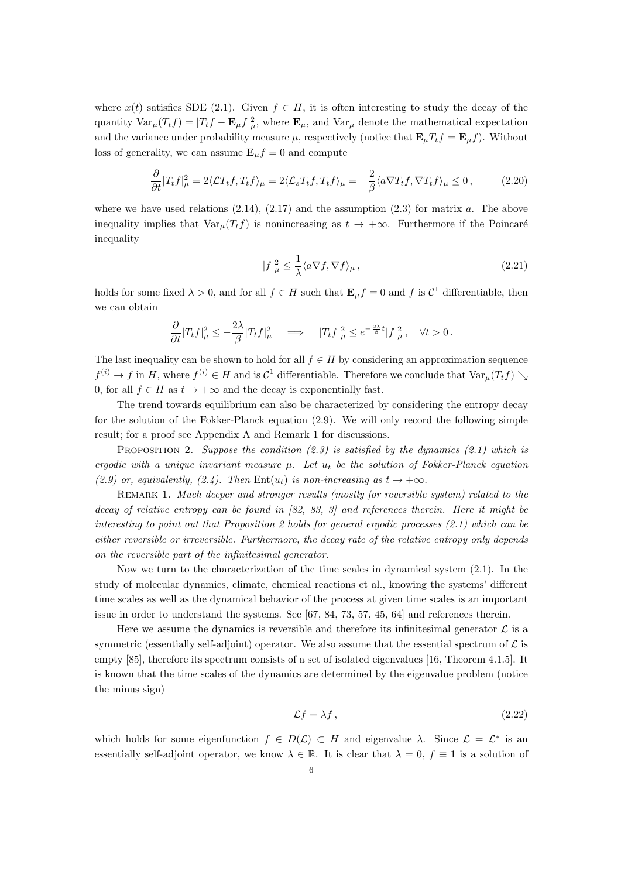where $x(t)$ satisfies SDE (2.1). Given $f \in H$, it is often interesting to study the decay of the quantity $\mathrm{Var}_\mu(T_t f) = |T_t f - \mathbf{E}_\mu f|^2_\mu$, where $\mathbf{E}_\mu$, and $\mathrm{Var}_\mu$ denote the mathematical expectation and the variance under probability measure $\mu$, respectively (notice that $\mathbf{E}_\mu T_t f = \mathbf{E}_\mu f$). Without loss of generality, we can assume $\mathbf{E}_\mu f = 0$ and compute

$$\frac{\partial}{\partial t}|T_t f|^2_\mu = 2\langle \mathcal{L} T_t f, T_t f\rangle_\mu = 2\langle \mathcal{L}_s T_t f, T_t f\rangle_\mu = -\frac{2}{\beta}\langle a\nabla T_t f, \nabla T_t f\rangle_\mu \le 0\,, \tag{2.20}$$

where we have used relations (2.14), (2.17) and the assumption (2.3) for matrix $a$. The above inequality implies that $\mathrm{Var}_\mu(T_t f)$ is nonincreasing as $t \to +\infty$. Furthermore if the Poincaré inequality

$$|f|^2_\mu \le \frac{1}{\lambda}\langle a\nabla f, \nabla f\rangle_\mu\,, \tag{2.21}$$

holds for some fixed $\lambda > 0$, and for all $f \in H$ such that $\mathbf{E}_\mu f = 0$ and $f$ is $\mathcal{C}^1$ differentiable, then we can obtain

$$\frac{\partial}{\partial t}|T_t f|^2_\mu \le -\frac{2\lambda}{\beta}|T_t f|^2_\mu \quad \Longrightarrow \quad |T_t f|^2_\mu \le e^{-\frac{2\lambda}{\beta}t}|f|^2_\mu\,, \quad \forall t > 0\,.$$

The last inequality can be shown to hold for all $f \in H$ by considering an approximation sequence $f^{(i)} \to f$ in $H$, where $f^{(i)} \in H$ and is $\mathcal{C}^1$ differentiable. Therefore we conclude that $\mathrm{Var}_\mu(T_t f) \searrow 0$, for all $f \in H$ as $t \to +\infty$ and the decay is exponentially fast.

The trend towards equilibrium can also be characterized by considering the entropy decay for the solution of the Fokker-Planck equation (2.9). We will only record the following simple result; for a proof see Appendix A and Remark 1 for discussions.

Proposition 2. *Suppose the condition (2.3) is satisfied by the dynamics (2.1) which is ergodic with a unique invariant measure $\mu$. Let $u_t$ be the solution of Fokker-Planck equation (2.9) or, equivalently, (2.4). Then $\mathrm{Ent}(u_t)$ is non-increasing as $t \to +\infty$.*

Remark 1. *Much deeper and stronger results (mostly for reversible system) related to the decay of relative entropy can be found in [82, 83, 3] and references therein. Here it might be interesting to point out that Proposition 2 holds for general ergodic processes (2.1) which can be either reversible or irreversible. Furthermore, the decay rate of the relative entropy only depends on the reversible part of the infinitesimal generator.*

Now we turn to the characterization of the time scales in dynamical system (2.1). In the study of molecular dynamics, climate, chemical reactions et al., knowing the systems' different time scales as well as the dynamical behavior of the process at given time scales is an important issue in order to understand the systems. See [67, 84, 73, 57, 45, 64] and references therein.

Here we assume the dynamics is reversible and therefore its infinitesimal generator $\mathcal{L}$ is a symmetric (essentially self-adjoint) operator. We also assume that the essential spectrum of $\mathcal{L}$ is empty [85], therefore its spectrum consists of a set of isolated eigenvalues [16, Theorem 4.1.5]. It is known that the time scales of the dynamics are determined by the eigenvalue problem (notice the minus sign)

$$-\mathcal{L}f = \lambda f\,, \tag{2.22}$$

which holds for some eigenfunction $f \in D(\mathcal{L}) \subset H$ and eigenvalue $\lambda$. Since $\mathcal{L} = \mathcal{L}^*$ is an essentially self-adjoint operator, we know $\lambda \in \mathbb{R}$. It is clear that $\lambda = 0$, $f \equiv 1$ is a solution of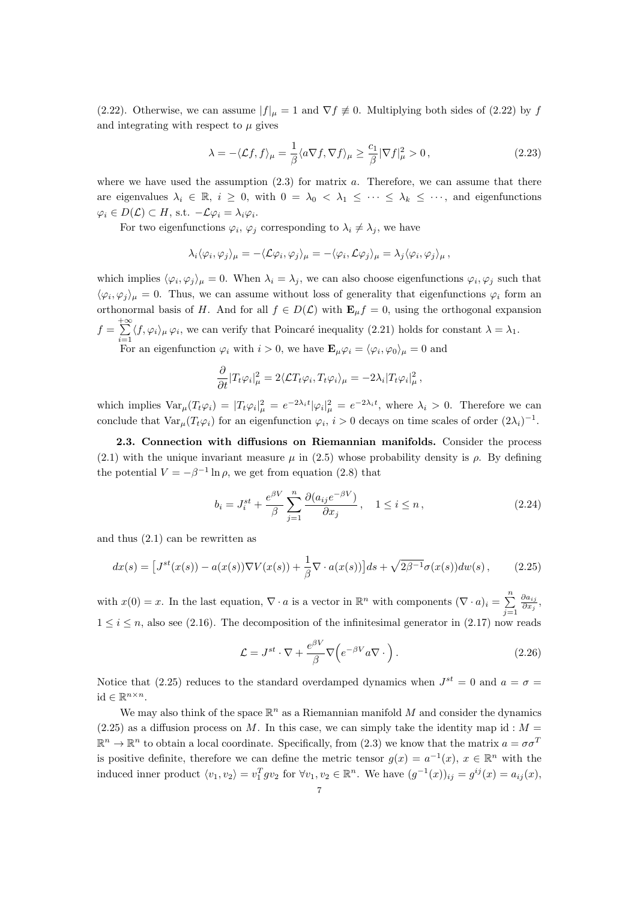(2.22). Otherwise, we can assume $|f|_\mu = 1$ and $\nabla f \not\equiv 0$. Multiplying both sides of (2.22) by $f$ and integrating with respect to $\mu$ gives

$$\lambda = -\langle \mathcal{L}f, f\rangle_\mu = \frac{1}{\beta}\langle a\nabla f, \nabla f\rangle_\mu \geq \frac{c_1}{\beta}|\nabla f|_\mu^2 > 0\,, \tag{2.23}$$

where we have used the assumption (2.3) for matrix $a$. Therefore, we can assume that there are eigenvalues $\lambda_i \in \mathbb{R}$, $i \geq 0$, with $0 = \lambda_0 < \lambda_1 \leq \cdots \leq \lambda_k \leq \cdots$, and eigenfunctions $\varphi_i \in D(\mathcal{L}) \subset H$, s.t. $-\mathcal{L}\varphi_i = \lambda_i \varphi_i$.

For two eigenfunctions $\varphi_i$, $\varphi_j$ corresponding to $\lambda_i \neq \lambda_j$, we have

$$\lambda_i \langle \varphi_i, \varphi_j\rangle_\mu = -\langle \mathcal{L}\varphi_i, \varphi_j\rangle_\mu = -\langle \varphi_i, \mathcal{L}\varphi_j\rangle_\mu = \lambda_j \langle \varphi_i, \varphi_j\rangle_\mu\,,$$

which implies $\langle \varphi_i, \varphi_j\rangle_\mu = 0$. When $\lambda_i = \lambda_j$, we can also choose eigenfunctions $\varphi_i, \varphi_j$ such that $\langle \varphi_i, \varphi_j\rangle_\mu = 0$. Thus, we can assume without loss of generality that eigenfunctions $\varphi_i$ form an orthonormal basis of $H$. And for all $f \in D(\mathcal{L})$ with $\mathbf{E}_\mu f = 0$, using the orthogonal expansion $f = \sum\limits_{i=1}^{+\infty} \langle f, \varphi_i\rangle_\mu \, \varphi_i$, we can verify that Poincaré inequality (2.21) holds for constant $\lambda = \lambda_1$.

For an eigenfunction $\varphi_i$ with $i > 0$, we have $\mathbf{E}_\mu \varphi_i = \langle \varphi_i, \varphi_0\rangle_\mu = 0$ and

$$\frac{\partial}{\partial t}|T_t\varphi_i|_\mu^2 = 2\langle \mathcal{L}T_t\varphi_i, T_t\varphi_i\rangle_\mu = -2\lambda_i |T_t\varphi_i|_\mu^2\,,$$

which implies $\mathrm{Var}_\mu(T_t\varphi_i) = |T_t\varphi_i|_\mu^2 = e^{-2\lambda_i t}|\varphi_i|_\mu^2 = e^{-2\lambda_i t}$, where $\lambda_i > 0$. Therefore we can conclude that $\mathrm{Var}_\mu(T_t\varphi_i)$ for an eigenfunction $\varphi_i$, $i > 0$ decays on time scales of order $(2\lambda_i)^{-1}$.

**2.3. Connection with diffusions on Riemannian manifolds.** Consider the process (2.1) with the unique invariant measure $\mu$ in (2.5) whose probability density is $\rho$. By defining the potential $V = -\beta^{-1}\ln\rho$, we get from equation (2.8) that

$$b_i = J_i^{st} + \frac{e^{\beta V}}{\beta}\sum_{j=1}^{n}\frac{\partial(a_{ij}e^{-\beta V})}{\partial x_j}\,, \quad 1 \leq i \leq n\,, \tag{2.24}$$

and thus (2.1) can be rewritten as

$$dx(s) = \left[J^{st}(x(s)) - a(x(s))\nabla V(x(s)) + \frac{1}{\beta}\nabla\cdot a(x(s))\right]ds + \sqrt{2\beta^{-1}}\sigma(x(s))dw(s)\,, \tag{2.25}$$

with $x(0) = x$. In the last equation, $\nabla\cdot a$ is a vector in $\mathbb{R}^n$ with components $(\nabla\cdot a)_i = \sum\limits_{j=1}^{n}\frac{\partial a_{ij}}{\partial x_j}$, $1 \leq i \leq n$, also see (2.16). The decomposition of the infinitesimal generator in (2.17) now reads

$$\mathcal{L} = J^{st}\cdot\nabla + \frac{e^{\beta V}}{\beta}\nabla\Big(e^{-\beta V}a\nabla\,\cdot\Big)\,. \tag{2.26}$$

Notice that (2.25) reduces to the standard overdamped dynamics when $J^{st} = 0$ and $a = \sigma = \mathrm{id} \in \mathbb{R}^{n\times n}$.

We may also think of the space $\mathbb{R}^n$ as a Riemannian manifold $M$ and consider the dynamics (2.25) as a diffusion process on $M$. In this case, we can simply take the identity map $\mathrm{id} : M = \mathbb{R}^n \to \mathbb{R}^n$ to obtain a local coordinate. Specifically, from (2.3) we know that the matrix $a = \sigma\sigma^T$ is positive definite, therefore we can define the metric tensor $g(x) = a^{-1}(x)$, $x \in \mathbb{R}^n$ with the induced inner product $\langle v_1, v_2\rangle = v_1^T g v_2$ for $\forall v_1, v_2 \in \mathbb{R}^n$. We have $(g^{-1}(x))_{ij} = g^{ij}(x) = a_{ij}(x)$,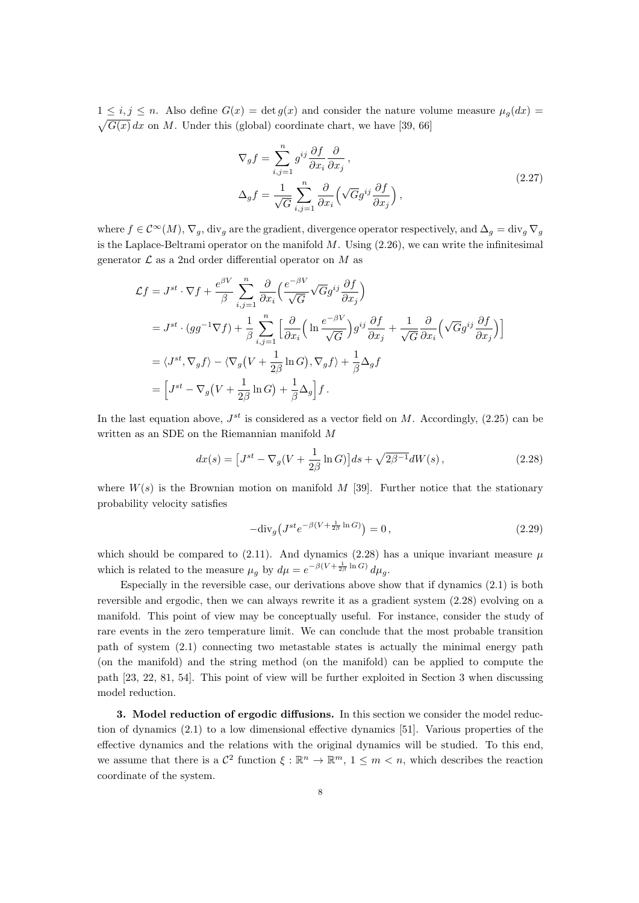$1 \le i,j \le n$. Also define $G(x) = \det g(x)$ and consider the nature volume measure $\mu_g(dx) = \sqrt{G(x)}\,dx$ on $M$. Under this (global) coordinate chart, we have [39, 66]

$$
\begin{aligned}
\nabla_g f &= \sum_{i,j=1}^{n} g^{ij} \frac{\partial f}{\partial x_i} \frac{\partial}{\partial x_j}\,,\\
\Delta_g f &= \frac{1}{\sqrt{G}} \sum_{i,j=1}^{n} \frac{\partial}{\partial x_i}\Big(\sqrt{G} g^{ij} \frac{\partial f}{\partial x_j}\Big)\,,
\end{aligned}
\tag{2.27}
$$

where $f \in \mathcal{C}^\infty(M)$, $\nabla_g$, $\mathrm{div}_g$ are the gradient, divergence operator respectively, and $\Delta_g = \mathrm{div}_g \nabla_g$ is the Laplace-Beltrami operator on the manifold $M$. Using (2.26), we can write the infinitesimal generator $\mathcal{L}$ as a 2nd order differential operator on $M$ as

$$
\begin{aligned}
\mathcal{L} f &= J^{st} \cdot \nabla f + \frac{e^{\beta V}}{\beta} \sum_{i,j=1}^{n} \frac{\partial}{\partial x_i}\Big(\frac{e^{-\beta V}}{\sqrt{G}} \sqrt{G} g^{ij} \frac{\partial f}{\partial x_j}\Big)\\
&= J^{st} \cdot (g g^{-1} \nabla f) + \frac{1}{\beta} \sum_{i,j=1}^{n} \Big[\frac{\partial}{\partial x_i}\Big(\ln \frac{e^{-\beta V}}{\sqrt{G}}\Big) g^{ij} \frac{\partial f}{\partial x_j} + \frac{1}{\sqrt{G}} \frac{\partial}{\partial x_i}\Big(\sqrt{G} g^{ij} \frac{\partial f}{\partial x_j}\Big)\Big]\\
&= \langle J^{st}, \nabla_g f\rangle - \langle \nabla_g\big(V + \frac{1}{2\beta} \ln G\big), \nabla_g f\rangle + \frac{1}{\beta} \Delta_g f\\
&= \Big[J^{st} - \nabla_g\big(V + \frac{1}{2\beta} \ln G\big) + \frac{1}{\beta} \Delta_g\Big] f\,.
\end{aligned}
$$

In the last equation above, $J^{st}$ is considered as a vector field on $M$. Accordingly, (2.25) can be written as an SDE on the Riemannian manifold $M$

$$
dx(s) = \big[J^{st} - \nabla_g(V + \frac{1}{2\beta} \ln G)\big] ds + \sqrt{2\beta^{-1}} dW(s)\,,
\tag{2.28}
$$

where $W(s)$ is the Brownian motion on manifold $M$ [39]. Further notice that the stationary probability velocity satisfies

$$
-\mathrm{div}_g\big(J^{st} e^{-\beta(V + \frac{1}{2\beta}\ln G)}\big) = 0\,,
\tag{2.29}
$$

which should be compared to (2.11). And dynamics (2.28) has a unique invariant measure $\mu$ which is related to the measure $\mu_g$ by $d\mu = e^{-\beta(V + \frac{1}{2\beta}\ln G)}\, d\mu_g$.

Especially in the reversible case, our derivations above show that if dynamics (2.1) is both reversible and ergodic, then we can always rewrite it as a gradient system (2.28) evolving on a manifold. This point of view may be conceptually useful. For instance, consider the study of rare events in the zero temperature limit. We can conclude that the most probable transition path of system (2.1) connecting two metastable states is actually the minimal energy path (on the manifold) and the string method (on the manifold) can be applied to compute the path [23, 22, 81, 54]. This point of view will be further exploited in Section 3 when discussing model reduction.

**3. Model reduction of ergodic diffusions.** In this section we consider the model reduction of dynamics (2.1) to a low dimensional effective dynamics [51]. Various properties of the effective dynamics and the relations with the original dynamics will be studied. To this end, we assume that there is a $\mathcal{C}^2$ function $\xi : \mathbb{R}^n \to \mathbb{R}^m$, $1 \le m < n$, which describes the reaction coordinate of the system.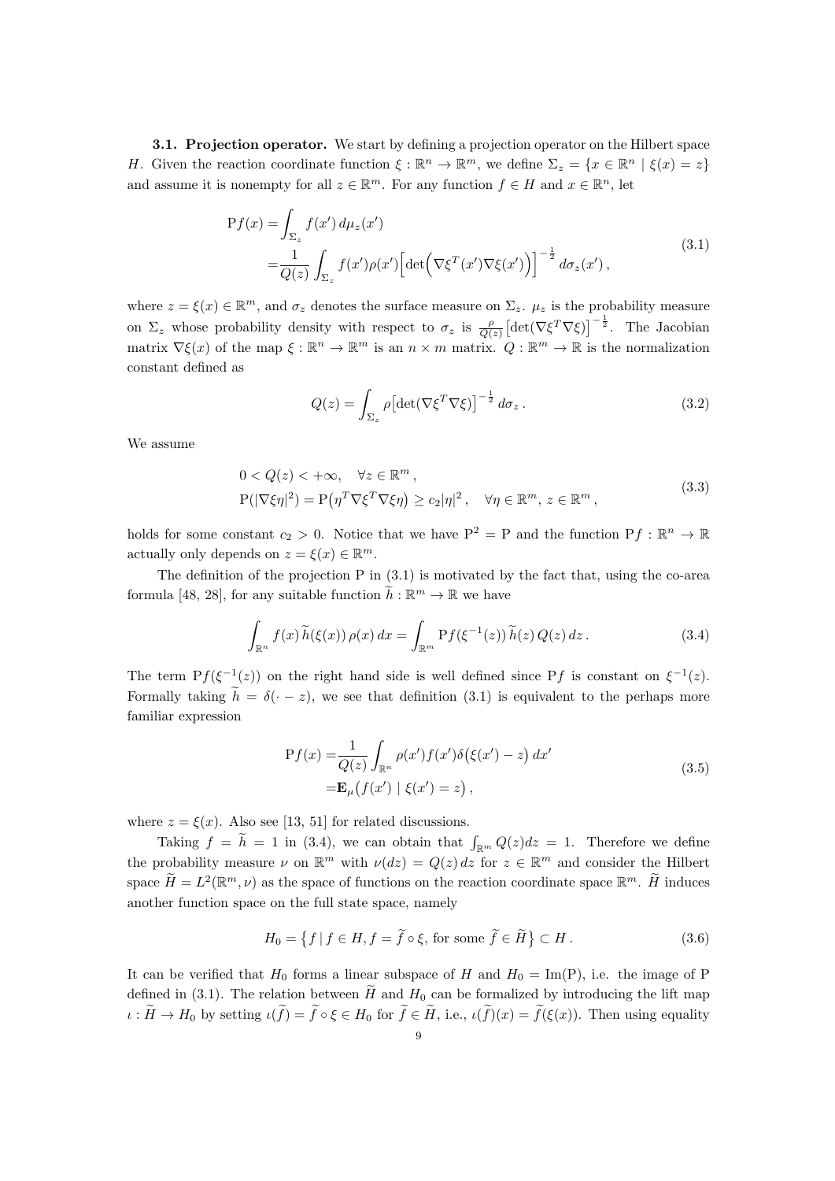**3.1. Projection operator.** We start by defining a projection operator on the Hilbert space $H$. Given the reaction coordinate function $\xi : \mathbb{R}^n \rightarrow \mathbb{R}^m$, we define $\Sigma_z = \{x \in \mathbb{R}^n \mid \xi(x) = z\}$ and assume it is nonempty for all $z \in \mathbb{R}^m$. For any function $f \in H$ and $x \in \mathbb{R}^n$, let

$$
\begin{aligned}
\mathrm{P}f(x) =& \int_{\Sigma_z} f(x')\, d\mu_z(x') \\
=& \frac{1}{Q(z)} \int_{\Sigma_z} f(x')\rho(x') \Big[\det\Big(\nabla\xi^T(x')\nabla\xi(x')\Big)\Big]^{-\frac{1}{2}}\, d\sigma_z(x')\,,
\end{aligned}
\tag{3.1}
$$

where $z = \xi(x) \in \mathbb{R}^m$, and $\sigma_z$ denotes the surface measure on $\Sigma_z$. $\mu_z$ is the probability measure on $\Sigma_z$ whose probability density with respect to $\sigma_z$ is $\frac{\rho}{Q(z)}\big[\det(\nabla\xi^T\nabla\xi)\big]^{-\frac{1}{2}}$. The Jacobian matrix $\nabla\xi(x)$ of the map $\xi : \mathbb{R}^n \rightarrow \mathbb{R}^m$ is an $n \times m$ matrix. $Q : \mathbb{R}^m \rightarrow \mathbb{R}$ is the normalization constant defined as

$$
Q(z) = \int_{\Sigma_z} \rho\big[\det(\nabla\xi^T\nabla\xi)\big]^{-\frac{1}{2}}\, d\sigma_z\,. \tag{3.2}
$$

We assume

$$
\begin{aligned}
& 0 < Q(z) < +\infty, \quad \forall z \in \mathbb{R}^m\,, \\
& \mathrm{P}(|\nabla\xi\eta|^2) = \mathrm{P}\big(\eta^T\nabla\xi^T\nabla\xi\eta\big) \geq c_2|\eta|^2\,, \quad \forall \eta \in \mathbb{R}^m,\, z \in \mathbb{R}^m\,,
\end{aligned}
\tag{3.3}
$$

holds for some constant $c_2 > 0$. Notice that we have $\mathrm{P}^2 = \mathrm{P}$ and the function $\mathrm{P}f : \mathbb{R}^n \rightarrow \mathbb{R}$ actually only depends on $z = \xi(x) \in \mathbb{R}^m$.

The definition of the projection P in (3.1) is motivated by the fact that, using the co-area formula [48, 28], for any suitable function $\widetilde{h} : \mathbb{R}^m \rightarrow \mathbb{R}$ we have

$$
\int_{\mathbb{R}^n} f(x)\,\widetilde{h}(\xi(x))\,\rho(x)\,dx = \int_{\mathbb{R}^m} \mathrm{P}f(\xi^{-1}(z))\,\widetilde{h}(z)\,Q(z)\,dz\,. \tag{3.4}
$$

The term $\mathrm{P}f(\xi^{-1}(z))$ on the right hand side is well defined since $\mathrm{P}f$ is constant on $\xi^{-1}(z)$. Formally taking $\widetilde{h} = \delta(\cdot - z)$, we see that definition (3.1) is equivalent to the perhaps more familiar expression

$$
\begin{aligned}
\mathrm{P}f(x) =& \frac{1}{Q(z)} \int_{\mathbb{R}^n} \rho(x')f(x')\delta\big(\xi(x') - z\big)\,dx' \\
=& \mathbf{E}_\mu\big(f(x') \mid \xi(x') = z\big)\,,
\end{aligned}
\tag{3.5}
$$

where $z = \xi(x)$. Also see [13, 51] for related discussions.

Taking $f = \widetilde{h} = 1$ in (3.4), we can obtain that $\int_{\mathbb{R}^m} Q(z)dz = 1$. Therefore we define the probability measure $\nu$ on $\mathbb{R}^m$ with $\nu(dz) = Q(z)\,dz$ for $z \in \mathbb{R}^m$ and consider the Hilbert space $\widetilde{H} = L^2(\mathbb{R}^m, \nu)$ as the space of functions on the reaction coordinate space $\mathbb{R}^m$. $\widetilde{H}$ induces another function space on the full state space, namely

$$
H_0 = \big\{f \mid f \in H, f = \widetilde{f} \circ \xi, \text{ for some } \widetilde{f} \in \widetilde{H}\big\} \subset H\,. \tag{3.6}
$$

It can be verified that $H_0$ forms a linear subspace of $H$ and $H_0 = \mathrm{Im}(\mathrm{P})$, i.e. the image of P defined in (3.1). The relation between $\widetilde{H}$ and $H_0$ can be formalized by introducing the lift map $\iota : \widetilde{H} \rightarrow H_0$ by setting $\iota(\widetilde{f}) = \widetilde{f} \circ \xi \in H_0$ for $\widetilde{f} \in \widetilde{H}$, i.e., $\iota(\widetilde{f})(x) = \widetilde{f}(\xi(x))$. Then using equality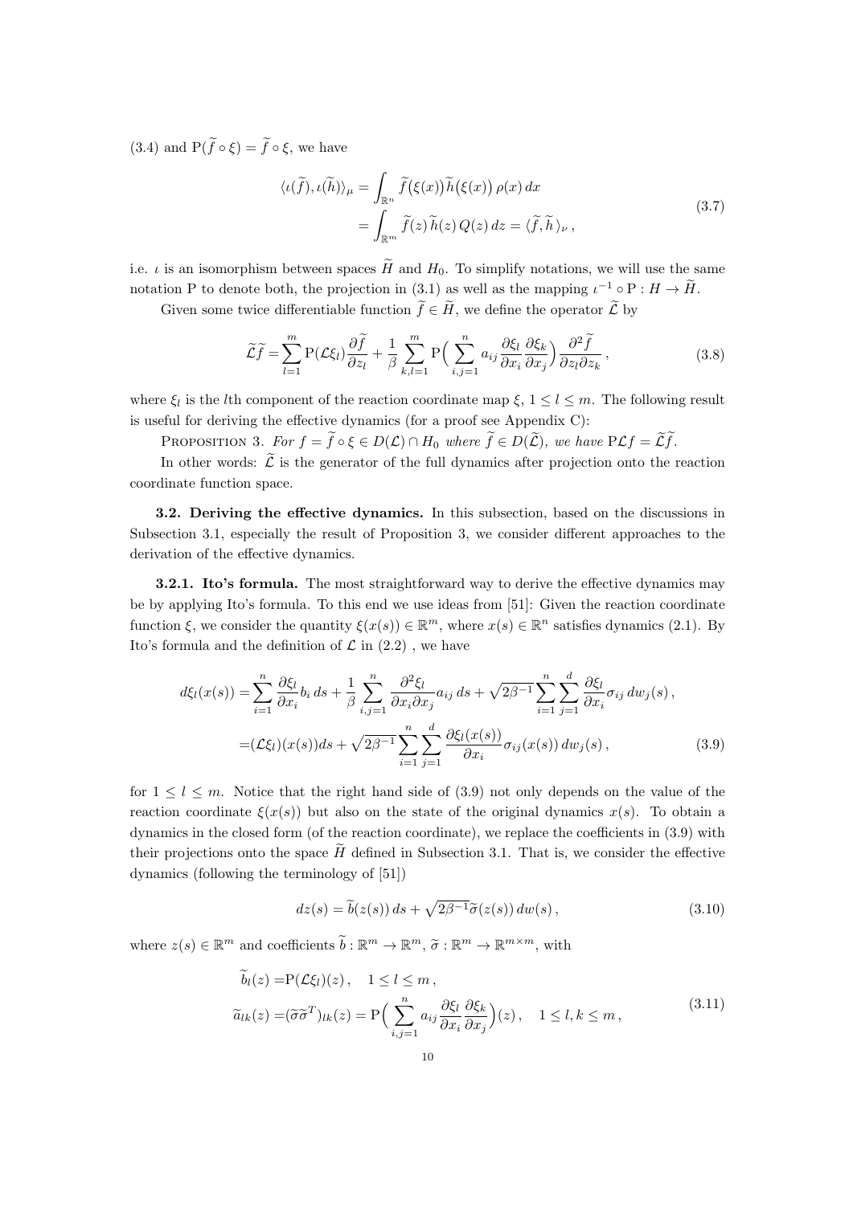(3.4) and $\mathrm{P}(\widetilde{f}\circ\xi)=\widetilde{f}\circ\xi$, we have

$$
\begin{aligned}
\langle \iota(\widetilde{f}), \iota(\widetilde{h})\rangle_\mu =& \int_{\mathbb{R}^n} \widetilde{f}\big(\xi(x)\big)\widetilde{h}\big(\xi(x)\big)\,\rho(x)\,dx \\
=& \int_{\mathbb{R}^m} \widetilde{f}(z)\,\widetilde{h}(z)\,Q(z)\,dz = \langle \widetilde{f},\widetilde{h}\,\rangle_\nu\,,
\end{aligned}
\tag{3.7}
$$

i.e. $\iota$ is an isomorphism between spaces $\widetilde{H}$ and $H_0$. To simplify notations, we will use the same notation P to denote both, the projection in (3.1) as well as the mapping $\iota^{-1}\circ \mathrm{P} : H \rightarrow \widetilde{H}$.

Given some twice differentiable function $\widetilde{f}\in\widetilde{H}$, we define the operator $\widetilde{\mathcal{L}}$ by

$$
\widetilde{\mathcal{L}}\widetilde{f} = \sum_{l=1}^m \mathrm{P}(\mathcal{L}\xi_l)\frac{\partial \widetilde{f}}{\partial z_l} + \frac{1}{\beta}\sum_{k,l=1}^m \mathrm{P}\Big(\sum_{i,j=1}^n a_{ij}\frac{\partial \xi_l}{\partial x_i}\frac{\partial \xi_k}{\partial x_j}\Big)\frac{\partial^2 \widetilde{f}}{\partial z_l \partial z_k}\,,
\tag{3.8}
$$

where $\xi_l$ is the $l$th component of the reaction coordinate map $\xi$, $1\le l\le m$. The following result is useful for deriving the effective dynamics (for a proof see Appendix C):

PROPOSITION 3. *For $f=\widetilde{f}\circ\xi\in D(\mathcal{L})\cap H_0$ where $\widetilde{f}\in D(\widetilde{\mathcal{L}})$, we have $\mathrm{P}\mathcal{L}f=\widetilde{\mathcal{L}}\widetilde{f}$.*

In other words: $\widetilde{\mathcal{L}}$ is the generator of the full dynamics after projection onto the reaction coordinate function space.

**3.2. Deriving the effective dynamics.** In this subsection, based on the discussions in Subsection 3.1, especially the result of Proposition 3, we consider different approaches to the derivation of the effective dynamics.

**3.2.1. Ito's formula.** The most straightforward way to derive the effective dynamics may be by applying Ito's formula. To this end we use ideas from [51]: Given the reaction coordinate function $\xi$, we consider the quantity $\xi(x(s))\in\mathbb{R}^m$, where $x(s)\in\mathbb{R}^n$ satisfies dynamics (2.1). By Ito's formula and the definition of $\mathcal{L}$ in (2.2) , we have

$$
\begin{aligned}
d\xi_l(x(s)) =& \sum_{i=1}^n \frac{\partial \xi_l}{\partial x_i} b_i\,ds + \frac{1}{\beta}\sum_{i,j=1}^n \frac{\partial^2 \xi_l}{\partial x_i \partial x_j} a_{ij}\,ds + \sqrt{2\beta^{-1}}\sum_{i=1}^n\sum_{j=1}^d \frac{\partial \xi_l}{\partial x_i}\sigma_{ij}\,dw_j(s)\,,\\
=& (\mathcal{L}\xi_l)(x(s))ds + \sqrt{2\beta^{-1}}\sum_{i=1}^n\sum_{j=1}^d \frac{\partial \xi_l(x(s))}{\partial x_i}\sigma_{ij}(x(s))\,dw_j(s)\,,
\end{aligned}
\tag{3.9}
$$

for $1\le l\le m$. Notice that the right hand side of (3.9) not only depends on the value of the reaction coordinate $\xi(x(s))$ but also on the state of the original dynamics $x(s)$. To obtain a dynamics in the closed form (of the reaction coordinate), we replace the coefficients in (3.9) with their projections onto the space $\widetilde{H}$ defined in Subsection 3.1. That is, we consider the effective dynamics (following the terminology of [51])

$$
dz(s) = \widetilde{b}(z(s))\,ds + \sqrt{2\beta^{-1}}\widetilde{\sigma}(z(s))\,dw(s)\,,
\tag{3.10}
$$

where $z(s)\in\mathbb{R}^m$ and coefficients $\widetilde{b}:\mathbb{R}^m\rightarrow\mathbb{R}^m$, $\widetilde{\sigma}:\mathbb{R}^m\rightarrow\mathbb{R}^{m\times m}$, with

$$
\begin{aligned}
\widetilde{b}_l(z) =& \mathrm{P}(\mathcal{L}\xi_l)(z)\,, \quad 1\le l\le m\,,\\
\widetilde{a}_{lk}(z) =& (\widetilde{\sigma}\widetilde{\sigma}^T)_{lk}(z) = \mathrm{P}\Big(\sum_{i,j=1}^n a_{ij}\frac{\partial \xi_l}{\partial x_i}\frac{\partial \xi_k}{\partial x_j}\Big)(z)\,, \quad 1\le l,k\le m\,,
\end{aligned}
\tag{3.11}
$$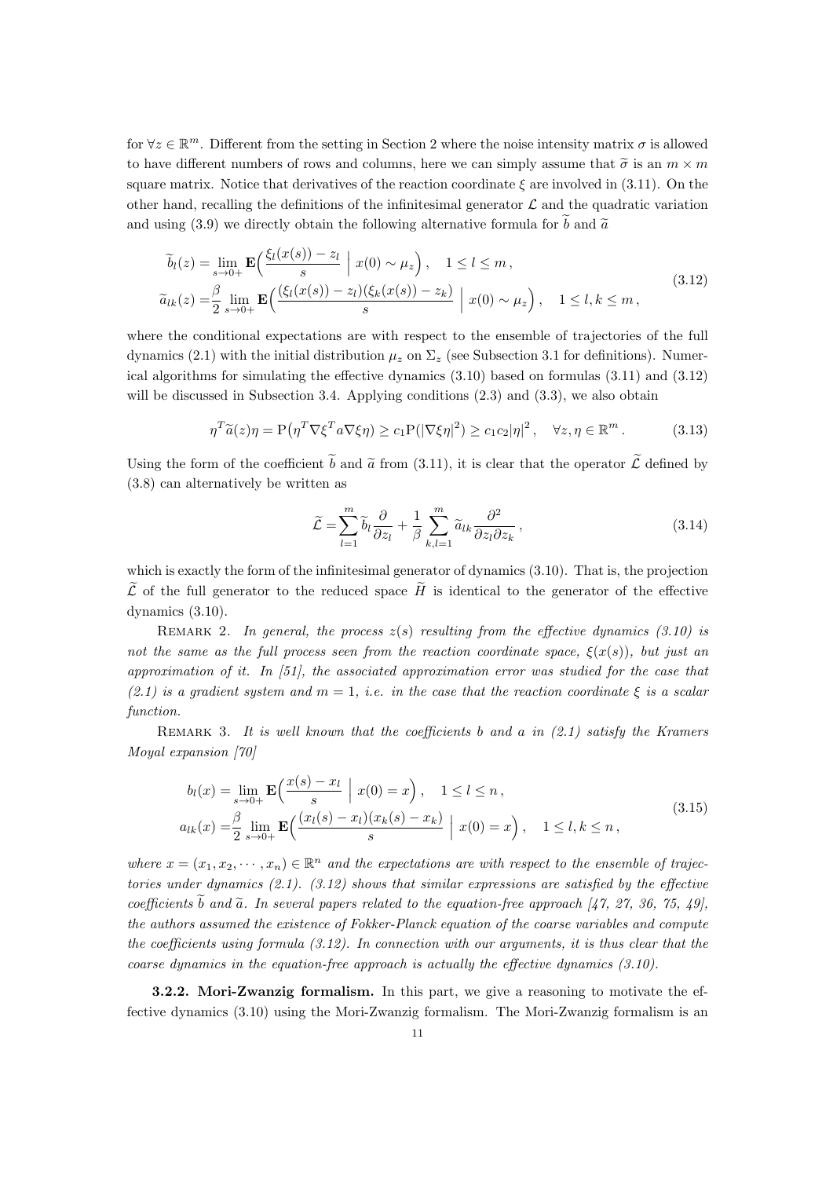for $\forall z \in \mathbb{R}^m$. Different from the setting in Section 2 where the noise intensity matrix $\sigma$ is allowed to have different numbers of rows and columns, here we can simply assume that $\widetilde{\sigma}$ is an $m \times m$ square matrix. Notice that derivatives of the reaction coordinate $\xi$ are involved in (3.11). On the other hand, recalling the definitions of the infinitesimal generator $\mathcal{L}$ and the quadratic variation and using (3.9) we directly obtain the following alternative formula for $\widetilde{b}$ and $\widetilde{a}$

$$
\begin{aligned}
\widetilde{b}_l(z) &= \lim_{s \to 0+} \mathbf{E}\Big( \frac{\xi_l(x(s)) - z_l}{s} \;\Big|\; x(0) \sim \mu_z \Big) , \quad 1 \le l \le m \, , \\
\widetilde{a}_{lk}(z) &= \frac{\beta}{2} \lim_{s \to 0+} \mathbf{E}\Big( \frac{(\xi_l(x(s)) - z_l)(\xi_k(x(s)) - z_k)}{s} \;\Big|\; x(0) \sim \mu_z \Big) , \quad 1 \le l, k \le m \, ,
\end{aligned}
\tag{3.12}
$$

where the conditional expectations are with respect to the ensemble of trajectories of the full dynamics (2.1) with the initial distribution $\mu_z$ on $\Sigma_z$ (see Subsection 3.1 for definitions). Numerical algorithms for simulating the effective dynamics (3.10) based on formulas (3.11) and (3.12) will be discussed in Subsection 3.4. Applying conditions (2.3) and (3.3), we also obtain

$$
\eta^T \widetilde{a}(z) \eta = \mathrm{P}\big( \eta^T \nabla\xi^T a \nabla\xi \eta \big) \ge c_1 \mathrm{P}(|\nabla\xi\eta|^2) \ge c_1 c_2 |\eta|^2 , \quad \forall z, \eta \in \mathbb{R}^m \, . \tag{3.13}
$$

Using the form of the coefficient $\widetilde{b}$ and $\widetilde{a}$ from (3.11), it is clear that the operator $\widetilde{\mathcal{L}}$ defined by (3.8) can alternatively be written as

$$
\widetilde{\mathcal{L}} = \sum_{l=1}^{m} \widetilde{b}_l \frac{\partial}{\partial z_l} + \frac{1}{\beta} \sum_{k,l=1}^{m} \widetilde{a}_{lk} \frac{\partial^2}{\partial z_l \partial z_k} \, , \tag{3.14}
$$

which is exactly the form of the infinitesimal generator of dynamics (3.10). That is, the projection $\widetilde{\mathcal{L}}$ of the full generator to the reduced space $\widetilde{H}$ is identical to the generator of the effective dynamics (3.10).

Remark 2. *In general, the process $z(s)$ resulting from the effective dynamics (3.10) is not the same as the full process seen from the reaction coordinate space, $\xi(x(s))$, but just an approximation of it. In [51], the associated approximation error was studied for the case that (2.1) is a gradient system and $m = 1$, i.e. in the case that the reaction coordinate $\xi$ is a scalar function.*

Remark 3. *It is well known that the coefficients $b$ and $a$ in (2.1) satisfy the Kramers Moyal expansion [70]*

$$
\begin{aligned}
b_l(x) &= \lim_{s \to 0+} \mathbf{E}\Big( \frac{x(s) - x_l}{s} \;\Big|\; x(0) = x \Big) , \quad 1 \le l \le n \, , \\
a_{lk}(x) &= \frac{\beta}{2} \lim_{s \to 0+} \mathbf{E}\Big( \frac{(x_l(s) - x_l)(x_k(s) - x_k)}{s} \;\Big|\; x(0) = x \Big) , \quad 1 \le l, k \le n \, ,
\end{aligned}
\tag{3.15}
$$

*where $x = (x_1, x_2, \cdots, x_n) \in \mathbb{R}^n$ and the expectations are with respect to the ensemble of trajectories under dynamics (2.1). (3.12) shows that similar expressions are satisfied by the effective coefficients $\widetilde{b}$ and $\widetilde{a}$. In several papers related to the equation-free approach [47, 27, 36, 75, 49], the authors assumed the existence of Fokker-Planck equation of the coarse variables and compute the coefficients using formula (3.12). In connection with our arguments, it is thus clear that the coarse dynamics in the equation-free approach is actually the effective dynamics (3.10).*

**3.2.2. Mori-Zwanzig formalism.** In this part, we give a reasoning to motivate the effective dynamics (3.10) using the Mori-Zwanzig formalism. The Mori-Zwanzig formalism is an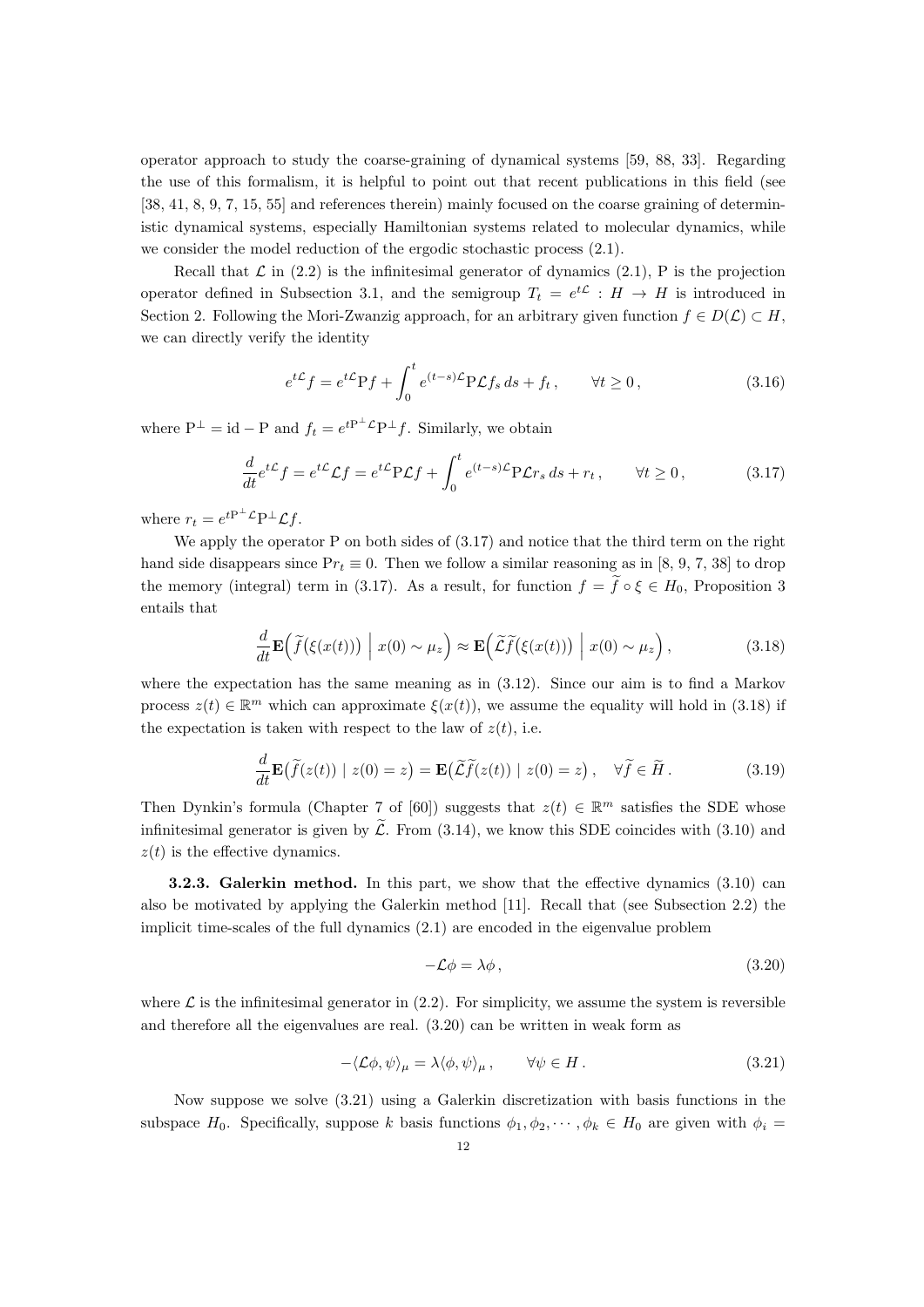operator approach to study the coarse-graining of dynamical systems [59, 88, 33]. Regarding the use of this formalism, it is helpful to point out that recent publications in this field (see [38, 41, 8, 9, 7, 15, 55] and references therein) mainly focused on the coarse graining of deterministic dynamical systems, especially Hamiltonian systems related to molecular dynamics, while we consider the model reduction of the ergodic stochastic process (2.1).

Recall that $\mathcal{L}$ in (2.2) is the infinitesimal generator of dynamics (2.1), $\mathrm{P}$ is the projection operator defined in Subsection 3.1, and the semigroup $T_t = e^{t\mathcal{L}} : H \rightarrow H$ is introduced in Section 2. Following the Mori-Zwanzig approach, for an arbitrary given function $f \in D(\mathcal{L}) \subset H$, we can directly verify the identity

$$e^{t\mathcal{L}} f = e^{t\mathcal{L}} \mathrm{P} f + \int_0^t e^{(t-s)\mathcal{L}} \mathrm{P}\mathcal{L} f_s \, ds + f_t \,, \qquad \forall t \geq 0 \,, \tag{3.16}$$

where $\mathrm{P}^\perp = \mathrm{id} - \mathrm{P}$ and $f_t = e^{t\mathrm{P}^\perp\mathcal{L}}\mathrm{P}^\perp f$. Similarly, we obtain

$$\frac{d}{dt} e^{t\mathcal{L}} f = e^{t\mathcal{L}} \mathcal{L} f = e^{t\mathcal{L}} \mathrm{P}\mathcal{L} f + \int_0^t e^{(t-s)\mathcal{L}} \mathrm{P}\mathcal{L} r_s \, ds + r_t \,, \qquad \forall t \geq 0 \,, \tag{3.17}$$

where $r_t = e^{t\mathrm{P}^\perp\mathcal{L}}\mathrm{P}^\perp \mathcal{L} f$.

We apply the operator $\mathrm{P}$ on both sides of (3.17) and notice that the third term on the right hand side disappears since $\mathrm{P} r_t \equiv 0$. Then we follow a similar reasoning as in [8, 9, 7, 38] to drop the memory (integral) term in (3.17). As a result, for function $f = \widetilde{f} \circ \xi \in H_0$, Proposition 3 entails that

$$\frac{d}{dt} \mathbf{E}\Big( \widetilde{f}\big(\xi(x(t))\big) \;\Big|\; x(0) \sim \mu_z \Big) \approx \mathbf{E}\Big( \widetilde{\mathcal{L}}\widetilde{f}\big(\xi(x(t))\big) \;\Big|\; x(0) \sim \mu_z \Big) \,, \tag{3.18}$$

where the expectation has the same meaning as in (3.12). Since our aim is to find a Markov process $z(t) \in \mathbb{R}^m$ which can approximate $\xi(x(t))$, we assume the equality will hold in (3.18) if the expectation is taken with respect to the law of $z(t)$, i.e.

$$\frac{d}{dt} \mathbf{E}\big( \widetilde{f}(z(t)) \mid z(0) = z \big) = \mathbf{E}\big( \widetilde{\mathcal{L}}\widetilde{f}(z(t)) \mid z(0) = z \big) \,, \quad \forall \widetilde{f} \in \widetilde{H} \,. \tag{3.19}$$

Then Dynkin's formula (Chapter 7 of [60]) suggests that $z(t) \in \mathbb{R}^m$ satisfies the SDE whose infinitesimal generator is given by $\widetilde{\mathcal{L}}$. From (3.14), we know this SDE coincides with (3.10) and $z(t)$ is the effective dynamics.

**3.2.3. Galerkin method.** In this part, we show that the effective dynamics (3.10) can also be motivated by applying the Galerkin method [11]. Recall that (see Subsection 2.2) the implicit time-scales of the full dynamics (2.1) are encoded in the eigenvalue problem

$$-\mathcal{L}\phi = \lambda \phi \,, \tag{3.20}$$

where $\mathcal{L}$ is the infinitesimal generator in (2.2). For simplicity, we assume the system is reversible and therefore all the eigenvalues are real. (3.20) can be written in weak form as

$$-\langle \mathcal{L}\phi, \psi \rangle_\mu = \lambda \langle \phi, \psi \rangle_\mu \,, \qquad \forall \psi \in H \,. \tag{3.21}$$

Now suppose we solve (3.21) using a Galerkin discretization with basis functions in the subspace $H_0$. Specifically, suppose $k$ basis functions $\phi_1, \phi_2, \cdots, \phi_k \in H_0$ are given with $\phi_i =$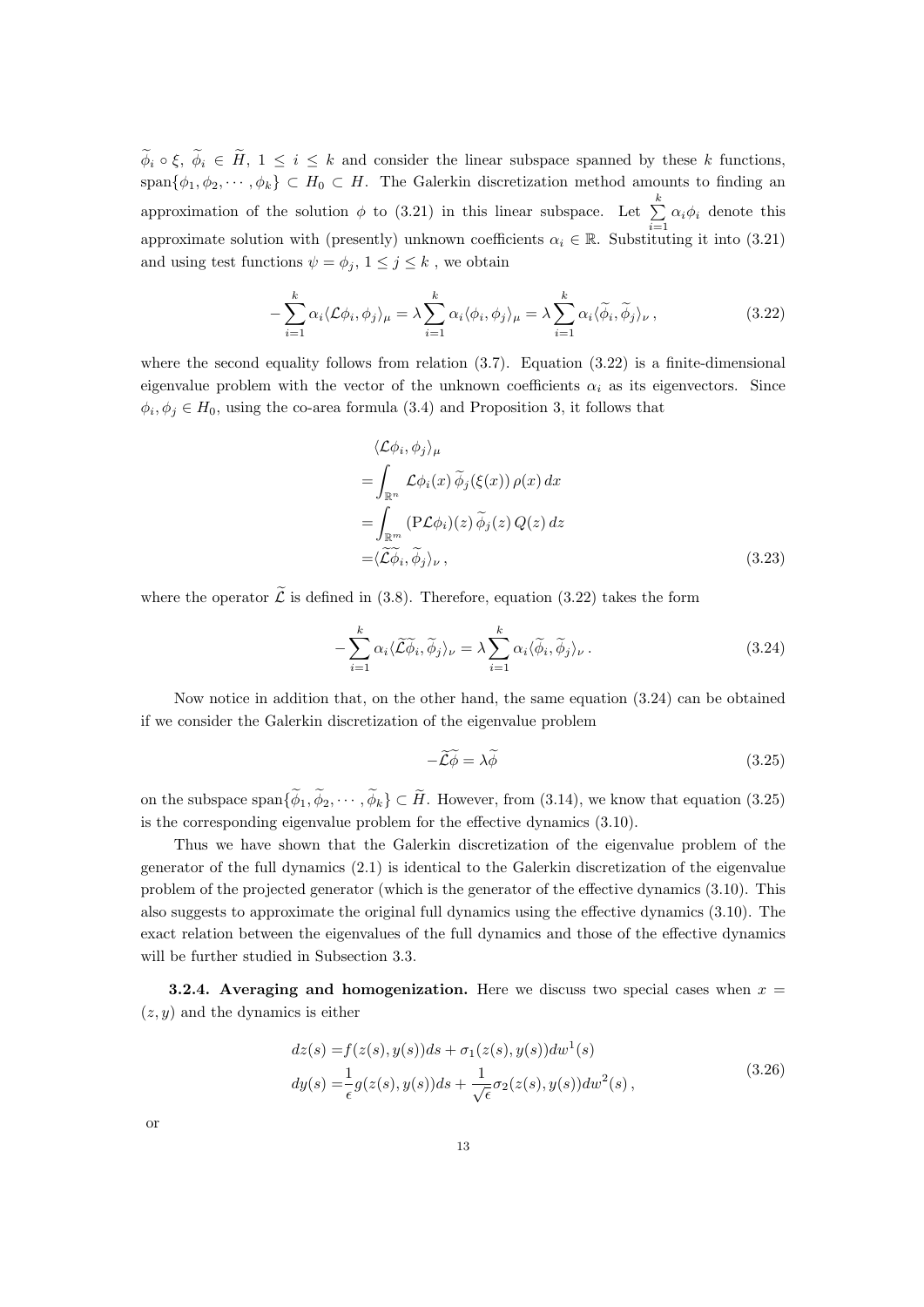$\widetilde{\phi}_i \circ \xi$, $\widetilde{\phi}_i \in \widetilde{H}$, $1 \le i \le k$ and consider the linear subspace spanned by these $k$ functions, $\mathrm{span}\{\phi_1, \phi_2, \cdots, \phi_k\} \subset H_0 \subset H$. The Galerkin discretization method amounts to finding an approximation of the solution $\phi$ to (3.21) in this linear subspace. Let $\sum\limits_{i=1}^{k} \alpha_i \phi_i$ denote this approximate solution with (presently) unknown coefficients $\alpha_i \in \mathbb{R}$. Substituting it into (3.21) and using test functions $\psi = \phi_j$, $1 \le j \le k$ , we obtain

$$
-\sum_{i=1}^{k} \alpha_i \langle \mathcal{L}\phi_i, \phi_j\rangle_\mu = \lambda \sum_{i=1}^{k} \alpha_i \langle \phi_i, \phi_j\rangle_\mu = \lambda \sum_{i=1}^{k} \alpha_i \langle \widetilde{\phi}_i, \widetilde{\phi}_j\rangle_\nu \,, \tag{3.22}
$$

where the second equality follows from relation (3.7). Equation (3.22) is a finite-dimensional eigenvalue problem with the vector of the unknown coefficients $\alpha_i$ as its eigenvectors. Since $\phi_i, \phi_j \in H_0$, using the co-area formula (3.4) and Proposition 3, it follows that

$$
\begin{aligned}
&\langle \mathcal{L}\phi_i, \phi_j\rangle_\mu \\
=&\int_{\mathbb{R}^n} \mathcal{L}\phi_i(x)\, \widetilde{\phi}_j(\xi(x))\, \rho(x)\, dx \\
=&\int_{\mathbb{R}^m} (\mathrm{P}\mathcal{L}\phi_i)(z)\, \widetilde{\phi}_j(z)\, Q(z)\, dz \\
=&\langle \widetilde{\mathcal{L}}\widetilde{\phi}_i, \widetilde{\phi}_j\rangle_\nu \,,
\end{aligned} \tag{3.23}
$$

where the operator $\widetilde{\mathcal{L}}$ is defined in (3.8). Therefore, equation (3.22) takes the form

$$
-\sum_{i=1}^{k} \alpha_i \langle \widetilde{\mathcal{L}}\widetilde{\phi}_i, \widetilde{\phi}_j\rangle_\nu = \lambda \sum_{i=1}^{k} \alpha_i \langle \widetilde{\phi}_i, \widetilde{\phi}_j\rangle_\nu \,. \tag{3.24}
$$

Now notice in addition that, on the other hand, the same equation (3.24) can be obtained if we consider the Galerkin discretization of the eigenvalue problem

$$
-\widetilde{\mathcal{L}}\widetilde{\phi} = \lambda \widetilde{\phi} \tag{3.25}
$$

on the subspace $\mathrm{span}\{\widetilde{\phi}_1, \widetilde{\phi}_2, \cdots, \widetilde{\phi}_k\} \subset \widetilde{H}$. However, from (3.14), we know that equation (3.25) is the corresponding eigenvalue problem for the effective dynamics (3.10).

Thus we have shown that the Galerkin discretization of the eigenvalue problem of the generator of the full dynamics (2.1) is identical to the Galerkin discretization of the eigenvalue problem of the projected generator (which is the generator of the effective dynamics (3.10). This also suggests to approximate the original full dynamics using the effective dynamics (3.10). The exact relation between the eigenvalues of the full dynamics and those of the effective dynamics will be further studied in Subsection 3.3.

**3.2.4. Averaging and homogenization.** Here we discuss two special cases when $x = (z, y)$ and the dynamics is either

$$
\begin{aligned}
dz(s) =& f(z(s), y(s))ds + \sigma_1(z(s), y(s))dw^1(s) \\
dy(s) =& \frac{1}{\epsilon} g(z(s), y(s))ds + \frac{1}{\sqrt{\epsilon}} \sigma_2(z(s), y(s))dw^2(s) \,,
\end{aligned} \tag{3.26}
$$

or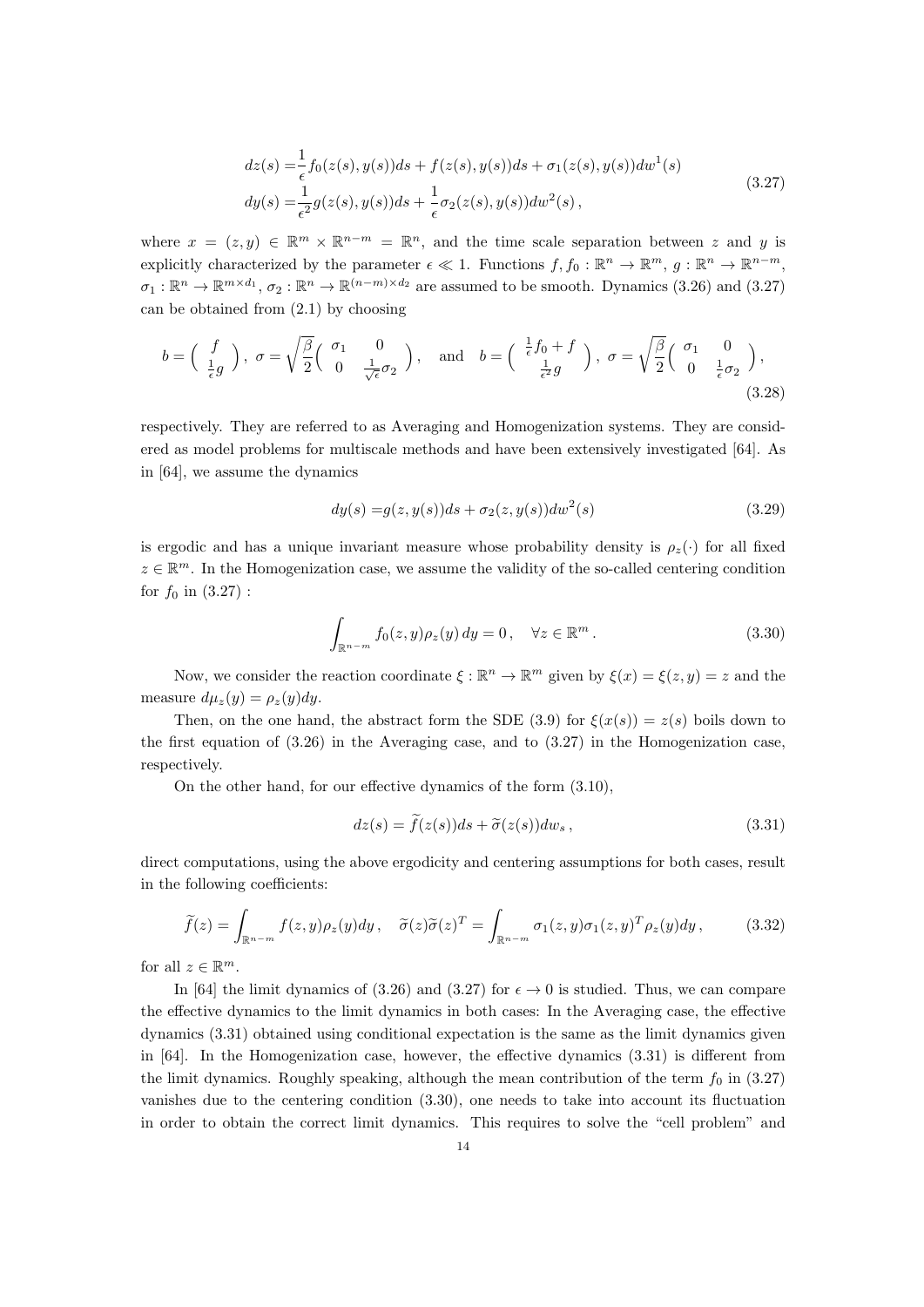$$
\begin{aligned}
dz(s) =& \frac{1}{\epsilon} f_0(z(s), y(s))ds + f(z(s), y(s))ds + \sigma_1(z(s), y(s))dw^1(s) \\
dy(s) =& \frac{1}{\epsilon^2} g(z(s), y(s))ds + \frac{1}{\epsilon}\sigma_2(z(s), y(s))dw^2(s)\,,
\end{aligned}
\tag{3.27}
$$

where $x = (z, y) \in \mathbb{R}^m \times \mathbb{R}^{n-m} = \mathbb{R}^n$, and the time scale separation between $z$ and $y$ is explicitly characterized by the parameter $\epsilon \ll 1$. Functions $f, f_0 : \mathbb{R}^n \to \mathbb{R}^m$, $g : \mathbb{R}^n \to \mathbb{R}^{n-m}$, $\sigma_1 : \mathbb{R}^n \to \mathbb{R}^{m\times d_1}$, $\sigma_2 : \mathbb{R}^n \to \mathbb{R}^{(n-m)\times d_2}$ are assumed to be smooth. Dynamics (3.26) and (3.27) can be obtained from (2.1) by choosing

$$
b = \begin{pmatrix} f \\ \frac{1}{\epsilon} g \end{pmatrix}, \; \sigma = \sqrt{\frac{\beta}{2}}\begin{pmatrix} \sigma_1 & 0 \\ 0 & \frac{1}{\sqrt{\epsilon}}\sigma_2 \end{pmatrix}, \quad \text{and} \quad b = \begin{pmatrix} \frac{1}{\epsilon} f_0 + f \\ \frac{1}{\epsilon^2} g \end{pmatrix}, \; \sigma = \sqrt{\frac{\beta}{2}}\begin{pmatrix} \sigma_1 & 0 \\ 0 & \frac{1}{\epsilon}\sigma_2 \end{pmatrix},
\tag{3.28}
$$

respectively. They are referred to as Averaging and Homogenization systems. They are considered as model problems for multiscale methods and have been extensively investigated [64]. As in [64], we assume the dynamics

$$
dy(s) = g(z, y(s))ds + \sigma_2(z, y(s))dw^2(s)
\tag{3.29}
$$

is ergodic and has a unique invariant measure whose probability density is $\rho_z(\cdot)$ for all fixed $z \in \mathbb{R}^m$. In the Homogenization case, we assume the validity of the so-called centering condition for $f_0$ in (3.27) :

$$
\int_{\mathbb{R}^{n-m}} f_0(z, y)\rho_z(y)\,dy = 0\,, \quad \forall z \in \mathbb{R}^m\,.
\tag{3.30}
$$

Now, we consider the reaction coordinate $\xi : \mathbb{R}^n \to \mathbb{R}^m$ given by $\xi(x) = \xi(z, y) = z$ and the measure $d\mu_z(y) = \rho_z(y)dy$.

Then, on the one hand, the abstract form the SDE (3.9) for $\xi(x(s)) = z(s)$ boils down to the first equation of (3.26) in the Averaging case, and to (3.27) in the Homogenization case, respectively.

On the other hand, for our effective dynamics of the form (3.10),

$$
dz(s) = \widetilde{f}(z(s))ds + \widetilde{\sigma}(z(s))dw_s\,,
\tag{3.31}
$$

direct computations, using the above ergodicity and centering assumptions for both cases, result in the following coefficients:

$$
\widetilde{f}(z) = \int_{\mathbb{R}^{n-m}} f(z, y)\rho_z(y)dy\,, \quad \widetilde{\sigma}(z)\widetilde{\sigma}(z)^T = \int_{\mathbb{R}^{n-m}} \sigma_1(z, y)\sigma_1(z, y)^T\rho_z(y)dy\,,
\tag{3.32}
$$

for all $z \in \mathbb{R}^m$.

In [64] the limit dynamics of (3.26) and (3.27) for $\epsilon \to 0$ is studied. Thus, we can compare the effective dynamics to the limit dynamics in both cases: In the Averaging case, the effective dynamics (3.31) obtained using conditional expectation is the same as the limit dynamics given in [64]. In the Homogenization case, however, the effective dynamics (3.31) is different from the limit dynamics. Roughly speaking, although the mean contribution of the term $f_0$ in (3.27) vanishes due to the centering condition (3.30), one needs to take into account its fluctuation in order to obtain the correct limit dynamics. This requires to solve the "cell problem" and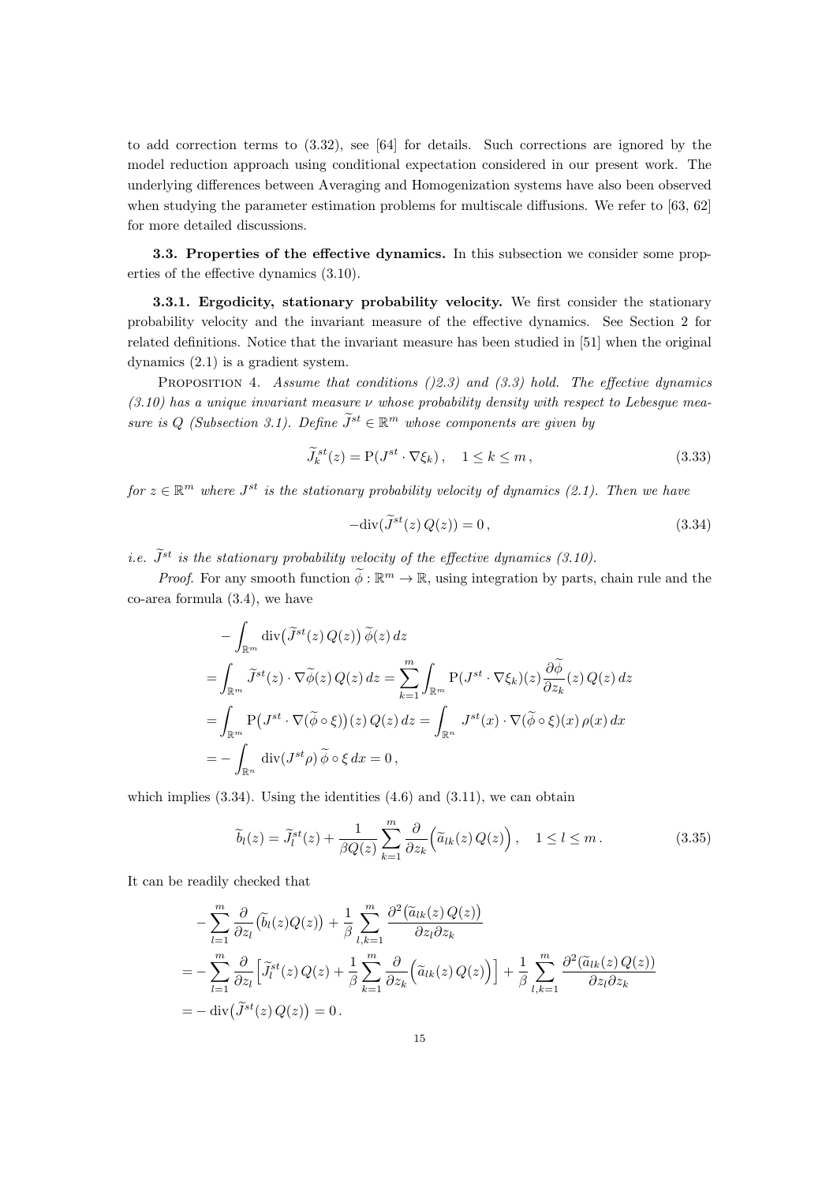to add correction terms to (3.32), see [64] for details. Such corrections are ignored by the model reduction approach using conditional expectation considered in our present work. The underlying differences between Averaging and Homogenization systems have also been observed when studying the parameter estimation problems for multiscale diffusions. We refer to [63, 62] for more detailed discussions.

### 3.3. Properties of the effective dynamics.

In this subsection we consider some properties of the effective dynamics (3.10).

#### 3.3.1. Ergodicity, stationary probability velocity.

We first consider the stationary probability velocity and the invariant measure of the effective dynamics. See Section 2 for related definitions. Notice that the invariant measure has been studied in [51] when the original dynamics (2.1) is a gradient system.

Proposition 4. *Assume that conditions ()2.3) and (3.3) hold. The effective dynamics (3.10) has a unique invariant measure $\nu$ whose probability density with respect to Lebesgue measure is $Q$ (Subsection 3.1). Define $\widetilde{J}^{st} \in \mathbb{R}^m$ whose components are given by*

$$\widetilde{J}^{st}_k(z) = \mathrm{P}(J^{st} \cdot \nabla \xi_k)\,, \quad 1 \le k \le m\,, \tag{3.33}$$

*for $z \in \mathbb{R}^m$ where $J^{st}$ is the stationary probability velocity of dynamics (2.1). Then we have*

$$-\mathrm{div}(\widetilde{J}^{st}(z)\, Q(z)) = 0\,, \tag{3.34}$$

*i.e. $\widetilde{J}^{st}$ is the stationary probability velocity of the effective dynamics (3.10).*

*Proof*. For any smooth function $\widetilde{\phi} : \mathbb{R}^m \to \mathbb{R}$, using integration by parts, chain rule and the co-area formula (3.4), we have

$$\begin{aligned}
& - \int_{\mathbb{R}^m} \mathrm{div}\big(\widetilde{J}^{st}(z)\, Q(z)\big)\, \widetilde{\phi}(z)\, dz \\
=& \int_{\mathbb{R}^m} \widetilde{J}^{st}(z) \cdot \nabla \widetilde{\phi}(z)\, Q(z)\, dz = \sum_{k=1}^m \int_{\mathbb{R}^m} \mathrm{P}(J^{st} \cdot \nabla \xi_k)(z) \frac{\partial \widetilde{\phi}}{\partial z_k}(z)\, Q(z)\, dz \\
=& \int_{\mathbb{R}^m} \mathrm{P}\big(J^{st} \cdot \nabla (\widetilde{\phi} \circ \xi)\big)(z)\, Q(z)\, dz = \int_{\mathbb{R}^n} J^{st}(x) \cdot \nabla (\widetilde{\phi} \circ \xi)(x)\, \rho(x)\, dx \\
=& - \int_{\mathbb{R}^n} \mathrm{div}(J^{st} \rho)\, \widetilde{\phi} \circ \xi\, dx = 0\,,
\end{aligned}$$

which implies (3.34). Using the identities (4.6) and (3.11), we can obtain

$$\widetilde{b}_l(z) = \widetilde{J}^{st}_l(z) + \frac{1}{\beta Q(z)} \sum_{k=1}^m \frac{\partial}{\partial z_k}\Big(\widetilde{a}_{lk}(z)\, Q(z)\Big)\,, \quad 1 \le l \le m\,. \tag{3.35}$$

It can be readily checked that

$$\begin{aligned}
& - \sum_{l=1}^m \frac{\partial}{\partial z_l}\big(\widetilde{b}_l(z) Q(z)\big) + \frac{1}{\beta} \sum_{l,k=1}^m \frac{\partial^2 \big(\widetilde{a}_{lk}(z)\, Q(z)\big)}{\partial z_l \partial z_k} \\
=& - \sum_{l=1}^m \frac{\partial}{\partial z_l}\Big[\widetilde{J}^{st}_l(z)\, Q(z) + \frac{1}{\beta} \sum_{k=1}^m \frac{\partial}{\partial z_k}\Big(\widetilde{a}_{lk}(z)\, Q(z)\Big)\Big] + \frac{1}{\beta} \sum_{l,k=1}^m \frac{\partial^2 (\widetilde{a}_{lk}(z)\, Q(z))}{\partial z_l \partial z_k} \\
=& - \mathrm{div}\big(\widetilde{J}^{st}(z)\, Q(z)\big) = 0\,.
\end{aligned}$$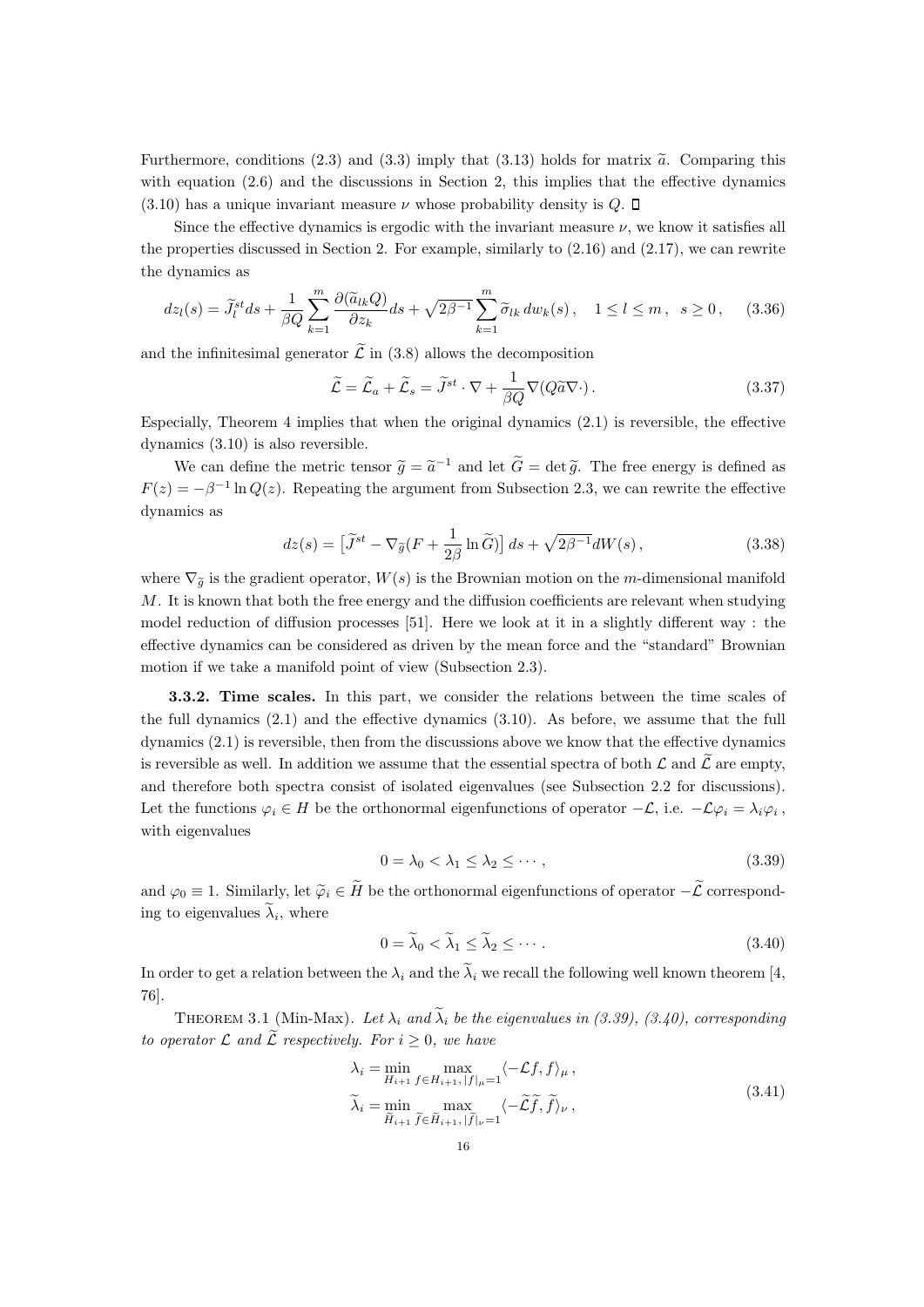Furthermore, conditions (2.3) and (3.3) imply that (3.13) holds for matrix $\widetilde{a}$. Comparing this with equation (2.6) and the discussions in Section 2, this implies that the effective dynamics (3.10) has a unique invariant measure $\nu$ whose probability density is $Q$. □

Since the effective dynamics is ergodic with the invariant measure $\nu$, we know it satisfies all the properties discussed in Section 2. For example, similarly to (2.16) and (2.17), we can rewrite the dynamics as

$$dz_l(s) = \widetilde{J}^{st}_l ds + \frac{1}{\beta Q}\sum_{k=1}^{m} \frac{\partial(\widetilde{a}_{lk}Q)}{\partial z_k} ds + \sqrt{2\beta^{-1}}\sum_{k=1}^{m} \widetilde{\sigma}_{lk}\, dw_k(s)\,, \quad 1 \le l \le m\,, \ \ s \ge 0\,, \qquad (3.36)$$

and the infinitesimal generator $\widetilde{\mathcal{L}}$ in (3.8) allows the decomposition

$$\widetilde{\mathcal{L}} = \widetilde{\mathcal{L}}_a + \widetilde{\mathcal{L}}_s = \widetilde{J}^{st}\cdot\nabla + \frac{1}{\beta Q}\nabla(Q\widetilde{a}\nabla\cdot)\,. \qquad (3.37)$$

Especially, Theorem 4 implies that when the original dynamics (2.1) is reversible, the effective dynamics (3.10) is also reversible.

We can define the metric tensor $\widetilde{g} = \widetilde{a}^{-1}$ and let $\widetilde{G} = \det \widetilde{g}$. The free energy is defined as $F(z) = -\beta^{-1}\ln Q(z)$. Repeating the argument from Subsection 2.3, we can rewrite the effective dynamics as

$$dz(s) = \big[\widetilde{J}^{st} - \nabla_{\widetilde{g}}(F + \frac{1}{2\beta}\ln \widetilde{G})\big]\, ds + \sqrt{2\beta^{-1}}dW(s)\,, \qquad (3.38)$$

where $\nabla_{\widetilde{g}}$ is the gradient operator, $W(s)$ is the Brownian motion on the $m$-dimensional manifold $M$. It is known that both the free energy and the diffusion coefficients are relevant when studying model reduction of diffusion processes [51]. Here we look at it in a slightly different way : the effective dynamics can be considered as driven by the mean force and the "standard" Brownian motion if we take a manifold point of view (Subsection 2.3).

**3.3.2. Time scales.** In this part, we consider the relations between the time scales of the full dynamics (2.1) and the effective dynamics (3.10). As before, we assume that the full dynamics (2.1) is reversible, then from the discussions above we know that the effective dynamics is reversible as well. In addition we assume that the essential spectra of both $\mathcal{L}$ and $\widetilde{\mathcal{L}}$ are empty, and therefore both spectra consist of isolated eigenvalues (see Subsection 2.2 for discussions). Let the functions $\varphi_i \in H$ be the orthonormal eigenfunctions of operator $-\mathcal{L}$, i.e. $-\mathcal{L}\varphi_i = \lambda_i\varphi_i$, with eigenvalues

$$0 = \lambda_0 < \lambda_1 \le \lambda_2 \le \cdots\,, \qquad (3.39)$$

and $\varphi_0 \equiv 1$. Similarly, let $\widetilde{\varphi}_i \in \widetilde{H}$ be the orthonormal eigenfunctions of operator $-\widetilde{\mathcal{L}}$ corresponding to eigenvalues $\widetilde{\lambda}_i$, where

$$0 = \widetilde{\lambda}_0 < \widetilde{\lambda}_1 \le \widetilde{\lambda}_2 \le \cdots\,. \qquad (3.40)$$

In order to get a relation between the $\lambda_i$ and the $\widetilde{\lambda}_i$ we recall the following well known theorem [4, 76].

THEOREM 3.1 (Min-Max). *Let $\lambda_i$ and $\widetilde{\lambda}_i$ be the eigenvalues in (3.39), (3.40), corresponding to operator $\mathcal{L}$ and $\widetilde{\mathcal{L}}$ respectively. For $i \ge 0$, we have*

$$\begin{aligned}
\lambda_i &= \min_{H_{i+1}} \max_{f \in H_{i+1},\, |f|_\mu = 1} \langle -\mathcal{L}f, f\rangle_\mu\,,\\
\widetilde{\lambda}_i &= \min_{\widetilde{H}_{i+1}} \max_{\widetilde{f} \in \widetilde{H}_{i+1},\, |\widetilde{f}|_\nu = 1} \langle -\widetilde{\mathcal{L}}\widetilde{f}, \widetilde{f}\rangle_\nu\,,
\end{aligned} \qquad (3.41)$$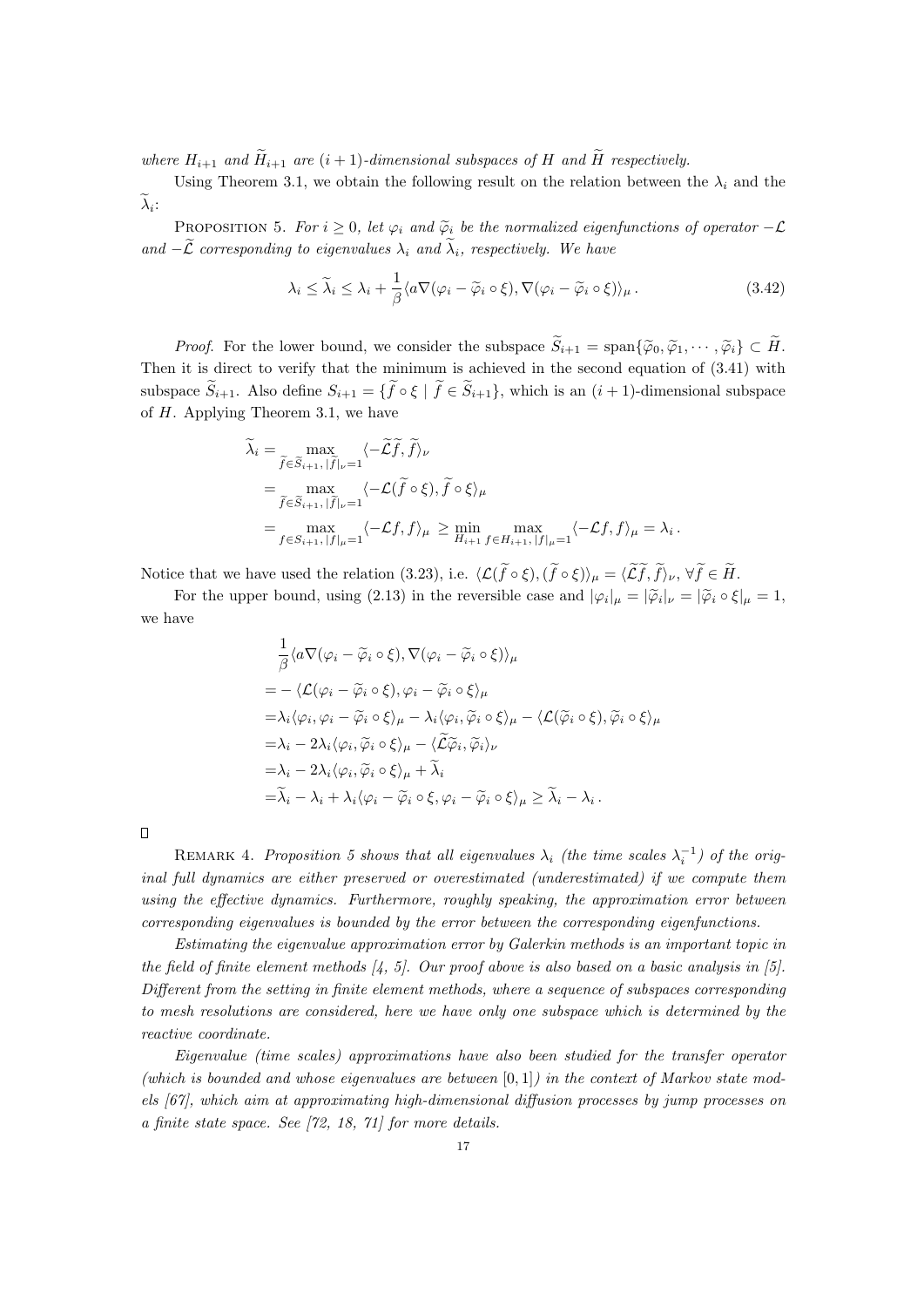*where $H_{i+1}$ and $\widetilde{H}_{i+1}$ are $(i+1)$-dimensional subspaces of $H$ and $\widetilde{H}$ respectively.*

Using Theorem 3.1, we obtain the following result on the relation between the $\lambda_i$ and the $\widetilde{\lambda}_i$:

Proposition 5. *For $i \geq 0$, let $\varphi_i$ and $\widetilde{\varphi}_i$ be the normalized eigenfunctions of operator $-\mathcal{L}$ and $-\widetilde{\mathcal{L}}$ corresponding to eigenvalues $\lambda_i$ and $\widetilde{\lambda}_i$, respectively. We have*

$$\lambda_i \leq \widetilde{\lambda}_i \leq \lambda_i + \frac{1}{\beta}\langle a\nabla(\varphi_i - \widetilde{\varphi}_i \circ \xi), \nabla(\varphi_i - \widetilde{\varphi}_i \circ \xi)\rangle_\mu\,. \tag{3.42}$$

*Proof.* For the lower bound, we consider the subspace $\widetilde{S}_{i+1} = \mathrm{span}\{\widetilde{\varphi}_0, \widetilde{\varphi}_1, \cdots, \widetilde{\varphi}_i\} \subset \widetilde{H}$. Then it is direct to verify that the minimum is achieved in the second equation of (3.41) with subspace $\widetilde{S}_{i+1}$. Also define $S_{i+1} = \{\widetilde{f} \circ \xi \mid \widetilde{f} \in \widetilde{S}_{i+1}\}$, which is an $(i+1)$-dimensional subspace of $H$. Applying Theorem 3.1, we have

$$\begin{aligned}
\widetilde{\lambda}_i =& \max_{\widetilde{f} \in \widetilde{S}_{i+1},\, |\widetilde{f}|_\nu = 1} \langle -\widetilde{\mathcal{L}}\widetilde{f}, \widetilde{f}\rangle_\nu \\
=& \max_{\widetilde{f} \in \widetilde{S}_{i+1},\, |\widetilde{f}|_\nu = 1} \langle -\mathcal{L}(\widetilde{f}\circ\xi), \widetilde{f}\circ\xi\rangle_\mu \\
=& \max_{f \in S_{i+1},\, |f|_\mu = 1} \langle -\mathcal{L}f, f\rangle_\mu \geq \min_{H_{i+1}} \max_{f \in H_{i+1},\, |f|_\mu = 1} \langle -\mathcal{L}f, f\rangle_\mu = \lambda_i\,.
\end{aligned}$$

Notice that we have used the relation (3.23), i.e. $\langle \mathcal{L}(\widetilde{f}\circ\xi), (\widetilde{f}\circ\xi)\rangle_\mu = \langle \widetilde{\mathcal{L}}\widetilde{f}, \widetilde{f}\rangle_\nu$, $\forall \widetilde{f} \in \widetilde{H}$.

For the upper bound, using (2.13) in the reversible case and $|\varphi_i|_\mu = |\widetilde{\varphi}_i|_\nu = |\widetilde{\varphi}_i \circ \xi|_\mu = 1$, we have

$$\begin{aligned}
&\frac{1}{\beta}\langle a\nabla(\varphi_i - \widetilde{\varphi}_i\circ\xi), \nabla(\varphi_i - \widetilde{\varphi}_i\circ\xi)\rangle_\mu \\
=& -\langle \mathcal{L}(\varphi_i - \widetilde{\varphi}_i\circ\xi), \varphi_i - \widetilde{\varphi}_i\circ\xi\rangle_\mu \\
=&\lambda_i\langle\varphi_i, \varphi_i - \widetilde{\varphi}_i\circ\xi\rangle_\mu - \lambda_i\langle\varphi_i, \widetilde{\varphi}_i\circ\xi\rangle_\mu - \langle\mathcal{L}(\widetilde{\varphi}_i\circ\xi), \widetilde{\varphi}_i\circ\xi\rangle_\mu \\
=&\lambda_i - 2\lambda_i\langle\varphi_i, \widetilde{\varphi}_i\circ\xi\rangle_\mu - \langle\widetilde{\mathcal{L}}\widetilde{\varphi}_i, \widetilde{\varphi}_i\rangle_\nu \\
=&\lambda_i - 2\lambda_i\langle\varphi_i, \widetilde{\varphi}_i\circ\xi\rangle_\mu + \widetilde{\lambda}_i \\
=&\widetilde{\lambda}_i - \lambda_i + \lambda_i\langle\varphi_i - \widetilde{\varphi}_i\circ\xi, \varphi_i - \widetilde{\varphi}_i\circ\xi\rangle_\mu \geq \widetilde{\lambda}_i - \lambda_i\,.
\end{aligned}$$

□

Remark 4. *Proposition 5 shows that all eigenvalues $\lambda_i$ (the time scales $\lambda_i^{-1}$) of the original full dynamics are either preserved or overestimated (underestimated) if we compute them using the effective dynamics. Furthermore, roughly speaking, the approximation error between corresponding eigenvalues is bounded by the error between the corresponding eigenfunctions.*

*Estimating the eigenvalue approximation error by Galerkin methods is an important topic in the field of finite element methods [4, 5]. Our proof above is also based on a basic analysis in [5]. Different from the setting in finite element methods, where a sequence of subspaces corresponding to mesh resolutions are considered, here we have only one subspace which is determined by the reactive coordinate.*

*Eigenvalue (time scales) approximations have also been studied for the transfer operator (which is bounded and whose eigenvalues are between $[0,1]$) in the context of Markov state models [67], which aim at approximating high-dimensional diffusion processes by jump processes on a finite state space. See [72, 18, 71] for more details.*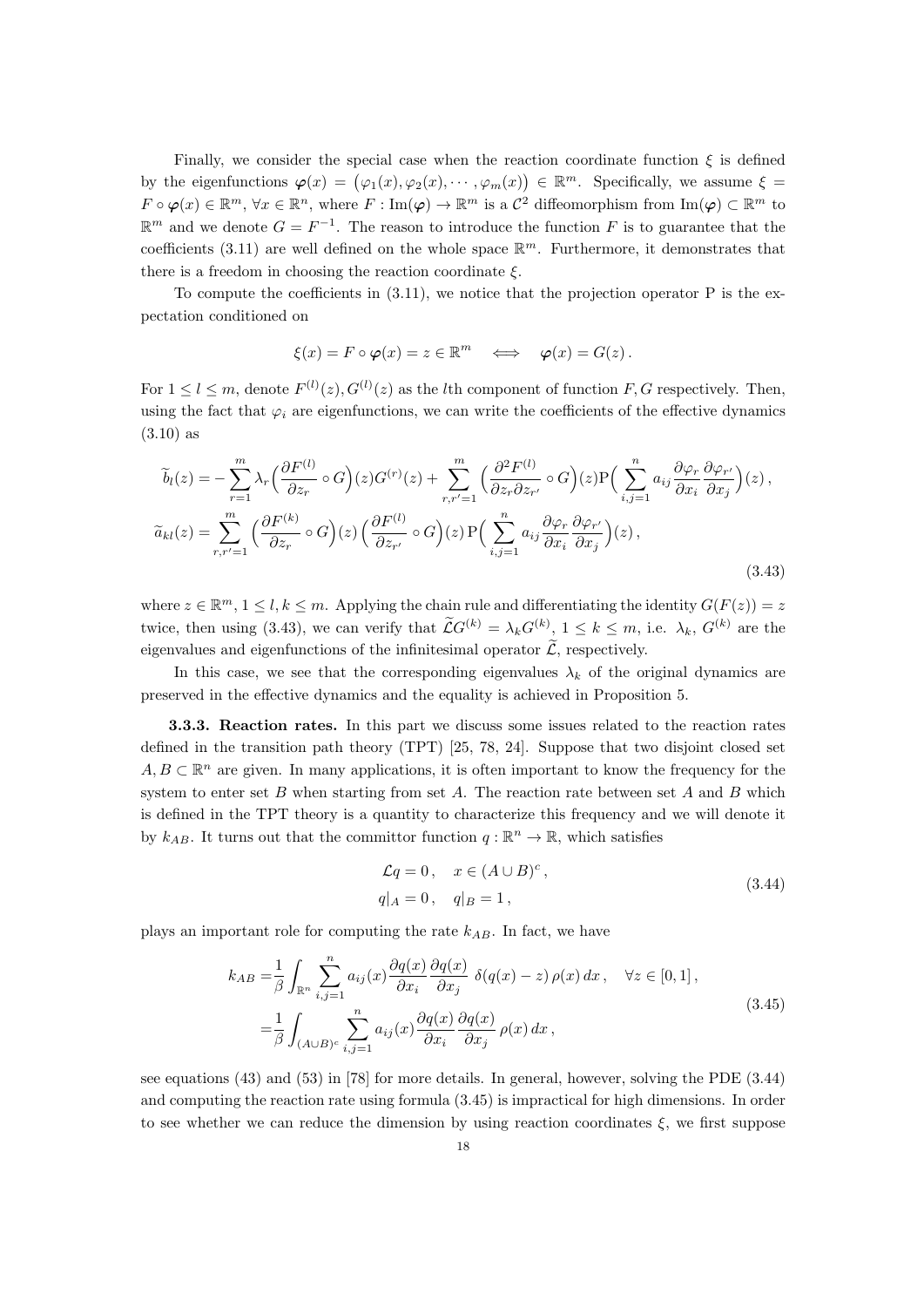Finally, we consider the special case when the reaction coordinate function $\xi$ is defined by the eigenfunctions $\boldsymbol{\varphi}(x) = \big(\varphi_1(x), \varphi_2(x), \cdots, \varphi_m(x)\big) \in \mathbb{R}^m$. Specifically, we assume $\xi = F \circ \boldsymbol{\varphi}(x) \in \mathbb{R}^m$, $\forall x \in \mathbb{R}^n$, where $F : \mathrm{Im}(\boldsymbol{\varphi}) \rightarrow \mathbb{R}^m$ is a $\mathcal{C}^2$ diffeomorphism from $\mathrm{Im}(\boldsymbol{\varphi}) \subset \mathbb{R}^m$ to $\mathbb{R}^m$ and we denote $G = F^{-1}$. The reason to introduce the function $F$ is to guarantee that the coefficients (3.11) are well defined on the whole space $\mathbb{R}^m$. Furthermore, it demonstrates that there is a freedom in choosing the reaction coordinate $\xi$.

To compute the coefficients in (3.11), we notice that the projection operator P is the expectation conditioned on

$$\xi(x) = F \circ \boldsymbol{\varphi}(x) = z \in \mathbb{R}^m \quad \Longleftrightarrow \quad \boldsymbol{\varphi}(x) = G(z)\,.$$

For $1 \le l \le m$, denote $F^{(l)}(z), G^{(l)}(z)$ as the $l$th component of function $F, G$ respectively. Then, using the fact that $\varphi_i$ are eigenfunctions, we can write the coefficients of the effective dynamics (3.10) as

$$\begin{aligned}
\widetilde{b}_l(z) =& -\sum_{r=1}^{m} \lambda_r \Big(\frac{\partial F^{(l)}}{\partial z_r} \circ G\Big)(z) G^{(r)}(z) + \sum_{r,r'=1}^{m} \Big(\frac{\partial^2 F^{(l)}}{\partial z_r \partial z_{r'}} \circ G\Big)(z) \mathrm{P}\Big(\sum_{i,j=1}^{n} a_{ij} \frac{\partial \varphi_r}{\partial x_i} \frac{\partial \varphi_{r'}}{\partial x_j}\Big)(z)\,, \\
\widetilde{a}_{kl}(z) =& \sum_{r,r'=1}^{m} \Big(\frac{\partial F^{(k)}}{\partial z_r} \circ G\Big)(z) \Big(\frac{\partial F^{(l)}}{\partial z_{r'}} \circ G\Big)(z)\, \mathrm{P}\Big(\sum_{i,j=1}^{n} a_{ij} \frac{\partial \varphi_r}{\partial x_i} \frac{\partial \varphi_{r'}}{\partial x_j}\Big)(z)\,,
\end{aligned} \tag{3.43}$$

where $z \in \mathbb{R}^m$, $1 \le l, k \le m$. Applying the chain rule and differentiating the identity $G(F(z)) = z$ twice, then using (3.43), we can verify that $\widetilde{\mathcal{L}} G^{(k)} = \lambda_k G^{(k)}$, $1 \le k \le m$, i.e. $\lambda_k$, $G^{(k)}$ are the eigenvalues and eigenfunctions of the infinitesimal operator $\widetilde{\mathcal{L}}$, respectively.

In this case, we see that the corresponding eigenvalues $\lambda_k$ of the original dynamics are preserved in the effective dynamics and the equality is achieved in Proposition 5.

**3.3.3. Reaction rates.** In this part we discuss some issues related to the reaction rates defined in the transition path theory (TPT) [25, 78, 24]. Suppose that two disjoint closed set $A, B \subset \mathbb{R}^n$ are given. In many applications, it is often important to know the frequency for the system to enter set $B$ when starting from set $A$. The reaction rate between set $A$ and $B$ which is defined in the TPT theory is a quantity to characterize this frequency and we will denote it by $k_{AB}$. It turns out that the committor function $q : \mathbb{R}^n \rightarrow \mathbb{R}$, which satisfies

$$\begin{aligned}
&\mathcal{L} q = 0\,, \quad x \in (A \cup B)^c\,, \\
&q|_A = 0\,, \quad q|_B = 1\,,
\end{aligned} \tag{3.44}$$

plays an important role for computing the rate $k_{AB}$. In fact, we have

$$\begin{aligned}
k_{AB} =& \frac{1}{\beta} \int_{\mathbb{R}^n} \sum_{i,j=1}^{n} a_{ij}(x) \frac{\partial q(x)}{\partial x_i} \frac{\partial q(x)}{\partial x_j}\; \delta(q(x) - z)\, \rho(x)\, dx\,, \quad \forall z \in [0,1]\,, \\
=& \frac{1}{\beta} \int_{(A \cup B)^c} \sum_{i,j=1}^{n} a_{ij}(x) \frac{\partial q(x)}{\partial x_i} \frac{\partial q(x)}{\partial x_j}\, \rho(x)\, dx\,,
\end{aligned} \tag{3.45}$$

see equations (43) and (53) in [78] for more details. In general, however, solving the PDE (3.44) and computing the reaction rate using formula (3.45) is impractical for high dimensions. In order to see whether we can reduce the dimension by using reaction coordinates $\xi$, we first suppose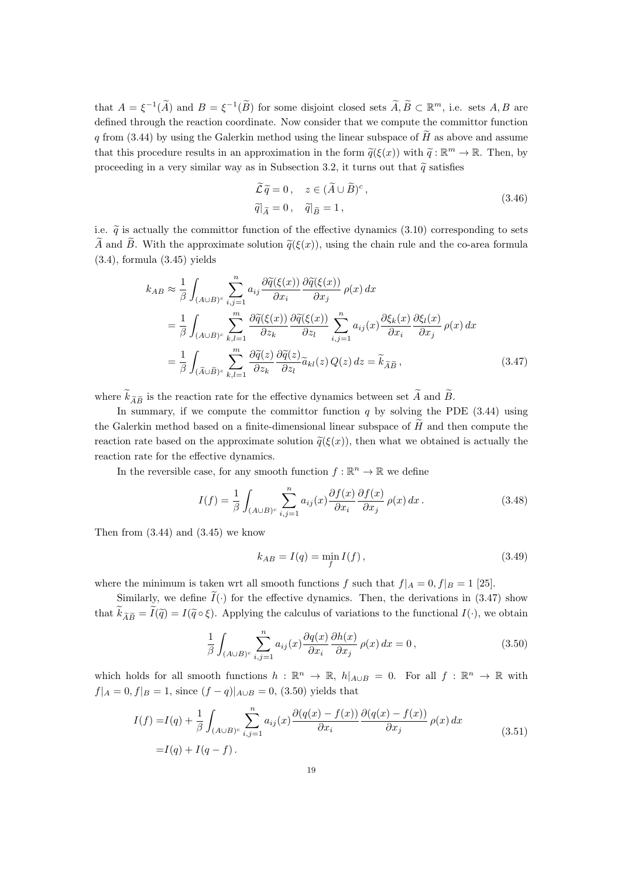that $A = \xi^{-1}(\widetilde{A})$ and $B = \xi^{-1}(\widetilde{B})$ for some disjoint closed sets $\widetilde{A}, \widetilde{B} \subset \mathbb{R}^m$, i.e. sets $A, B$ are defined through the reaction coordinate. Now consider that we compute the committor function $q$ from (3.44) by using the Galerkin method using the linear subspace of $\widetilde{H}$ as above and assume that this procedure results in an approximation in the form $\widetilde{q}(\xi(x))$ with $\widetilde{q} : \mathbb{R}^m \to \mathbb{R}$. Then, by proceeding in a very similar way as in Subsection 3.2, it turns out that $\widetilde{q}$ satisfies

$$
\begin{aligned}
&\widetilde{\mathcal{L}}\widetilde{q} = 0\,, \quad z \in (\widetilde{A} \cup \widetilde{B})^c\,,\\
&\widetilde{q}|_{\widetilde{A}} = 0\,, \quad \widetilde{q}|_{\widetilde{B}} = 1\,,
\end{aligned}
\tag{3.46}
$$

i.e. $\widetilde{q}$ is actually the committor function of the effective dynamics (3.10) corresponding to sets $\widetilde{A}$ and $\widetilde{B}$. With the approximate solution $\widetilde{q}(\xi(x))$, using the chain rule and the co-area formula (3.4), formula (3.45) yields

$$
\begin{aligned}
k_{AB} \approx& \frac{1}{\beta}\int_{(A\cup B)^c} \sum_{i,j=1}^{n} a_{ij} \frac{\partial \widetilde{q}(\xi(x))}{\partial x_i} \frac{\partial \widetilde{q}(\xi(x))}{\partial x_j}\,\rho(x)\,dx\\
=& \frac{1}{\beta}\int_{(A\cup B)^c} \sum_{k,l=1}^{m} \frac{\partial \widetilde{q}(\xi(x))}{\partial z_k} \frac{\partial \widetilde{q}(\xi(x))}{\partial z_l} \sum_{i,j=1}^{n} a_{ij}(x) \frac{\partial \xi_k(x)}{\partial x_i} \frac{\partial \xi_l(x)}{\partial x_j}\,\rho(x)\,dx\\
=& \frac{1}{\beta}\int_{(\widetilde{A}\cup \widetilde{B})^c} \sum_{k,l=1}^{m} \frac{\partial \widetilde{q}(z)}{\partial z_k} \frac{\partial \widetilde{q}(z)}{\partial z_l} \widetilde{a}_{kl}(z)\,Q(z)\,dz = \widetilde{k}_{\widetilde{A}\widetilde{B}}\,,
\end{aligned}
\tag{3.47}
$$

where $\widetilde{k}_{\widetilde{A}\widetilde{B}}$ is the reaction rate for the effective dynamics between set $\widetilde{A}$ and $\widetilde{B}$.

In summary, if we compute the committor function $q$ by solving the PDE (3.44) using the Galerkin method based on a finite-dimensional linear subspace of $\widetilde{H}$ and then compute the reaction rate based on the approximate solution $\widetilde{q}(\xi(x))$, then what we obtained is actually the reaction rate for the effective dynamics.

In the reversible case, for any smooth function $f : \mathbb{R}^n \to \mathbb{R}$ we define

$$
I(f) = \frac{1}{\beta}\int_{(A\cup B)^c} \sum_{i,j=1}^{n} a_{ij}(x) \frac{\partial f(x)}{\partial x_i} \frac{\partial f(x)}{\partial x_j}\,\rho(x)\,dx\,.
\tag{3.48}
$$

Then from (3.44) and (3.45) we know

$$
k_{AB} = I(q) = \min_f I(f)\,,
\tag{3.49}
$$

where the minimum is taken wrt all smooth functions $f$ such that $f|_A = 0, f|_B = 1$ [25].

Similarly, we define $\widetilde{I}(\cdot)$ for the effective dynamics. Then, the derivations in (3.47) show that $\widetilde{k}_{\widetilde{A}\widetilde{B}} = \widetilde{I}(\widetilde{q}) = I(\widetilde{q}\circ\xi)$. Applying the calculus of variations to the functional $I(\cdot)$, we obtain

$$
\frac{1}{\beta}\int_{(A\cup B)^c} \sum_{i,j=1}^{n} a_{ij}(x) \frac{\partial q(x)}{\partial x_i} \frac{\partial h(x)}{\partial x_j}\,\rho(x)\,dx = 0\,,
\tag{3.50}
$$

which holds for all smooth functions $h : \mathbb{R}^n \to \mathbb{R}$, $h|_{A\cup B} = 0$. For all $f : \mathbb{R}^n \to \mathbb{R}$ with $f|_A = 0, f|_B = 1$, since $(f-q)|_{A\cup B} = 0$, (3.50) yields that

$$
\begin{aligned}
I(f) =& I(q) + \frac{1}{\beta}\int_{(A\cup B)^c} \sum_{i,j=1}^{n} a_{ij}(x) \frac{\partial (q(x)-f(x))}{\partial x_i} \frac{\partial (q(x)-f(x))}{\partial x_j}\,\rho(x)\,dx\\
=& I(q) + I(q-f)\,.
\end{aligned}
\tag{3.51}
$$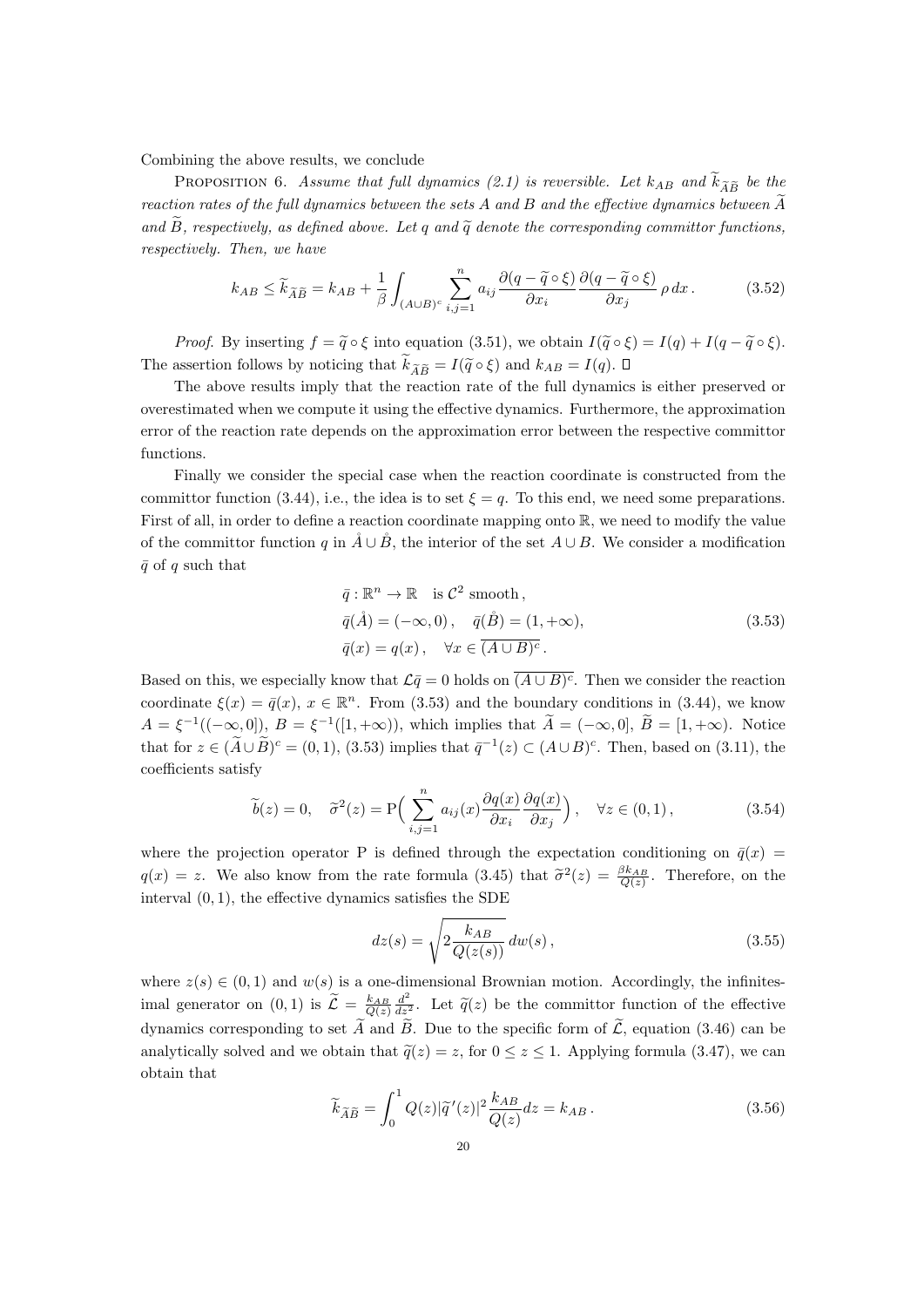Combining the above results, we conclude

Proposition 6. *Assume that full dynamics (2.1) is reversible. Let $k_{AB}$ and $\widetilde{k}_{\widetilde{A}\widetilde{B}}$ be the reaction rates of the full dynamics between the sets $A$ and $B$ and the effective dynamics between $\widetilde{A}$ and $\widetilde{B}$, respectively, as defined above. Let $q$ and $\widetilde{q}$ denote the corresponding committor functions, respectively. Then, we have*

$$k_{AB} \le \widetilde{k}_{\widetilde{A}\widetilde{B}} = k_{AB} + \frac{1}{\beta}\int_{(A\cup B)^c} \sum_{i,j=1}^{n} a_{ij} \frac{\partial (q-\widetilde{q}\circ\xi)}{\partial x_i}\frac{\partial (q-\widetilde{q}\circ\xi)}{\partial x_j}\,\rho\,dx\,. \tag{3.52}$$

*Proof.* By inserting $f = \widetilde{q}\circ\xi$ into equation (3.51), we obtain $I(\widetilde{q}\circ\xi) = I(q) + I(q-\widetilde{q}\circ\xi)$. The assertion follows by noticing that $\widetilde{k}_{\widetilde{A}\widetilde{B}} = I(\widetilde{q}\circ\xi)$ and $k_{AB} = I(q)$. □

The above results imply that the reaction rate of the full dynamics is either preserved or overestimated when we compute it using the effective dynamics. Furthermore, the approximation error of the reaction rate depends on the approximation error between the respective committor functions.

Finally we consider the special case when the reaction coordinate is constructed from the committor function (3.44), i.e., the idea is to set $\xi = q$. To this end, we need some preparations. First of all, in order to define a reaction coordinate mapping onto $\mathbb{R}$, we need to modify the value of the committor function $q$ in $\mathring{A}\cup\mathring{B}$, the interior of the set $A\cup B$. We consider a modification $\bar{q}$ of $q$ such that

$$\begin{aligned}
&\bar{q} : \mathbb{R}^n \rightarrow \mathbb{R} \quad \text{is } \mathcal{C}^2 \text{ smooth}\,,\\
&\bar{q}(\mathring{A}) = (-\infty, 0)\,, \quad \bar{q}(\mathring{B}) = (1, +\infty),\\
&\bar{q}(x) = q(x)\,, \quad \forall x \in \overline{(A\cup B)^c}\,.
\end{aligned} \tag{3.53}$$

Based on this, we especially know that $\mathcal{L}\bar{q} = 0$ holds on $\overline{(A\cup B)^c}$. Then we consider the reaction coordinate $\xi(x) = \bar{q}(x)$, $x\in\mathbb{R}^n$. From (3.53) and the boundary conditions in (3.44), we know $A = \xi^{-1}((-\infty, 0])$, $B = \xi^{-1}([1, +\infty))$, which implies that $\widetilde{A} = (-\infty, 0]$, $\widetilde{B} = [1, +\infty)$. Notice that for $z \in (\widetilde{A}\cup\widetilde{B})^c = (0,1)$, (3.53) implies that $\bar{q}^{-1}(z) \subset (A\cup B)^c$. Then, based on (3.11), the coefficients satisfy

$$\widetilde{b}(z) = 0, \quad \widetilde{\sigma}^2(z) = \mathrm{P}\Big(\sum_{i,j=1}^{n} a_{ij}(x)\frac{\partial q(x)}{\partial x_i}\frac{\partial q(x)}{\partial x_j}\Big)\,, \quad \forall z\in(0,1)\,, \tag{3.54}$$

where the projection operator P is defined through the expectation conditioning on $\bar{q}(x) = q(x) = z$. We also know from the rate formula (3.45) that $\widetilde{\sigma}^2(z) = \frac{\beta k_{AB}}{Q(z)}$. Therefore, on the interval $(0,1)$, the effective dynamics satisfies the SDE

$$dz(s) = \sqrt{2\frac{k_{AB}}{Q(z(s))}}\,dw(s)\,, \tag{3.55}$$

where $z(s)\in(0,1)$ and $w(s)$ is a one-dimensional Brownian motion. Accordingly, the infinitesimal generator on $(0,1)$ is $\widetilde{\mathcal{L}} = \frac{k_{AB}}{Q(z)}\frac{d^2}{dz^2}$. Let $\widetilde{q}(z)$ be the committor function of the effective dynamics corresponding to set $\widetilde{A}$ and $\widetilde{B}$. Due to the specific form of $\widetilde{\mathcal{L}}$, equation (3.46) can be analytically solved and we obtain that $\widetilde{q}(z) = z$, for $0\le z\le 1$. Applying formula (3.47), we can obtain that

$$\widetilde{k}_{\widetilde{A}\widetilde{B}} = \int_0^1 Q(z)|\widetilde{q}\,'(z)|^2\frac{k_{AB}}{Q(z)}dz = k_{AB}\,. \tag{3.56}$$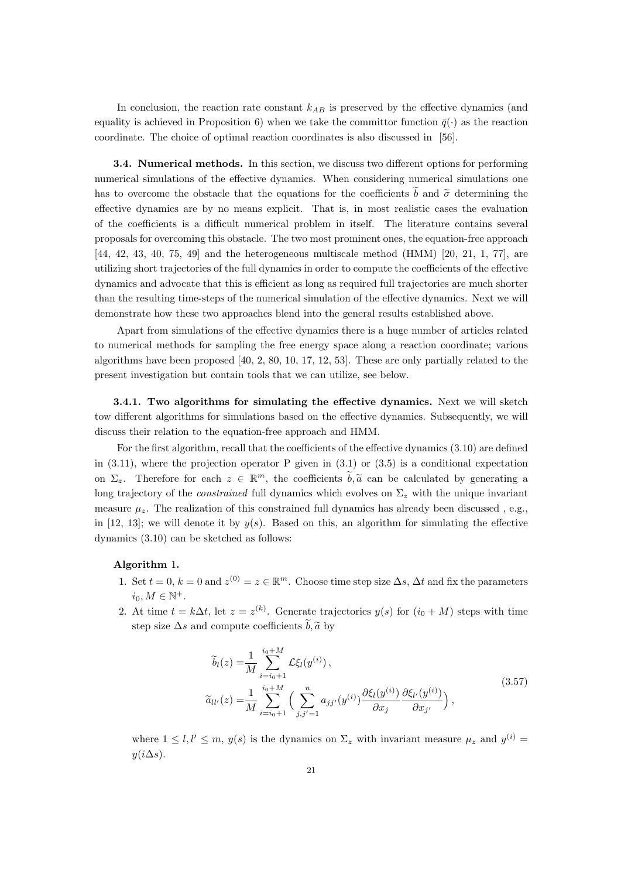In conclusion, the reaction rate constant $k_{AB}$ is preserved by the effective dynamics (and equality is achieved in Proposition 6) when we take the committor function $\bar{q}(\cdot)$ as the reaction coordinate. The choice of optimal reaction coordinates is also discussed in [56].

**3.4. Numerical methods.** In this section, we discuss two different options for performing numerical simulations of the effective dynamics. When considering numerical simulations one has to overcome the obstacle that the equations for the coefficients $\widetilde{b}$ and $\widetilde{\sigma}$ determining the effective dynamics are by no means explicit. That is, in most realistic cases the evaluation of the coefficients is a difficult numerical problem in itself. The literature contains several proposals for overcoming this obstacle. The two most prominent ones, the equation-free approach [44, 42, 43, 40, 75, 49] and the heterogeneous multiscale method (HMM) [20, 21, 1, 77], are utilizing short trajectories of the full dynamics in order to compute the coefficients of the effective dynamics and advocate that this is efficient as long as required full trajectories are much shorter than the resulting time-steps of the numerical simulation of the effective dynamics. Next we will demonstrate how these two approaches blend into the general results established above.

Apart from simulations of the effective dynamics there is a huge number of articles related to numerical methods for sampling the free energy space along a reaction coordinate; various algorithms have been proposed [40, 2, 80, 10, 17, 12, 53]. These are only partially related to the present investigation but contain tools that we can utilize, see below.

**3.4.1. Two algorithms for simulating the effective dynamics.** Next we will sketch tow different algorithms for simulations based on the effective dynamics. Subsequently, we will discuss their relation to the equation-free approach and HMM.

For the first algorithm, recall that the coefficients of the effective dynamics (3.10) are defined in (3.11), where the projection operator P given in (3.1) or (3.5) is a conditional expectation on $\Sigma_z$. Therefore for each $z \in \mathbb{R}^m$, the coefficients $\widetilde{b}, \widetilde{a}$ can be calculated by generating a long trajectory of the *constrained* full dynamics which evolves on $\Sigma_z$ with the unique invariant measure $\mu_z$. The realization of this constrained full dynamics has already been discussed , e.g., in [12, 13]; we will denote it by $y(s)$. Based on this, an algorithm for simulating the effective dynamics (3.10) can be sketched as follows:

**Algorithm 1.**

1. Set $t = 0$, $k = 0$ and $z^{(0)} = z \in \mathbb{R}^m$. Choose time step size $\Delta s$, $\Delta t$ and fix the parameters $i_0, M \in \mathbb{N}^+$.
2. At time $t = k\Delta t$, let $z = z^{(k)}$. Generate trajectories $y(s)$ for $(i_0 + M)$ steps with time step size $\Delta s$ and compute coefficients $\widetilde{b}, \widetilde{a}$ by

$$
\begin{aligned}
\widetilde{b}_l(z) =& \frac{1}{M} \sum_{i=i_0+1}^{i_0+M} \mathcal{L}\xi_l(y^{(i)})\,, \\
\widetilde{a}_{ll'}(z) =& \frac{1}{M} \sum_{i=i_0+1}^{i_0+M} \Big( \sum_{j,j'=1}^{n} a_{jj'}(y^{(i)}) \frac{\partial \xi_l(y^{(i)})}{\partial x_j} \frac{\partial \xi_{l'}(y^{(i)})}{\partial x_{j'}} \Big)\,,
\end{aligned}
\tag{3.57}
$$

   where $1 \le l, l' \le m$, $y(s)$ is the dynamics on $\Sigma_z$ with invariant measure $\mu_z$ and $y^{(i)} = y(i\Delta s)$.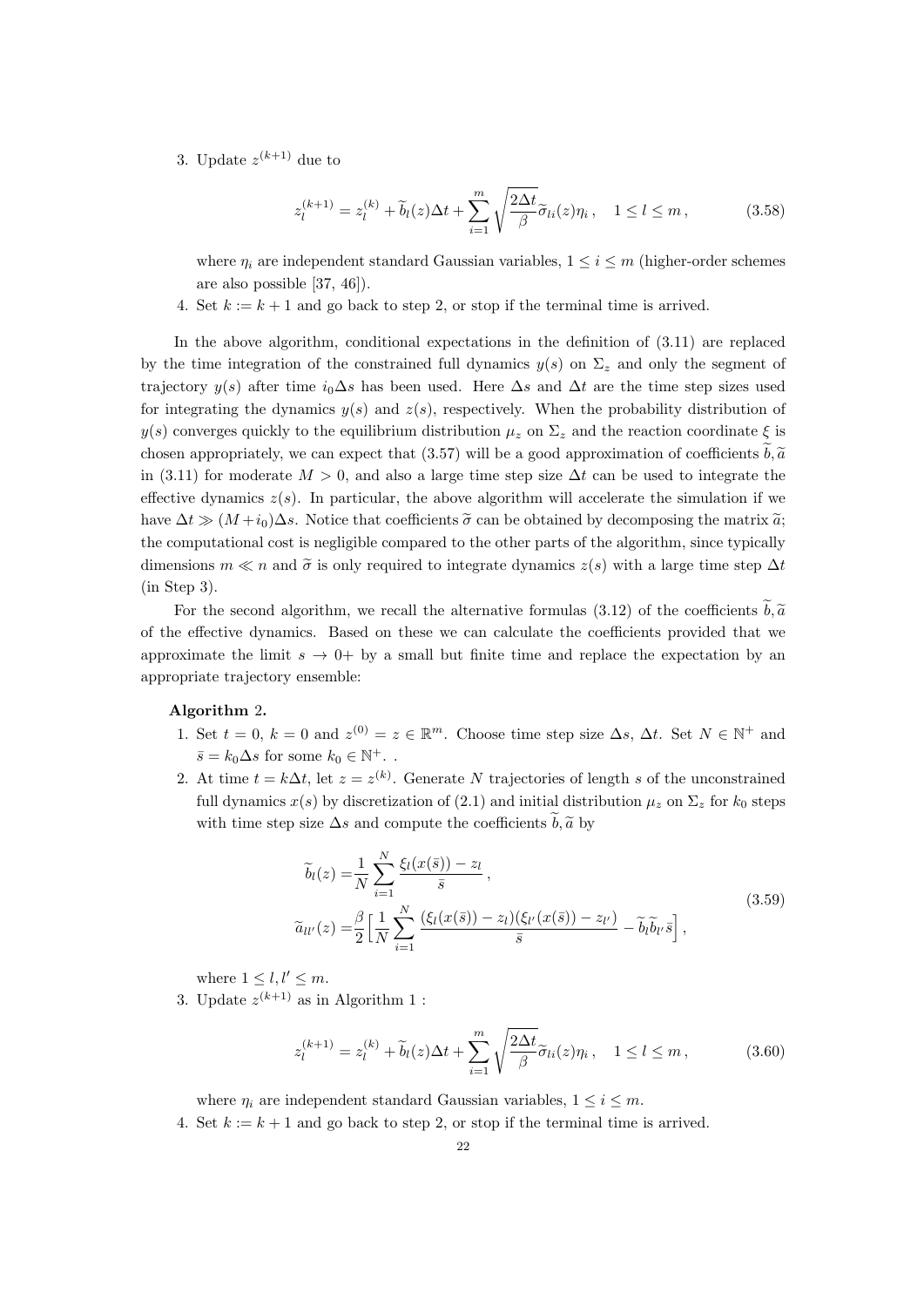3. Update $z^{(k+1)}$ due to

$$z_l^{(k+1)} = z_l^{(k)} + \widetilde{b}_l(z)\Delta t + \sum_{i=1}^{m} \sqrt{\frac{2\Delta t}{\beta}} \widetilde{\sigma}_{li}(z)\eta_i\,, \quad 1 \le l \le m\,, \tag{3.58}$$

   where $\eta_i$ are independent standard Gaussian variables, $1 \le i \le m$ (higher-order schemes are also possible [37, 46]).

4. Set $k := k + 1$ and go back to step 2, or stop if the terminal time is arrived.

In the above algorithm, conditional expectations in the definition of (3.11) are replaced by the time integration of the constrained full dynamics $y(s)$ on $\Sigma_z$ and only the segment of trajectory $y(s)$ after time $i_0\Delta s$ has been used. Here $\Delta s$ and $\Delta t$ are the time step sizes used for integrating the dynamics $y(s)$ and $z(s)$, respectively. When the probability distribution of $y(s)$ converges quickly to the equilibrium distribution $\mu_z$ on $\Sigma_z$ and the reaction coordinate $\xi$ is chosen appropriately, we can expect that (3.57) will be a good approximation of coefficients $\widetilde{b}, \widetilde{a}$ in (3.11) for moderate $M > 0$, and also a large time step size $\Delta t$ can be used to integrate the effective dynamics $z(s)$. In particular, the above algorithm will accelerate the simulation if we have $\Delta t \gg (M + i_0)\Delta s$. Notice that coefficients $\widetilde{\sigma}$ can be obtained by decomposing the matrix $\widetilde{a}$; the computational cost is negligible compared to the other parts of the algorithm, since typically dimensions $m \ll n$ and $\widetilde{\sigma}$ is only required to integrate dynamics $z(s)$ with a large time step $\Delta t$ (in Step 3).

For the second algorithm, we recall the alternative formulas (3.12) of the coefficients $\widetilde{b}, \widetilde{a}$ of the effective dynamics. Based on these we can calculate the coefficients provided that we approximate the limit $s \to 0+$ by a small but finite time and replace the expectation by an appropriate trajectory ensemble:

**Algorithm 2.**

1. Set $t = 0$, $k = 0$ and $z^{(0)} = z \in \mathbb{R}^m$. Choose time step size $\Delta s$, $\Delta t$. Set $N \in \mathbb{N}^+$ and $\bar{s} = k_0\Delta s$ for some $k_0 \in \mathbb{N}^+$. .
2. At time $t = k\Delta t$, let $z = z^{(k)}$. Generate $N$ trajectories of length $s$ of the unconstrained full dynamics $x(s)$ by discretization of (2.1) and initial distribution $\mu_z$ on $\Sigma_z$ for $k_0$ steps with time step size $\Delta s$ and compute the coefficients $\widetilde{b}, \widetilde{a}$ by

$$\begin{aligned}
\widetilde{b}_l(z) =& \frac{1}{N}\sum_{i=1}^{N} \frac{\xi_l(x(\bar{s})) - z_l}{\bar{s}}\,, \\
\widetilde{a}_{ll'}(z) =& \frac{\beta}{2}\Big[\frac{1}{N}\sum_{i=1}^{N} \frac{(\xi_l(x(\bar{s})) - z_l)(\xi_{l'}(x(\bar{s})) - z_{l'})}{\bar{s}} - \widetilde{b}_l\widetilde{b}_{l'}\bar{s}\Big]\,,
\end{aligned} \tag{3.59}$$

   where $1 \le l, l' \le m$.

3. Update $z^{(k+1)}$ as in Algorithm 1 :

$$z_l^{(k+1)} = z_l^{(k)} + \widetilde{b}_l(z)\Delta t + \sum_{i=1}^{m} \sqrt{\frac{2\Delta t}{\beta}} \widetilde{\sigma}_{li}(z)\eta_i\,, \quad 1 \le l \le m\,, \tag{3.60}$$

   where $\eta_i$ are independent standard Gaussian variables, $1 \le i \le m$.

4. Set $k := k + 1$ and go back to step 2, or stop if the terminal time is arrived.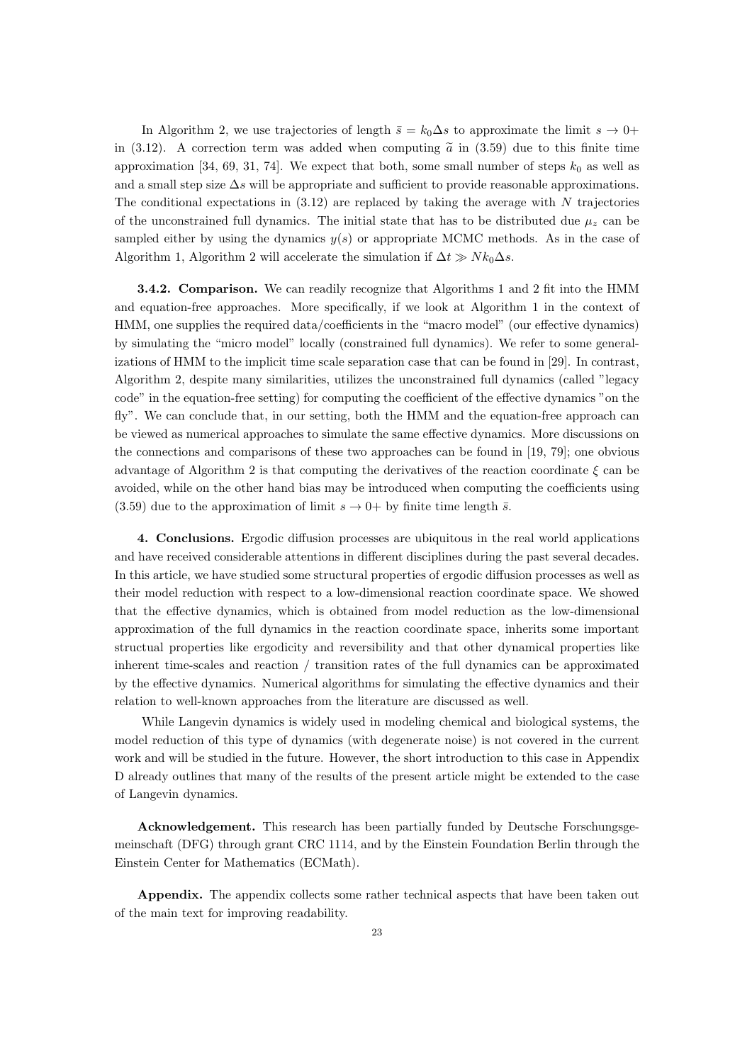In Algorithm 2, we use trajectories of length $\bar{s} = k_0\Delta s$ to approximate the limit $s \to 0+$ in (3.12). A correction term was added when computing $\widetilde{a}$ in (3.59) due to this finite time approximation [34, 69, 31, 74]. We expect that both, some small number of steps $k_0$ as well as and a small step size $\Delta s$ will be appropriate and sufficient to provide reasonable approximations. The conditional expectations in (3.12) are replaced by taking the average with $N$ trajectories of the unconstrained full dynamics. The initial state that has to be distributed due $\mu_z$ can be sampled either by using the dynamics $y(s)$ or appropriate MCMC methods. As in the case of Algorithm 1, Algorithm 2 will accelerate the simulation if $\Delta t \gg N k_0 \Delta s$.

**3.4.2. Comparison.** We can readily recognize that Algorithms 1 and 2 fit into the HMM and equation-free approaches. More specifically, if we look at Algorithm 1 in the context of HMM, one supplies the required data/coefficients in the "macro model" (our effective dynamics) by simulating the "micro model" locally (constrained full dynamics). We refer to some generalizations of HMM to the implicit time scale separation case that can be found in [29]. In contrast, Algorithm 2, despite many similarities, utilizes the unconstrained full dynamics (called "legacy code" in the equation-free setting) for computing the coefficient of the effective dynamics "on the fly". We can conclude that, in our setting, both the HMM and the equation-free approach can be viewed as numerical approaches to simulate the same effective dynamics. More discussions on the connections and comparisons of these two approaches can be found in [19, 79]; one obvious advantage of Algorithm 2 is that computing the derivatives of the reaction coordinate $\xi$ can be avoided, while on the other hand bias may be introduced when computing the coefficients using (3.59) due to the approximation of limit $s \to 0+$ by finite time length $\bar{s}$.

**4. Conclusions.** Ergodic diffusion processes are ubiquitous in the real world applications and have received considerable attentions in different disciplines during the past several decades. In this article, we have studied some structural properties of ergodic diffusion processes as well as their model reduction with respect to a low-dimensional reaction coordinate space. We showed that the effective dynamics, which is obtained from model reduction as the low-dimensional approximation of the full dynamics in the reaction coordinate space, inherits some important structual properties like ergodicity and reversibility and that other dynamical properties like inherent time-scales and reaction / transition rates of the full dynamics can be approximated by the effective dynamics. Numerical algorithms for simulating the effective dynamics and their relation to well-known approaches from the literature are discussed as well.

While Langevin dynamics is widely used in modeling chemical and biological systems, the model reduction of this type of dynamics (with degenerate noise) is not covered in the current work and will be studied in the future. However, the short introduction to this case in Appendix D already outlines that many of the results of the present article might be extended to the case of Langevin dynamics.

**Acknowledgement.** This research has been partially funded by Deutsche Forschungsgemeinschaft (DFG) through grant CRC 1114, and by the Einstein Foundation Berlin through the Einstein Center for Mathematics (ECMath).

**Appendix.** The appendix collects some rather technical aspects that have been taken out of the main text for improving readability.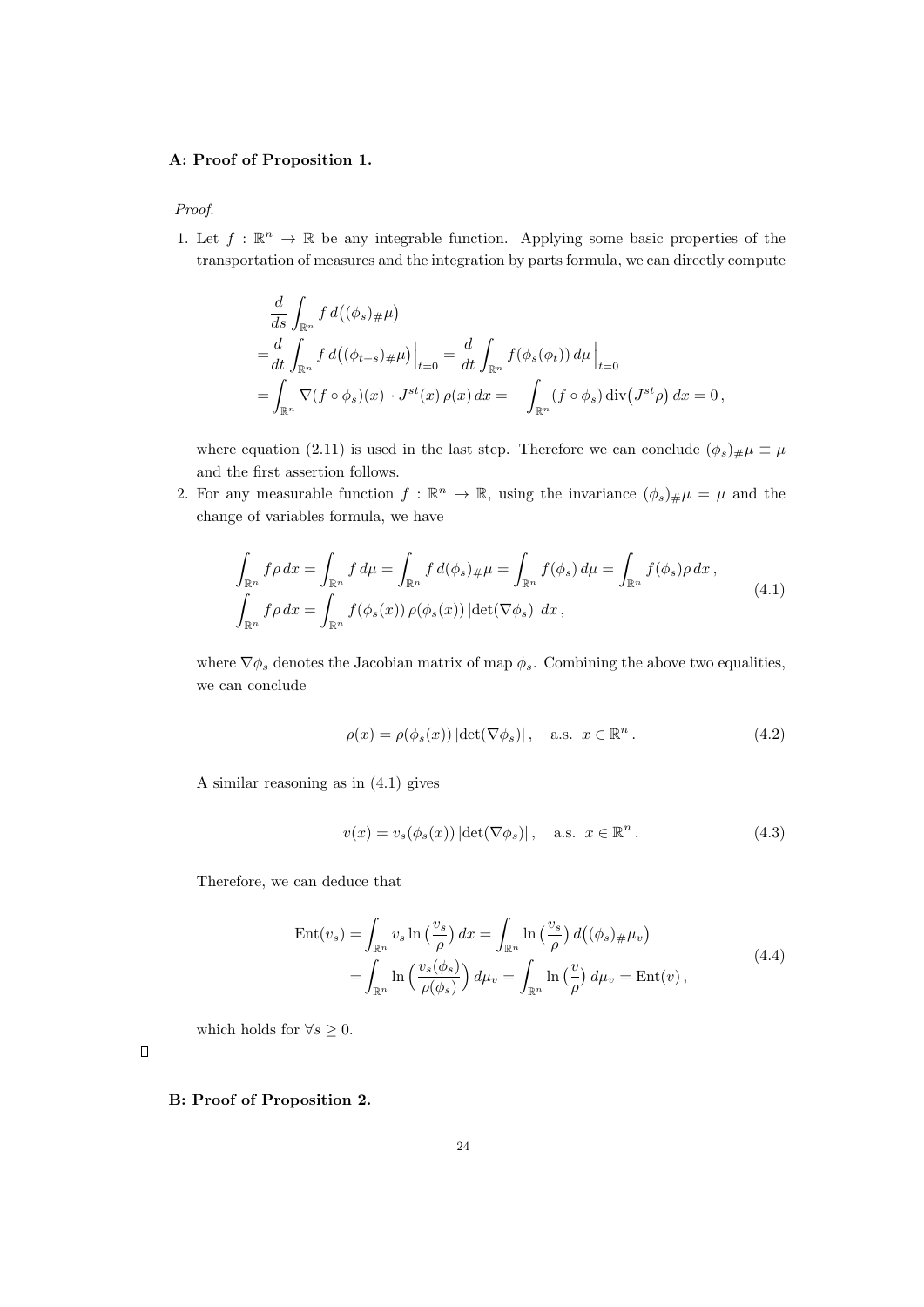**A: Proof of Proposition 1.**

*Proof.*

1. Let $f : \mathbb{R}^n \to \mathbb{R}$ be any integrable function. Applying some basic properties of the transportation of measures and the integration by parts formula, we can directly compute

$$
\begin{aligned}
&\frac{d}{ds} \int_{\mathbb{R}^n} f \, d\big((\phi_s)_{\#}\mu\big) \\
=&\frac{d}{dt} \int_{\mathbb{R}^n} f \, d\big((\phi_{t+s})_{\#}\mu\big)\Big|_{t=0} = \frac{d}{dt} \int_{\mathbb{R}^n} f(\phi_s(\phi_t)) \, d\mu \Big|_{t=0} \\
=& \int_{\mathbb{R}^n} \nabla (f \circ \phi_s)(x) \cdot J^{st}(x) \, \rho(x) \, dx = - \int_{\mathbb{R}^n} (f \circ \phi_s) \operatorname{div}\big(J^{st} \rho\big) \, dx = 0 \,,
\end{aligned}
$$

   where equation (2.11) is used in the last step. Therefore we can conclude $(\phi_s)_{\#}\mu \equiv \mu$ and the first assertion follows.

2. For any measurable function $f : \mathbb{R}^n \to \mathbb{R}$, using the invariance $(\phi_s)_{\#}\mu = \mu$ and the change of variables formula, we have

$$
\begin{aligned}
&\int_{\mathbb{R}^n} f \rho \, dx = \int_{\mathbb{R}^n} f \, d\mu = \int_{\mathbb{R}^n} f \, d(\phi_s)_{\#}\mu = \int_{\mathbb{R}^n} f(\phi_s) \, d\mu = \int_{\mathbb{R}^n} f(\phi_s) \rho \, dx \,, \\
&\int_{\mathbb{R}^n} f \rho \, dx = \int_{\mathbb{R}^n} f(\phi_s(x)) \, \rho(\phi_s(x)) \, |\det(\nabla \phi_s)| \, dx \,,
\end{aligned}
\tag{4.1}
$$

   where $\nabla \phi_s$ denotes the Jacobian matrix of map $\phi_s$. Combining the above two equalities, we can conclude

$$
\rho(x) = \rho(\phi_s(x)) \, |\det(\nabla \phi_s)| \,, \quad \text{a.s. } x \in \mathbb{R}^n \,. \tag{4.2}
$$

   A similar reasoning as in (4.1) gives

$$
v(x) = v_s(\phi_s(x)) \, |\det(\nabla \phi_s)| \,, \quad \text{a.s. } x \in \mathbb{R}^n \,. \tag{4.3}
$$

   Therefore, we can deduce that

$$
\begin{aligned}
\operatorname{Ent}(v_s) &= \int_{\mathbb{R}^n} v_s \ln\big(\frac{v_s}{\rho}\big) \, dx = \int_{\mathbb{R}^n} \ln\big(\frac{v_s}{\rho}\big) \, d\big((\phi_s)_{\#}\mu_v\big) \\
&= \int_{\mathbb{R}^n} \ln\Big(\frac{v_s(\phi_s)}{\rho(\phi_s)}\Big) \, d\mu_v = \int_{\mathbb{R}^n} \ln\big(\frac{v}{\rho}\big) \, d\mu_v = \operatorname{Ent}(v) \,,
\end{aligned}
\tag{4.4}
$$

   which holds for $\forall s \geq 0$.

□

**B: Proof of Proposition 2.**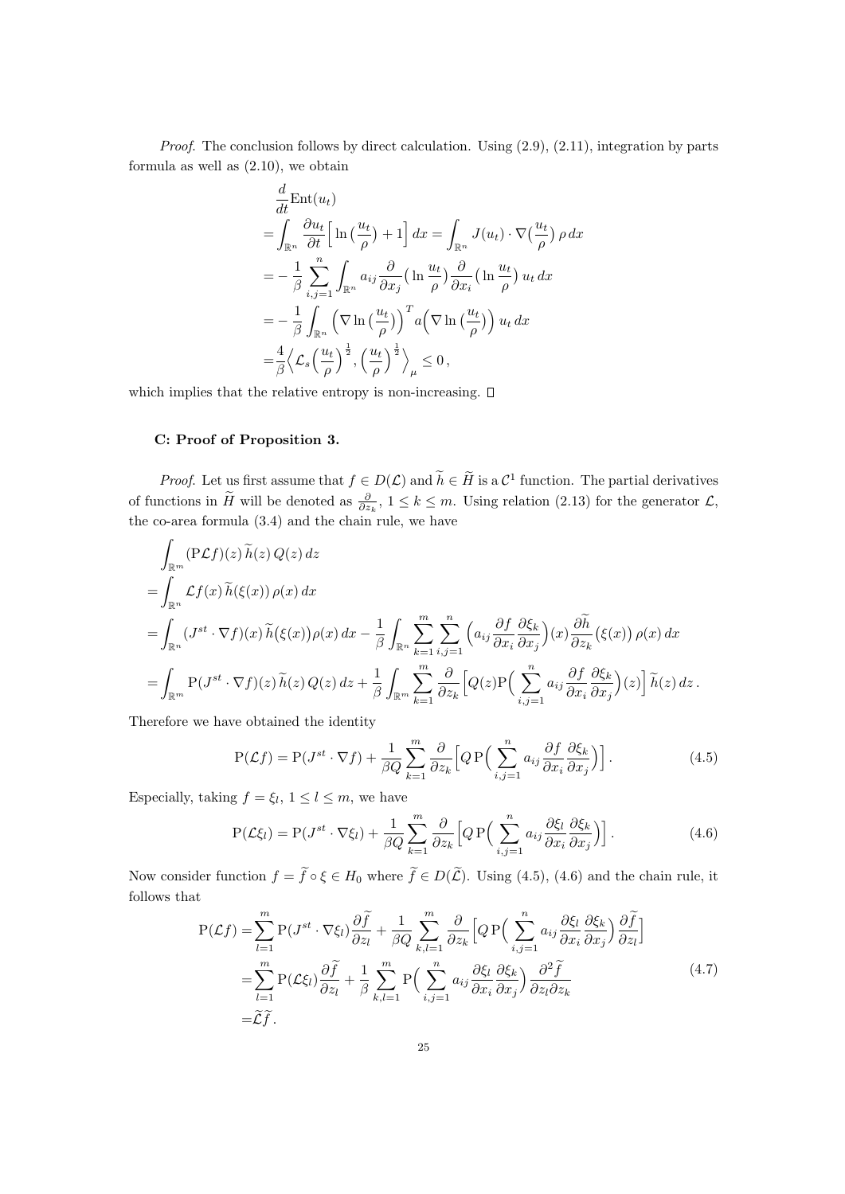*Proof.* The conclusion follows by direct calculation. Using (2.9), (2.11), integration by parts formula as well as (2.10), we obtain

$$
\begin{aligned}
&\frac{d}{dt}\mathrm{Ent}(u_t)\\
=&\int_{\mathbb{R}^n} \frac{\partial u_t}{\partial t}\Big[\ln\big(\frac{u_t}{\rho}\big)+1\Big]\,dx = \int_{\mathbb{R}^n} J(u_t)\cdot\nabla\big(\frac{u_t}{\rho}\big)\,\rho\,dx\\
=&-\frac{1}{\beta}\sum_{i,j=1}^n \int_{\mathbb{R}^n} a_{ij}\frac{\partial}{\partial x_j}\big(\ln\frac{u_t}{\rho}\big)\frac{\partial}{\partial x_i}\big(\ln\frac{u_t}{\rho}\big)\,u_t\,dx\\
=&-\frac{1}{\beta}\int_{\mathbb{R}^n}\Big(\nabla\ln\big(\frac{u_t}{\rho}\big)\Big)^T a\Big(\nabla\ln\big(\frac{u_t}{\rho}\big)\Big)\,u_t\,dx\\
=&\frac{4}{\beta}\Big\langle \mathcal{L}_s\Big(\frac{u_t}{\rho}\Big)^{\frac{1}{2}}, \Big(\frac{u_t}{\rho}\Big)^{\frac{1}{2}}\Big\rangle_{\mu} \le 0\,,
\end{aligned}
$$

which implies that the relative entropy is non-increasing. $\square$

### C: Proof of Proposition 3.

*Proof.* Let us first assume that $f \in D(\mathcal{L})$ and $\widetilde{h}\in\widetilde{H}$ is a $\mathcal{C}^1$ function. The partial derivatives of functions in $\widetilde{H}$ will be denoted as $\frac{\partial}{\partial z_k}$, $1\le k\le m$. Using relation (2.13) for the generator $\mathcal{L}$, the co-area formula (3.4) and the chain rule, we have

$$
\begin{aligned}
&\int_{\mathbb{R}^m} (\mathrm{P}\mathcal{L}f)(z)\,\widetilde{h}(z)\,Q(z)\,dz\\
=&\int_{\mathbb{R}^n}\mathcal{L}f(x)\,\widetilde{h}(\xi(x))\,\rho(x)\,dx\\
=&\int_{\mathbb{R}^n}(J^{st}\cdot\nabla f)(x)\,\widetilde{h}\big(\xi(x)\big)\rho(x)\,dx - \frac{1}{\beta}\int_{\mathbb{R}^n}\sum_{k=1}^m\sum_{i,j=1}^n\Big(a_{ij}\frac{\partial f}{\partial x_i}\frac{\partial \xi_k}{\partial x_j}\Big)(x)\frac{\partial\widetilde{h}}{\partial z_k}\big(\xi(x)\big)\,\rho(x)\,dx\\
=&\int_{\mathbb{R}^m}\mathrm{P}(J^{st}\cdot\nabla f)(z)\,\widetilde{h}(z)\,Q(z)\,dz + \frac{1}{\beta}\int_{\mathbb{R}^m}\sum_{k=1}^m\frac{\partial}{\partial z_k}\Big[Q(z)\mathrm{P}\Big(\sum_{i,j=1}^n a_{ij}\frac{\partial f}{\partial x_i}\frac{\partial\xi_k}{\partial x_j}\Big)(z)\Big]\,\widetilde{h}(z)\,dz\,.
\end{aligned}
$$

Therefore we have obtained the identity

$$
\mathrm{P}(\mathcal{L}f) = \mathrm{P}(J^{st}\cdot\nabla f) + \frac{1}{\beta Q}\sum_{k=1}^m\frac{\partial}{\partial z_k}\Big[Q\,\mathrm{P}\Big(\sum_{i,j=1}^n a_{ij}\frac{\partial f}{\partial x_i}\frac{\partial \xi_k}{\partial x_j}\Big)\Big]\,. \tag{4.5}
$$

Especially, taking $f=\xi_l$, $1\le l\le m$, we have

$$
\mathrm{P}(\mathcal{L}\xi_l) = \mathrm{P}(J^{st}\cdot\nabla \xi_l) + \frac{1}{\beta Q}\sum_{k=1}^m\frac{\partial}{\partial z_k}\Big[Q\,\mathrm{P}\Big(\sum_{i,j=1}^n a_{ij}\frac{\partial \xi_l}{\partial x_i}\frac{\partial \xi_k}{\partial x_j}\Big)\Big]\,. \tag{4.6}
$$

Now consider function $f=\widetilde{f}\circ\xi\in H_0$ where $\widetilde{f}\in D(\widetilde{\mathcal{L}})$. Using (4.5), (4.6) and the chain rule, it follows that

$$
\begin{aligned}
\mathrm{P}(\mathcal{L}f) =& \sum_{l=1}^m \mathrm{P}(J^{st}\cdot\nabla\xi_l)\frac{\partial\widetilde{f}}{\partial z_l} + \frac{1}{\beta Q}\sum_{k,l=1}^m\frac{\partial}{\partial z_k}\Big[Q\,\mathrm{P}\Big(\sum_{i,j=1}^n a_{ij}\frac{\partial\xi_l}{\partial x_i}\frac{\partial\xi_k}{\partial x_j}\Big)\frac{\partial\widetilde{f}}{\partial z_l}\Big]\\
=&\sum_{l=1}^m\mathrm{P}(\mathcal{L}\xi_l)\frac{\partial\widetilde{f}}{\partial z_l} + \frac{1}{\beta}\sum_{k,l=1}^m\mathrm{P}\Big(\sum_{i,j=1}^n a_{ij}\frac{\partial\xi_l}{\partial x_i}\frac{\partial\xi_k}{\partial x_j}\Big)\frac{\partial^2\widetilde{f}}{\partial z_l\partial z_k}\\
=&\widetilde{\mathcal{L}}\widetilde{f}\,.
\end{aligned} \tag{4.7}
$$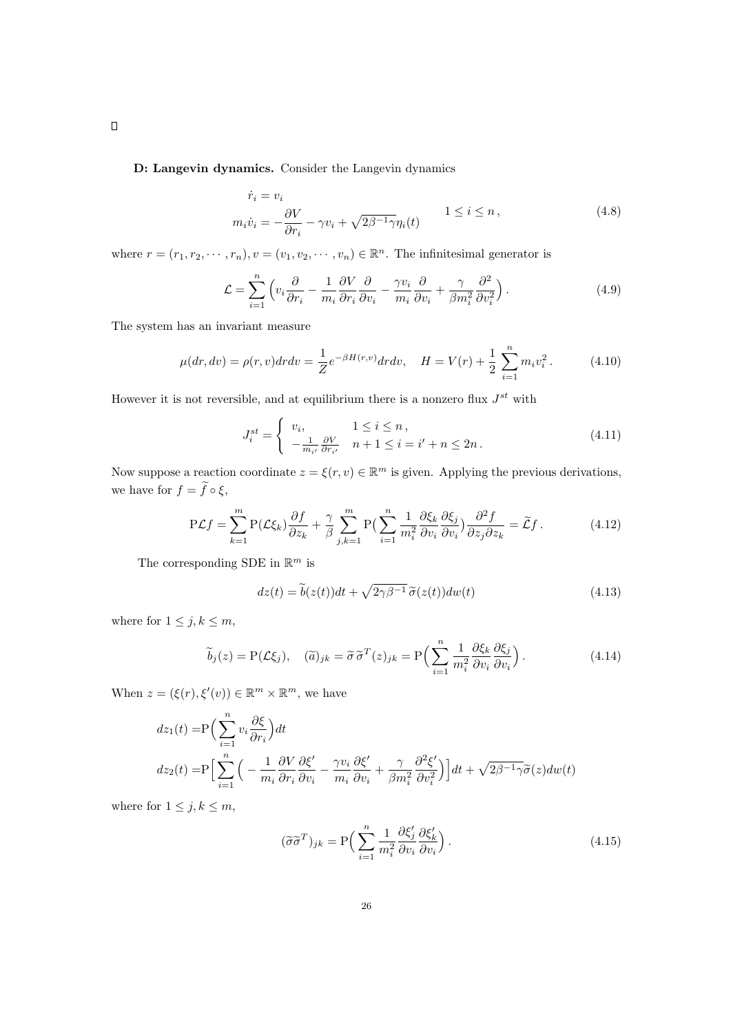□

**D: Langevin dynamics.** Consider the Langevin dynamics

$$\begin{aligned} \dot{r}_i &= v_i \\ m_i \dot{v}_i &= -\frac{\partial V}{\partial r_i} - \gamma v_i + \sqrt{2\beta^{-1}\gamma}\eta_i(t) \end{aligned} \qquad 1 \le i \le n\,, \tag{4.8}$$

where $r = (r_1, r_2, \cdots, r_n), v = (v_1, v_2, \cdots, v_n) \in \mathbb{R}^n$. The infinitesimal generator is

$$\mathcal{L} = \sum_{i=1}^{n} \Big( v_i \frac{\partial}{\partial r_i} - \frac{1}{m_i}\frac{\partial V}{\partial r_i}\frac{\partial}{\partial v_i} - \frac{\gamma v_i}{m_i}\frac{\partial}{\partial v_i} + \frac{\gamma}{\beta m_i^2}\frac{\partial^2}{\partial v_i^2}\Big)\,. \tag{4.9}$$

The system has an invariant measure

$$\mu(dr, dv) = \rho(r,v)drdv = \frac{1}{Z}e^{-\beta H(r,v)}drdv, \quad H = V(r) + \frac{1}{2}\sum_{i=1}^{n} m_i v_i^2\,. \tag{4.10}$$

However it is not reversible, and at equilibrium there is a nonzero flux $J^{st}$ with

$$J^{st}_i = \begin{cases} v_i, & 1 \le i \le n\,, \\ -\frac{1}{m_{i'}}\frac{\partial V}{\partial r_{i'}} & n+1 \le i = i' + n \le 2n\,. \end{cases} \tag{4.11}$$

Now suppose a reaction coordinate $z = \xi(r, v) \in \mathbb{R}^m$ is given. Applying the previous derivations, we have for $f = \widetilde{f} \circ \xi$,

$$\mathrm{P}\mathcal{L}f = \sum_{k=1}^{m} \mathrm{P}(\mathcal{L}\xi_k)\frac{\partial f}{\partial z_k} + \frac{\gamma}{\beta}\sum_{j,k=1}^{m} \mathrm{P}\Big(\sum_{i=1}^{n}\frac{1}{m_i^2}\frac{\partial \xi_k}{\partial v_i}\frac{\partial \xi_j}{\partial v_i}\Big)\frac{\partial^2 f}{\partial z_j \partial z_k} = \widetilde{\mathcal{L}}f\,. \tag{4.12}$$

The corresponding SDE in $\mathbb{R}^m$ is

$$dz(t) = \widetilde{b}(z(t))dt + \sqrt{2\gamma\beta^{-1}}\,\widetilde{\sigma}(z(t))dw(t) \tag{4.13}$$

where for $1 \le j, k \le m$,

$$\widetilde{b}_j(z) = \mathrm{P}(\mathcal{L}\xi_j), \quad (\widetilde{a})_{jk} = \widetilde{\sigma}\,\widetilde{\sigma}^T(z)_{jk} = \mathrm{P}\Big(\sum_{i=1}^{n}\frac{1}{m_i^2}\frac{\partial \xi_k}{\partial v_i}\frac{\partial \xi_j}{\partial v_i}\Big)\,. \tag{4.14}$$

When $z = (\xi(r), \xi'(v)) \in \mathbb{R}^m \times \mathbb{R}^m$, we have

$$\begin{aligned} dz_1(t) =& \mathrm{P}\Big(\sum_{i=1}^{n} v_i \frac{\partial \xi}{\partial r_i}\Big)dt \\ dz_2(t) =& \mathrm{P}\Big[\sum_{i=1}^{n}\Big(-\frac{1}{m_i}\frac{\partial V}{\partial r_i}\frac{\partial \xi'}{\partial v_i} - \frac{\gamma v_i}{m_i}\frac{\partial \xi'}{\partial v_i} + \frac{\gamma}{\beta m_i^2}\frac{\partial^2 \xi'}{\partial v_i^2}\Big)\Big]dt + \sqrt{2\beta^{-1}\gamma}\widetilde{\sigma}(z)dw(t) \end{aligned}$$

where for $1 \le j, k \le m$,

$$(\widetilde{\sigma}\widetilde{\sigma}^T)_{jk} = \mathrm{P}\Big(\sum_{i=1}^{n}\frac{1}{m_i^2}\frac{\partial \xi'_j}{\partial v_i}\frac{\partial \xi'_k}{\partial v_i}\Big)\,. \tag{4.15}$$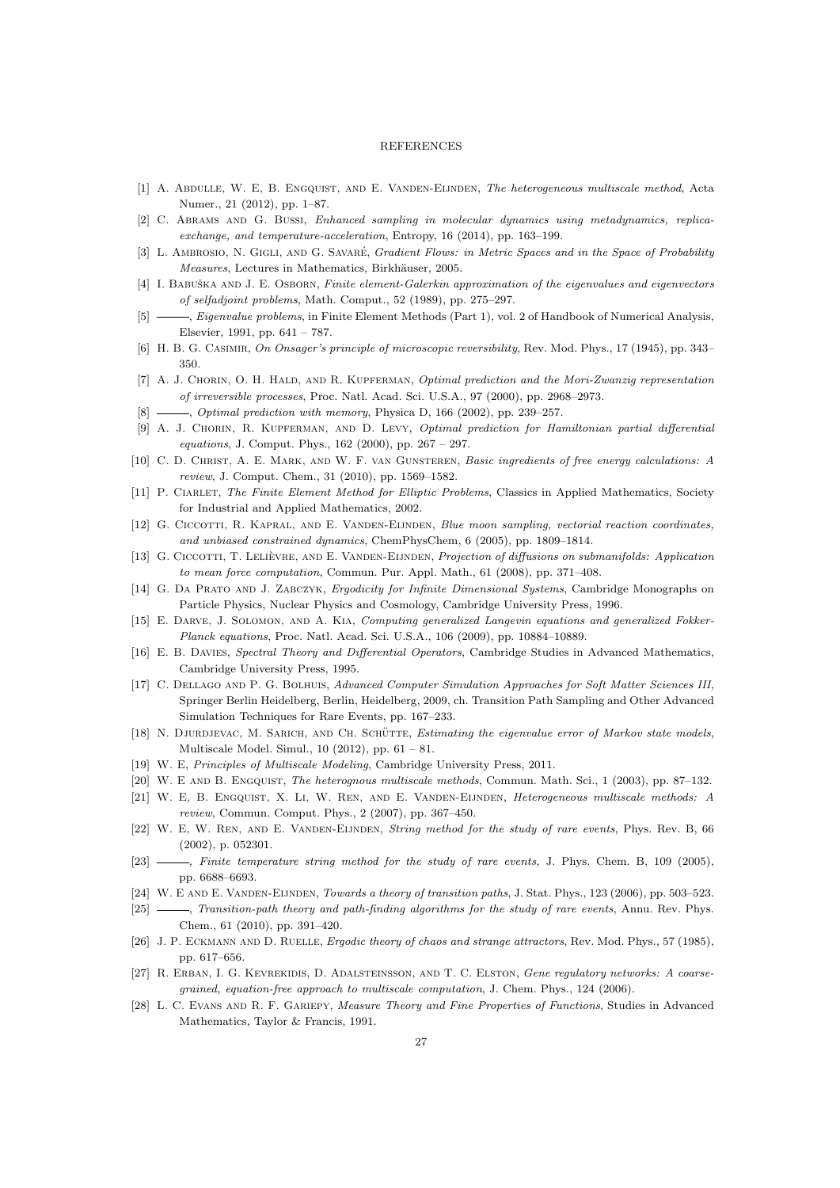# REFERENCES

[1] A. Abdulle, W. E, B. Engquist, and E. Vanden-Eijnden, *The heterogeneous multiscale method*, Acta Numer., 21 (2012), pp. 1–87.

[2] C. Abrams and G. Bussi, *Enhanced sampling in molecular dynamics using metadynamics, replica-exchange, and temperature-acceleration*, Entropy, 16 (2014), pp. 163–199.

[3] L. Ambrosio, N. Gigli, and G. Savaré, *Gradient Flows: in Metric Spaces and in the Space of Probability Measures*, Lectures in Mathematics, Birkhäuser, 2005.

[4] I. Babuška and J. E. Osborn, *Finite element-Galerkin approximation of the eigenvalues and eigenvectors of selfadjoint problems*, Math. Comput., 52 (1989), pp. 275–297.

[5] ———, *Eigenvalue problems*, in Finite Element Methods (Part 1), vol. 2 of Handbook of Numerical Analysis, Elsevier, 1991, pp. 641 – 787.

[6] H. B. G. Casimir, *On Onsager's principle of microscopic reversibility*, Rev. Mod. Phys., 17 (1945), pp. 343–350.

[7] A. J. Chorin, O. H. Hald, and R. Kupferman, *Optimal prediction and the Mori-Zwanzig representation of irreversible processes*, Proc. Natl. Acad. Sci. U.S.A., 97 (2000), pp. 2968–2973.

[8] ———, *Optimal prediction with memory*, Physica D, 166 (2002), pp. 239–257.

[9] A. J. Chorin, R. Kupferman, and D. Levy, *Optimal prediction for Hamiltonian partial differential equations*, J. Comput. Phys., 162 (2000), pp. 267 – 297.

[10] C. D. Christ, A. E. Mark, and W. F. van Gunsteren, *Basic ingredients of free energy calculations: A review*, J. Comput. Chem., 31 (2010), pp. 1569–1582.

[11] P. Ciarlet, *The Finite Element Method for Elliptic Problems*, Classics in Applied Mathematics, Society for Industrial and Applied Mathematics, 2002.

[12] G. Ciccotti, R. Kapral, and E. Vanden-Eijnden, *Blue moon sampling, vectorial reaction coordinates, and unbiased constrained dynamics*, ChemPhysChem, 6 (2005), pp. 1809–1814.

[13] G. Ciccotti, T. Lelièvre, and E. Vanden-Eijnden, *Projection of diffusions on submanifolds: Application to mean force computation*, Commun. Pur. Appl. Math., 61 (2008), pp. 371–408.

[14] G. Da Prato and J. Zabczyk, *Ergodicity for Infinite Dimensional Systems*, Cambridge Monographs on Particle Physics, Nuclear Physics and Cosmology, Cambridge University Press, 1996.

[15] E. Darve, J. Solomon, and A. Kia, *Computing generalized Langevin equations and generalized Fokker-Planck equations*, Proc. Natl. Acad. Sci. U.S.A., 106 (2009), pp. 10884–10889.

[16] E. B. Davies, *Spectral Theory and Differential Operators*, Cambridge Studies in Advanced Mathematics, Cambridge University Press, 1995.

[17] C. Dellago and P. G. Bolhuis, *Advanced Computer Simulation Approaches for Soft Matter Sciences III*, Springer Berlin Heidelberg, Berlin, Heidelberg, 2009, ch. Transition Path Sampling and Other Advanced Simulation Techniques for Rare Events, pp. 167–233.

[18] N. Djurdjevac, M. Sarich, and Ch. Schütte, *Estimating the eigenvalue error of Markov state models*, Multiscale Model. Simul., 10 (2012), pp. 61 – 81.

[19] W. E, *Principles of Multiscale Modeling*, Cambridge University Press, 2011.

[20] W. E and B. Engquist, *The heterognous multiscale methods*, Commun. Math. Sci., 1 (2003), pp. 87–132.

[21] W. E, B. Engquist, X. Li, W. Ren, and E. Vanden-Eijnden, *Heterogeneous multiscale methods: A review*, Commun. Comput. Phys., 2 (2007), pp. 367–450.

[22] W. E, W. Ren, and E. Vanden-Eijnden, *String method for the study of rare events*, Phys. Rev. B, 66 (2002), p. 052301.

[23] ———, *Finite temperature string method for the study of rare events*, J. Phys. Chem. B, 109 (2005), pp. 6688–6693.

[24] W. E and E. Vanden-Eijnden, *Towards a theory of transition paths*, J. Stat. Phys., 123 (2006), pp. 503–523.

[25] ———, *Transition-path theory and path-finding algorithms for the study of rare events*, Annu. Rev. Phys. Chem., 61 (2010), pp. 391–420.

[26] J. P. Eckmann and D. Ruelle, *Ergodic theory of chaos and strange attractors*, Rev. Mod. Phys., 57 (1985), pp. 617–656.

[27] R. Erban, I. G. Kevrekidis, D. Adalsteinsson, and T. C. Elston, *Gene regulatory networks: A coarse-grained, equation-free approach to multiscale computation*, J. Chem. Phys., 124 (2006).

[28] L. C. Evans and R. F. Gariepy, *Measure Theory and Fine Properties of Functions*, Studies in Advanced Mathematics, Taylor & Francis, 1991.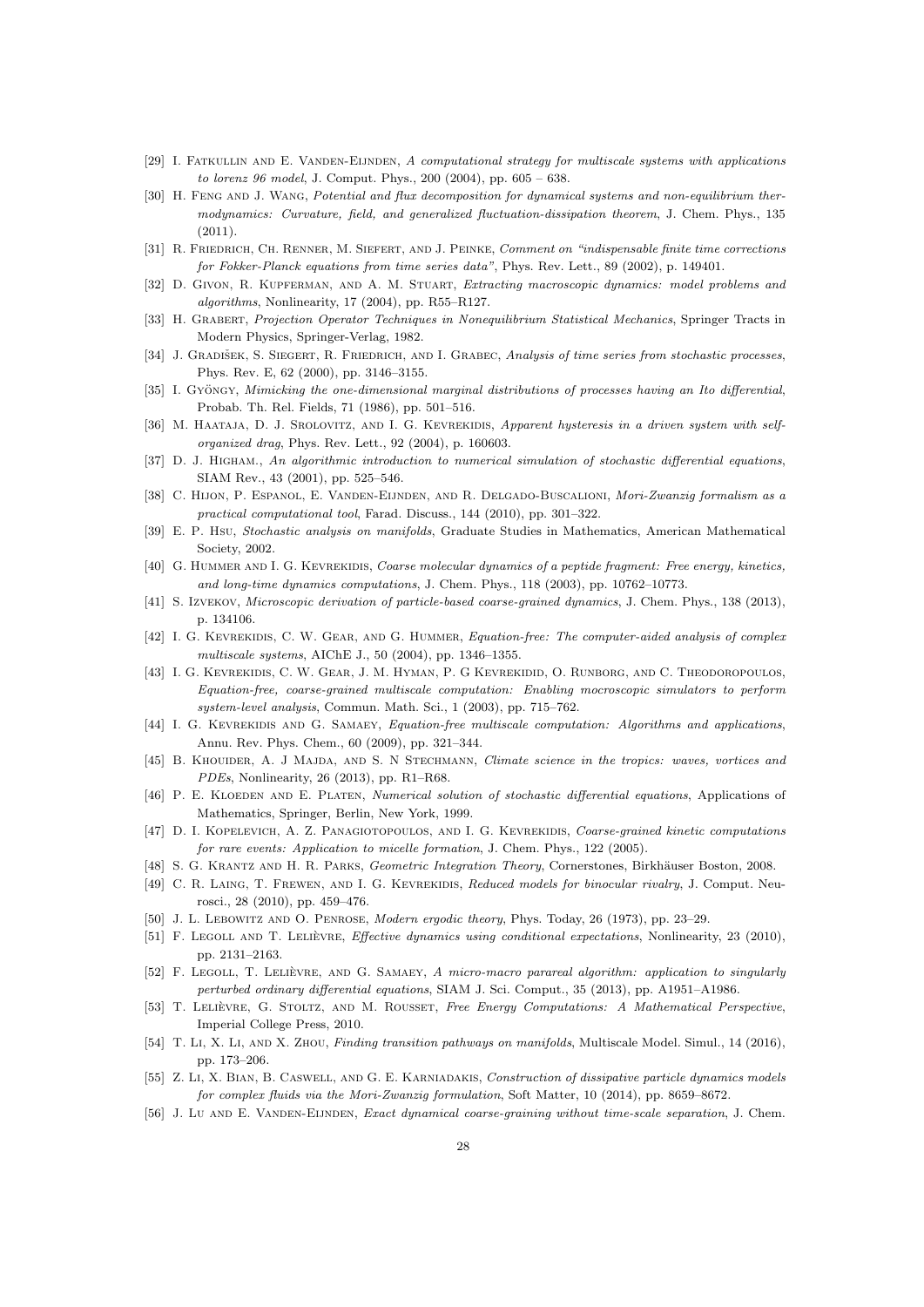[29] I. Fatkullin and E. Vanden-Eijnden, *A computational strategy for multiscale systems with applications to lorenz 96 model*, J. Comput. Phys., 200 (2004), pp. 605 – 638.

[30] H. Feng and J. Wang, *Potential and flux decomposition for dynamical systems and non-equilibrium thermodynamics: Curvature, field, and generalized fluctuation-dissipation theorem*, J. Chem. Phys., 135 (2011).

[31] R. Friedrich, Ch. Renner, M. Siefert, and J. Peinke, *Comment on "indispensable finite time corrections for Fokker-Planck equations from time series data"*, Phys. Rev. Lett., 89 (2002), p. 149401.

[32] D. Givon, R. Kupferman, and A. M. Stuart, *Extracting macroscopic dynamics: model problems and algorithms*, Nonlinearity, 17 (2004), pp. R55–R127.

[33] H. Grabert, *Projection Operator Techniques in Nonequilibrium Statistical Mechanics*, Springer Tracts in Modern Physics, Springer-Verlag, 1982.

[34] J. Gradišek, S. Siegert, R. Friedrich, and I. Grabec, *Analysis of time series from stochastic processes*, Phys. Rev. E, 62 (2000), pp. 3146–3155.

[35] I. Gyöngy, *Mimicking the one-dimensional marginal distributions of processes having an Ito differential*, Probab. Th. Rel. Fields, 71 (1986), pp. 501–516.

[36] M. Haataja, D. J. Srolovitz, and I. G. Kevrekidis, *Apparent hysteresis in a driven system with self-organized drag*, Phys. Rev. Lett., 92 (2004), p. 160603.

[37] D. J. Higham., *An algorithmic introduction to numerical simulation of stochastic differential equations*, SIAM Rev., 43 (2001), pp. 525–546.

[38] C. Hijon, P. Espanol, E. Vanden-Eijnden, and R. Delgado-Buscalioni, *Mori-Zwanzig formalism as a practical computational tool*, Farad. Discuss., 144 (2010), pp. 301–322.

[39] E. P. Hsu, *Stochastic analysis on manifolds*, Graduate Studies in Mathematics, American Mathematical Society, 2002.

[40] G. Hummer and I. G. Kevrekidis, *Coarse molecular dynamics of a peptide fragment: Free energy, kinetics, and long-time dynamics computations*, J. Chem. Phys., 118 (2003), pp. 10762–10773.

[41] S. Izvekov, *Microscopic derivation of particle-based coarse-grained dynamics*, J. Chem. Phys., 138 (2013), p. 134106.

[42] I. G. Kevrekidis, C. W. Gear, and G. Hummer, *Equation-free: The computer-aided analysis of complex multiscale systems*, AIChE J., 50 (2004), pp. 1346–1355.

[43] I. G. Kevrekidis, C. W. Gear, J. M. Hyman, P. G Kevrekidid, O. Runborg, and C. Theodoropoulos, *Equation-free, coarse-grained multiscale computation: Enabling mocroscopic simulators to perform system-level analysis*, Commun. Math. Sci., 1 (2003), pp. 715–762.

[44] I. G. Kevrekidis and G. Samaey, *Equation-free multiscale computation: Algorithms and applications*, Annu. Rev. Phys. Chem., 60 (2009), pp. 321–344.

[45] B. Khouider, A. J Majda, and S. N Stechmann, *Climate science in the tropics: waves, vortices and PDEs*, Nonlinearity, 26 (2013), pp. R1–R68.

[46] P. E. Kloeden and E. Platen, *Numerical solution of stochastic differential equations*, Applications of Mathematics, Springer, Berlin, New York, 1999.

[47] D. I. Kopelevich, A. Z. Panagiotopoulos, and I. G. Kevrekidis, *Coarse-grained kinetic computations for rare events: Application to micelle formation*, J. Chem. Phys., 122 (2005).

[48] S. G. Krantz and H. R. Parks, *Geometric Integration Theory*, Cornerstones, Birkhäuser Boston, 2008.

[49] C. R. Laing, T. Frewen, and I. G. Kevrekidis, *Reduced models for binocular rivalry*, J. Comput. Neurosci., 28 (2010), pp. 459–476.

[50] J. L. Lebowitz and O. Penrose, *Modern ergodic theory*, Phys. Today, 26 (1973), pp. 23–29.

[51] F. Legoll and T. Lelièvre, *Effective dynamics using conditional expectations*, Nonlinearity, 23 (2010), pp. 2131–2163.

[52] F. Legoll, T. Lelièvre, and G. Samaey, *A micro-macro parareal algorithm: application to singularly perturbed ordinary differential equations*, SIAM J. Sci. Comput., 35 (2013), pp. A1951–A1986.

[53] T. Lelièvre, G. Stoltz, and M. Rousset, *Free Energy Computations: A Mathematical Perspective*, Imperial College Press, 2010.

[54] T. Li, X. Li, and X. Zhou, *Finding transition pathways on manifolds*, Multiscale Model. Simul., 14 (2016), pp. 173–206.

[55] Z. Li, X. Bian, B. Caswell, and G. E. Karniadakis, *Construction of dissipative particle dynamics models for complex fluids via the Mori-Zwanzig formulation*, Soft Matter, 10 (2014), pp. 8659–8672.

[56] J. Lu and E. Vanden-Eijnden, *Exact dynamical coarse-graining without time-scale separation*, J. Chem.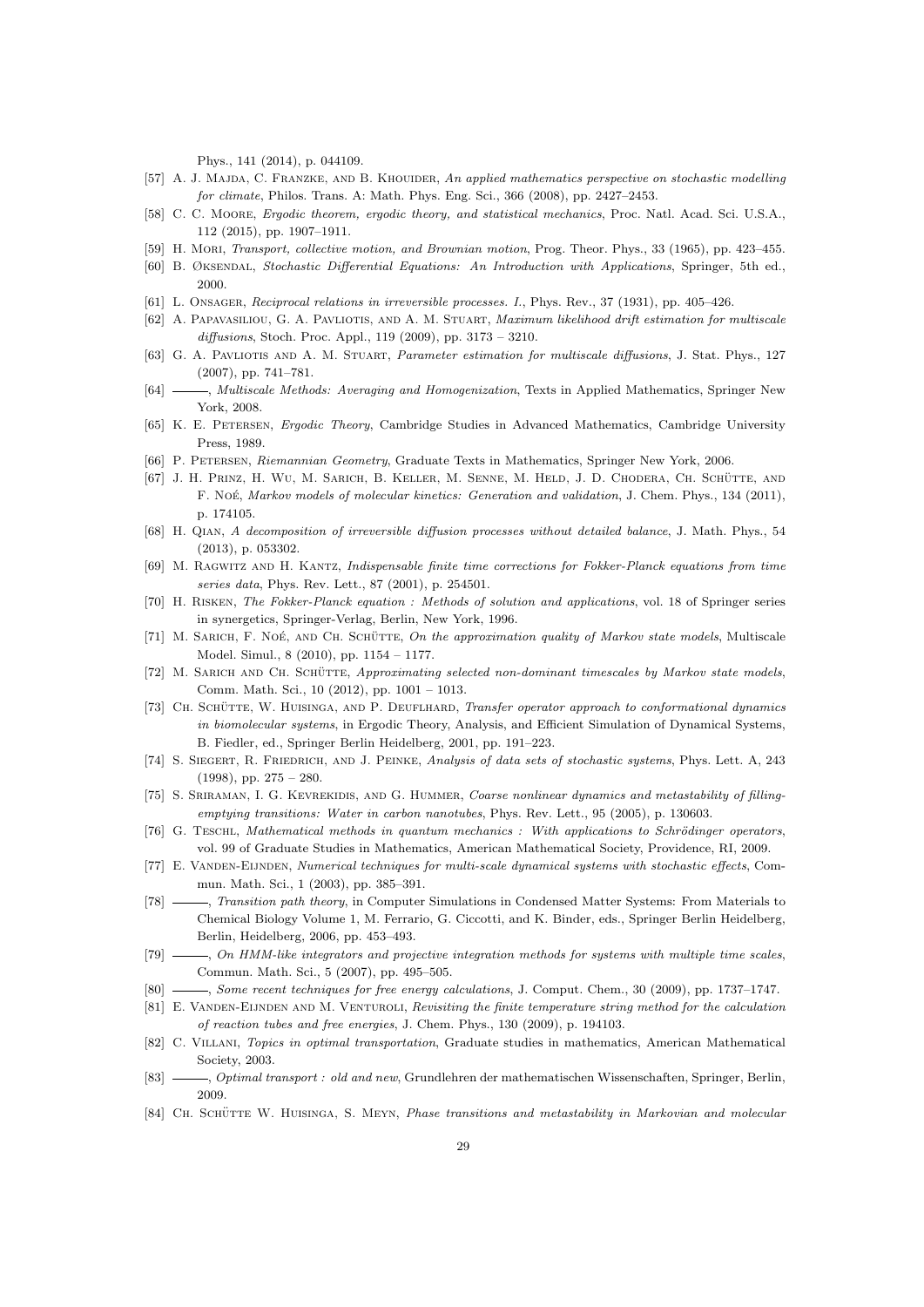Phys., 141 (2014), p. 044109.

[57] A. J. Majda, C. Franzke, and B. Khouider, *An applied mathematics perspective on stochastic modelling for climate*, Philos. Trans. A: Math. Phys. Eng. Sci., 366 (2008), pp. 2427–2453.

[58] C. C. Moore, *Ergodic theorem, ergodic theory, and statistical mechanics*, Proc. Natl. Acad. Sci. U.S.A., 112 (2015), pp. 1907–1911.

[59] H. Mori, *Transport, collective motion, and Brownian motion*, Prog. Theor. Phys., 33 (1965), pp. 423–455.

[60] B. Øksendal, *Stochastic Differential Equations: An Introduction with Applications*, Springer, 5th ed., 2000.

[61] L. Onsager, *Reciprocal relations in irreversible processes. I.*, Phys. Rev., 37 (1931), pp. 405–426.

[62] A. Papavasiliou, G. A. Pavliotis, and A. M. Stuart, *Maximum likelihood drift estimation for multiscale diffusions*, Stoch. Proc. Appl., 119 (2009), pp. 3173 – 3210.

[63] G. A. Pavliotis and A. M. Stuart, *Parameter estimation for multiscale diffusions*, J. Stat. Phys., 127 (2007), pp. 741–781.

[64] ———, *Multiscale Methods: Averaging and Homogenization*, Texts in Applied Mathematics, Springer New York, 2008.

[65] K. E. Petersen, *Ergodic Theory*, Cambridge Studies in Advanced Mathematics, Cambridge University Press, 1989.

[66] P. Petersen, *Riemannian Geometry*, Graduate Texts in Mathematics, Springer New York, 2006.

[67] J. H. Prinz, H. Wu, M. Sarich, B. Keller, M. Senne, M. Held, J. D. Chodera, Ch. Schütte, and F. Noé, *Markov models of molecular kinetics: Generation and validation*, J. Chem. Phys., 134 (2011), p. 174105.

[68] H. Qian, *A decomposition of irreversible diffusion processes without detailed balance*, J. Math. Phys., 54 (2013), p. 053302.

[69] M. Ragwitz and H. Kantz, *Indispensable finite time corrections for Fokker-Planck equations from time series data*, Phys. Rev. Lett., 87 (2001), p. 254501.

[70] H. Risken, *The Fokker-Planck equation : Methods of solution and applications*, vol. 18 of Springer series in synergetics, Springer-Verlag, Berlin, New York, 1996.

[71] M. Sarich, F. Noé, and Ch. Schütte, *On the approximation quality of Markov state models*, Multiscale Model. Simul., 8 (2010), pp. 1154 – 1177.

[72] M. Sarich and Ch. Schütte, *Approximating selected non-dominant timescales by Markov state models*, Comm. Math. Sci., 10 (2012), pp. 1001 – 1013.

[73] Ch. Schütte, W. Huisinga, and P. Deuflhard, *Transfer operator approach to conformational dynamics in biomolecular systems*, in Ergodic Theory, Analysis, and Efficient Simulation of Dynamical Systems, B. Fiedler, ed., Springer Berlin Heidelberg, 2001, pp. 191–223.

[74] S. Siegert, R. Friedrich, and J. Peinke, *Analysis of data sets of stochastic systems*, Phys. Lett. A, 243 (1998), pp. 275 – 280.

[75] S. Sriraman, I. G. Kevrekidis, and G. Hummer, *Coarse nonlinear dynamics and metastability of filling-emptying transitions: Water in carbon nanotubes*, Phys. Rev. Lett., 95 (2005), p. 130603.

[76] G. Teschl, *Mathematical methods in quantum mechanics : With applications to Schrödinger operators*, vol. 99 of Graduate Studies in Mathematics, American Mathematical Society, Providence, RI, 2009.

[77] E. Vanden-Eijnden, *Numerical techniques for multi-scale dynamical systems with stochastic effects*, Commun. Math. Sci., 1 (2003), pp. 385–391.

[78] ———, *Transition path theory*, in Computer Simulations in Condensed Matter Systems: From Materials to Chemical Biology Volume 1, M. Ferrario, G. Ciccotti, and K. Binder, eds., Springer Berlin Heidelberg, Berlin, Heidelberg, 2006, pp. 453–493.

[79] ———, *On HMM-like integrators and projective integration methods for systems with multiple time scales*, Commun. Math. Sci., 5 (2007), pp. 495–505.

[80] ———, *Some recent techniques for free energy calculations*, J. Comput. Chem., 30 (2009), pp. 1737–1747.

[81] E. Vanden-Eijnden and M. Venturoli, *Revisiting the finite temperature string method for the calculation of reaction tubes and free energies*, J. Chem. Phys., 130 (2009), p. 194103.

[82] C. Villani, *Topics in optimal transportation*, Graduate studies in mathematics, American Mathematical Society, 2003.

[83] ———, *Optimal transport : old and new*, Grundlehren der mathematischen Wissenschaften, Springer, Berlin, 2009.

[84] Ch. Schütte W. Huisinga, S. Meyn, *Phase transitions and metastability in Markovian and molecular*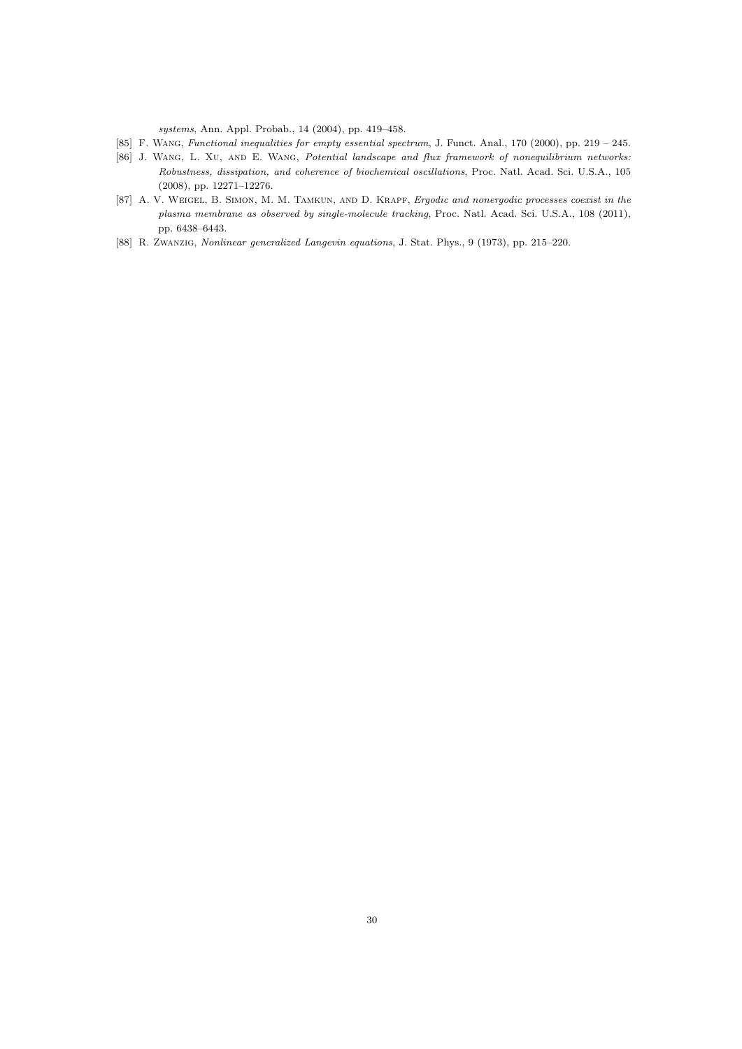*systems*, Ann. Appl. Probab., 14 (2004), pp. 419–458.

[85] F. Wang, *Functional inequalities for empty essential spectrum*, J. Funct. Anal., 170 (2000), pp. 219 – 245.

[86] J. Wang, L. Xu, and E. Wang, *Potential landscape and flux framework of nonequilibrium networks: Robustness, dissipation, and coherence of biochemical oscillations*, Proc. Natl. Acad. Sci. U.S.A., 105 (2008), pp. 12271–12276.

[87] A. V. Weigel, B. Simon, M. M. Tamkun, and D. Krapf, *Ergodic and nonergodic processes coexist in the plasma membrane as observed by single-molecule tracking*, Proc. Natl. Acad. Sci. U.S.A., 108 (2011), pp. 6438–6443.

[88] R. Zwanzig, *Nonlinear generalized Langevin equations*, J. Stat. Phys., 9 (1973), pp. 215–220.